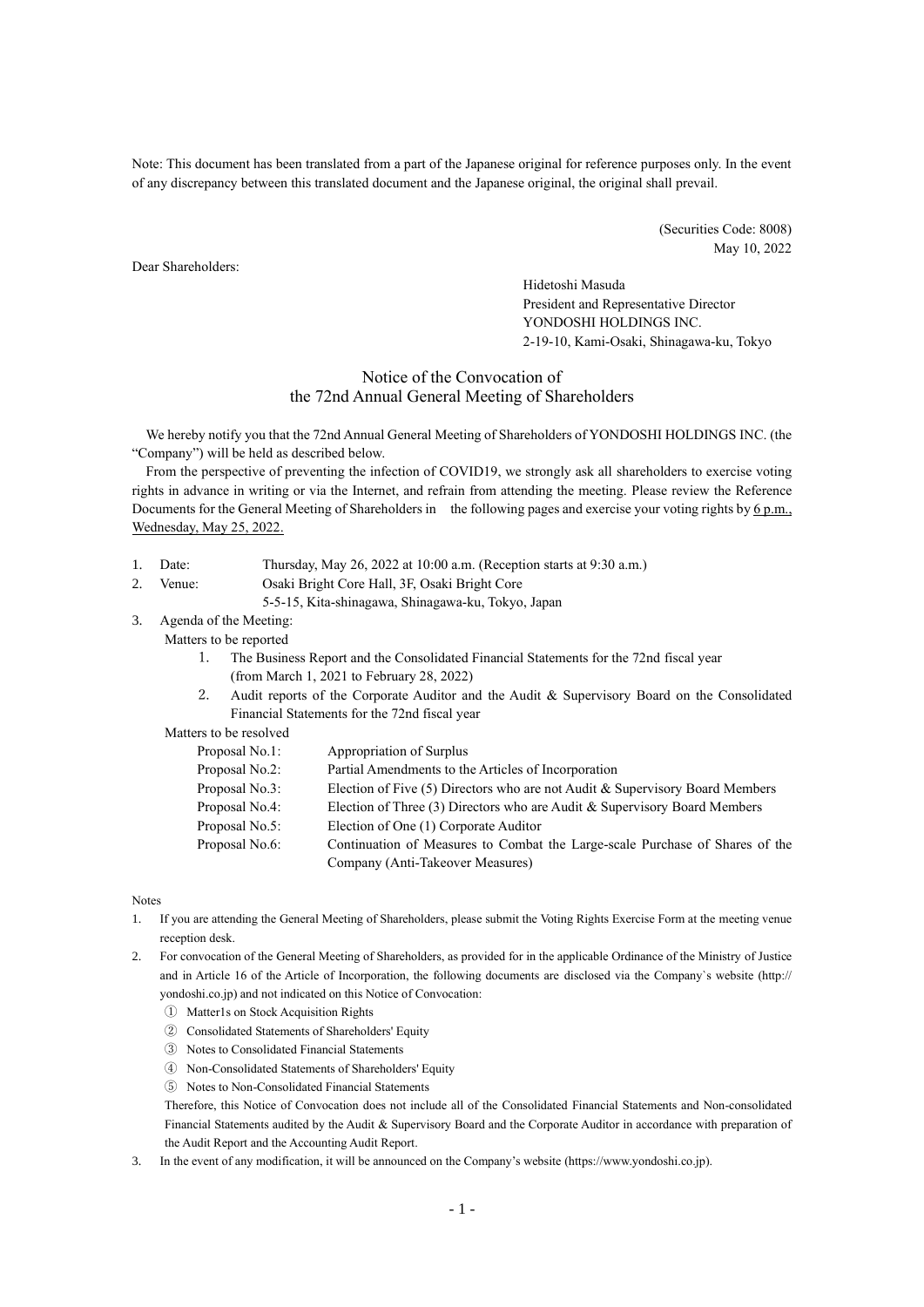Note: This document has been translated from a part of the Japanese original for reference purposes only. In the event of any discrepancy between this translated document and the Japanese original, the original shall prevail.

(Securities Code: 8008)
May 10, 2022

Dear Shareholders:

Hidetoshi Masuda
President and Representative Director
YONDOSHI HOLDINGS INC.
2-19-10, Kami-Osaki, Shinagawa-ku, Tokyo

# Notice of the Convocation of the 72nd Annual General Meeting of Shareholders

We hereby notify you that the 72nd Annual General Meeting of Shareholders of YONDOSHI HOLDINGS INC. (the "Company") will be held as described below.

From the perspective of preventing the infection of COVID19, we strongly ask all shareholders to exercise voting rights in advance in writing or via the Internet, and refrain from attending the meeting. Please review the Reference Documents for the General Meeting of Shareholders in the following pages and exercise your voting rights by 6 p.m., Wednesday, May 25, 2022.

1. Date: Thursday, May 26, 2022 at 10:00 a.m. (Reception starts at 9:30 a.m.)
2. Venue: Osaki Bright Core Hall, 3F, Osaki Bright Core
   5-5-15, Kita-shinagawa, Shinagawa-ku, Tokyo, Japan
3. Agenda of the Meeting:

   Matters to be reported

   1. The Business Report and the Consolidated Financial Statements for the 72nd fiscal year (from March 1, 2021 to February 28, 2022)
   2. Audit reports of the Corporate Auditor and the Audit & Supervisory Board on the Consolidated Financial Statements for the 72nd fiscal year

   Matters to be resolved

   | | |
   |---|---|
   | Proposal No.1: | Appropriation of Surplus |
   | Proposal No.2: | Partial Amendments to the Articles of Incorporation |
   | Proposal No.3: | Election of Five (5) Directors who are not Audit & Supervisory Board Members |
   | Proposal No.4: | Election of Three (3) Directors who are Audit & Supervisory Board Members |
   | Proposal No.5: | Election of One (1) Corporate Auditor |
   | Proposal No.6: | Continuation of Measures to Combat the Large-scale Purchase of Shares of the Company (Anti-Takeover Measures) |

Notes

1. If you are attending the General Meeting of Shareholders, please submit the Voting Rights Exercise Form at the meeting venue reception desk.
2. For convocation of the General Meeting of Shareholders, as provided for in the applicable Ordinance of the Ministry of Justice and in Article 16 of the Article of Incorporation, the following documents are disclosed via the Company`s website (http:// yondoshi.co.jp) and not indicated on this Notice of Convocation:
   ① Matter1s on Stock Acquisition Rights
   ② Consolidated Statements of Shareholders' Equity
   ③ Notes to Consolidated Financial Statements
   ④ Non-Consolidated Statements of Shareholders' Equity
   ⑤ Notes to Non-Consolidated Financial Statements

   Therefore, this Notice of Convocation does not include all of the Consolidated Financial Statements and Non-consolidated Financial Statements audited by the Audit & Supervisory Board and the Corporate Auditor in accordance with preparation of the Audit Report and the Accounting Audit Report.
3. In the event of any modification, it will be announced on the Company's website (https://www.yondoshi.co.jp).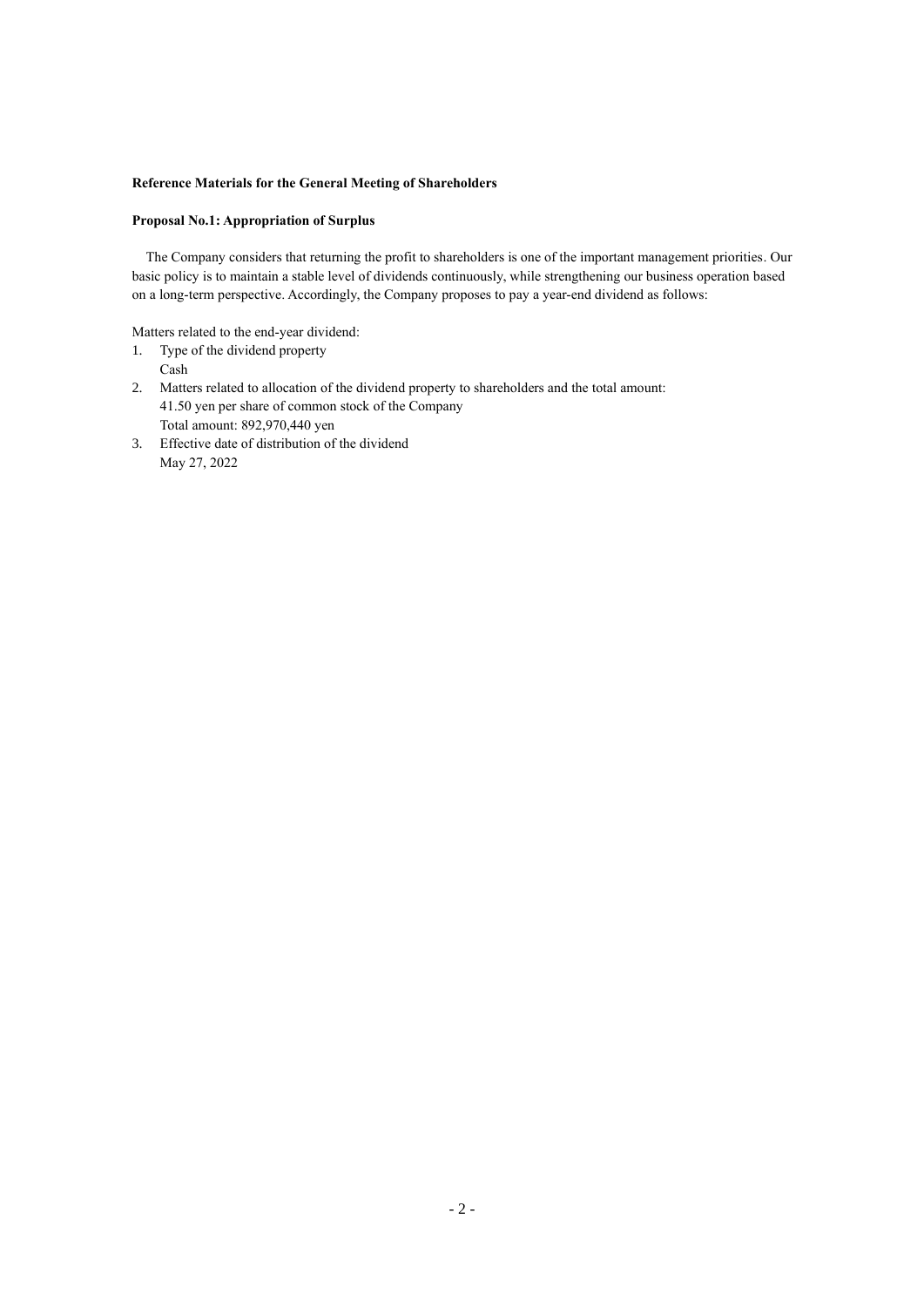**Reference Materials for the General Meeting of Shareholders**

**Proposal No.1: Appropriation of Surplus**

The Company considers that returning the profit to shareholders is one of the important management priorities. Our basic policy is to maintain a stable level of dividends continuously, while strengthening our business operation based on a long-term perspective. Accordingly, the Company proposes to pay a year-end dividend as follows:

Matters related to the end-year dividend:

1. Type of the dividend property
   Cash
2. Matters related to allocation of the dividend property to shareholders and the total amount:
   41.50 yen per share of common stock of the Company
   Total amount: 892,970,440 yen
3. Effective date of distribution of the dividend
   May 27, 2022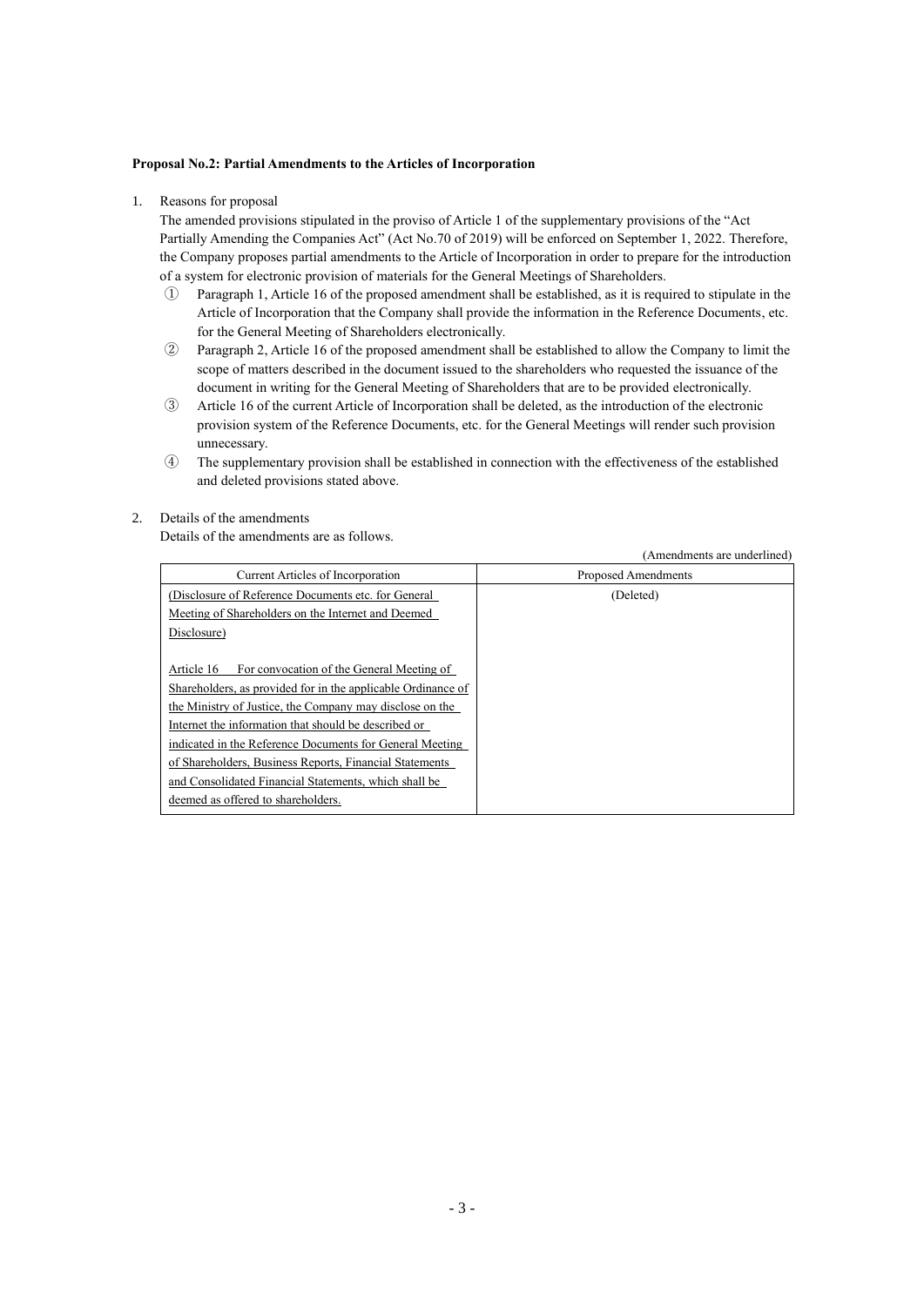**Proposal No.2: Partial Amendments to the Articles of Incorporation**

1. Reasons for proposal

   The amended provisions stipulated in the proviso of Article 1 of the supplementary provisions of the "Act Partially Amending the Companies Act" (Act No.70 of 2019) will be enforced on September 1, 2022. Therefore, the Company proposes partial amendments to the Article of Incorporation in order to prepare for the introduction of a system for electronic provision of materials for the General Meetings of Shareholders.

   ① Paragraph 1, Article 16 of the proposed amendment shall be established, as it is required to stipulate in the Article of Incorporation that the Company shall provide the information in the Reference Documents, etc. for the General Meeting of Shareholders electronically.

   ② Paragraph 2, Article 16 of the proposed amendment shall be established to allow the Company to limit the scope of matters described in the document issued to the shareholders who requested the issuance of the document in writing for the General Meeting of Shareholders that are to be provided electronically.

   ③ Article 16 of the current Article of Incorporation shall be deleted, as the introduction of the electronic provision system of the Reference Documents, etc. for the General Meetings will render such provision unnecessary.

   ④ The supplementary provision shall be established in connection with the effectiveness of the established and deleted provisions stated above.

2. Details of the amendments

   Details of the amendments are as follows.

(Amendments are underlined)

| Current Articles of Incorporation | Proposed Amendments |
|---|---|
| <u>(Disclosure of Reference Documents etc. for General Meeting of Shareholders on the Internet and Deemed Disclosure)</u><br><br><u>Article 16 For convocation of the General Meeting of Shareholders, as provided for in the applicable Ordinance of the Ministry of Justice, the Company may disclose on the Internet the information that should be described or indicated in the Reference Documents for General Meeting of Shareholders, Business Reports, Financial Statements and Consolidated Financial Statements, which shall be deemed as offered to shareholders.</u> | (Deleted) |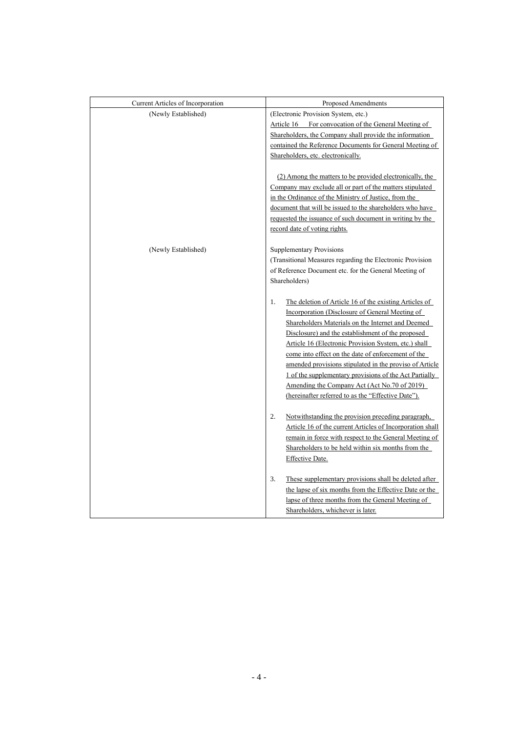| Current Articles of Incorporation | Proposed Amendments |
| --- | --- |
| (Newly Established) | (Electronic Provision System, etc.)<br>Article 16 For convocation of the General Meeting of Shareholders, the Company shall provide the information contained the Reference Documents for General Meeting of Shareholders, etc. electronically.<br><br>(2) Among the matters to be provided electronically, the Company may exclude all or part of the matters stipulated in the Ordinance of the Ministry of Justice, from the document that will be issued to the shareholders who have requested the issuance of such document in writing by the record date of voting rights. |
| (Newly Established) | Supplementary Provisions<br>(Transitional Measures regarding the Electronic Provision of Reference Document etc. for the General Meeting of Shareholders)<br><br>1. The deletion of Article 16 of the existing Articles of Incorporation (Disclosure of General Meeting of Shareholders Materials on the Internet and Deemed Disclosure) and the establishment of the proposed Article 16 (Electronic Provision System, etc.) shall come into effect on the date of enforcement of the amended provisions stipulated in the proviso of Article 1 of the supplementary provisions of the Act Partially Amending the Company Act (Act No.70 of 2019) (hereinafter referred to as the "Effective Date").<br><br>2. Notwithstanding the provision preceding paragraph, Article 16 of the current Articles of Incorporation shall remain in force with respect to the General Meeting of Shareholders to be held within six months from the Effective Date.<br><br>3. These supplementary provisions shall be deleted after the lapse of six months from the Effective Date or the lapse of three months from the General Meeting of Shareholders, whichever is later. |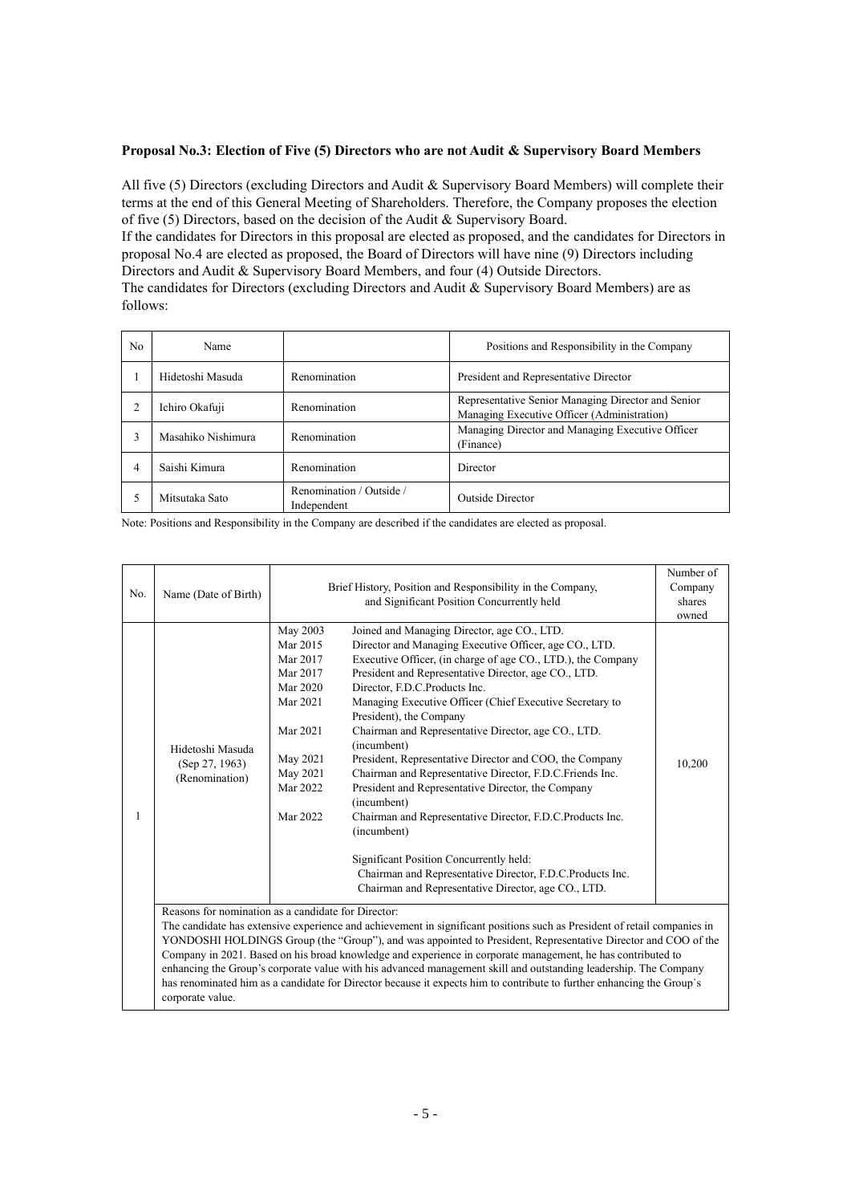**Proposal No.3: Election of Five (5) Directors who are not Audit & Supervisory Board Members**

All five (5) Directors (excluding Directors and Audit & Supervisory Board Members) will complete their terms at the end of this General Meeting of Shareholders. Therefore, the Company proposes the election of five (5) Directors, based on the decision of the Audit & Supervisory Board.

If the candidates for Directors in this proposal are elected as proposed, and the candidates for Directors in proposal No.4 are elected as proposed, the Board of Directors will have nine (9) Directors including Directors and Audit & Supervisory Board Members, and four (4) Outside Directors.

The candidates for Directors (excluding Directors and Audit & Supervisory Board Members) are as follows:

| No | Name | | Positions and Responsibility in the Company |
|---|---|---|---|
| 1 | Hidetoshi Masuda | Renomination | President and Representative Director |
| 2 | Ichiro Okafuji | Renomination | Representative Senior Managing Director and Senior Managing Executive Officer (Administration) |
| 3 | Masahiko Nishimura | Renomination | Managing Director and Managing Executive Officer (Finance) |
| 4 | Saishi Kimura | Renomination | Director |
| 5 | Mitsutaka Sato | Renomination / Outside / Independent | Outside Director |

Note: Positions and Responsibility in the Company are described if the candidates are elected as proposal.

| No. | Name (Date of Birth) | Brief History, Position and Responsibility in the Company, and Significant Position Concurrently held | Number of Company shares owned |
|---|---|---|---|
| 1 | Hidetoshi Masuda (Sep 27, 1963) (Renomination) | May 2003 Joined and Managing Director, age CO., LTD.<br>Mar 2015 Director and Managing Executive Officer, age CO., LTD.<br>Mar 2017 Executive Officer, (in charge of age CO., LTD.), the Company<br>Mar 2017 President and Representative Director, age CO., LTD.<br>Mar 2020 Director, F.D.C.Products Inc.<br>Mar 2021 Managing Executive Officer (Chief Executive Secretary to President), the Company<br>Mar 2021 Chairman and Representative Director, age CO., LTD. (incumbent)<br>May 2021 President, Representative Director and COO, the Company<br>May 2021 Chairman and Representative Director, F.D.C.Friends Inc.<br>Mar 2022 President and Representative Director, the Company (incumbent)<br>Mar 2022 Chairman and Representative Director, F.D.C.Products Inc. (incumbent)<br><br>Significant Position Concurrently held:<br>Chairman and Representative Director, F.D.C.Products Inc.<br>Chairman and Representative Director, age CO., LTD. | 10,200 |
| | Reasons for nomination as a candidate for Director:<br>The candidate has extensive experience and achievement in significant positions such as President of retail companies in YONDOSHI HOLDINGS Group (the "Group"), and was appointed to President, Representative Director and COO of the Company in 2021. Based on his broad knowledge and experience in corporate management, he has contributed to enhancing the Group's corporate value with his advanced management skill and outstanding leadership. The Company has renominated him as a candidate for Director because it expects him to contribute to further enhancing the Group`s corporate value. | | |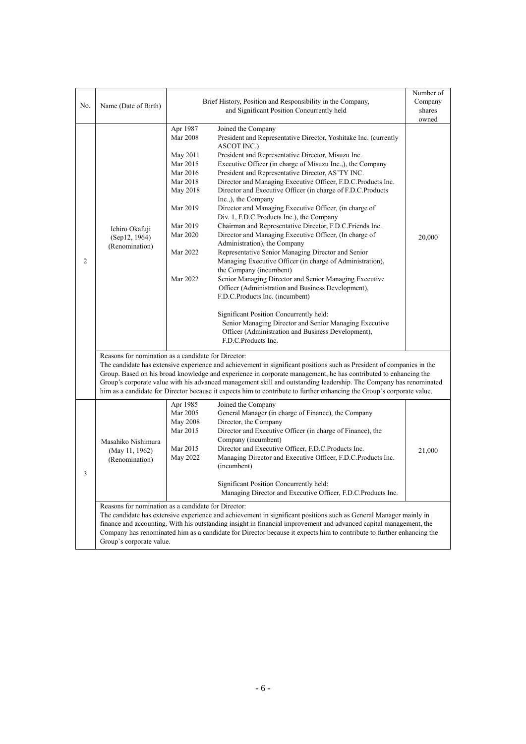| No. | Name (Date of Birth) | Brief History, Position and Responsibility in the Company, and Significant Position Concurrently held | | Number of Company shares owned |
|---|---|---|---|---|
| 2 | Ichiro Okafuji (Sep12, 1964) (Renomination) | Apr 1987 | Joined the Company | 20,000 |
| | | Mar 2008 | President and Representative Director, Yoshitake Inc. (currently ASCOT INC.) | |
| | | May 2011 | President and Representative Director, Misuzu Inc. | |
| | | Mar 2015 | Executive Officer (in charge of Misuzu Inc.,), the Company | |
| | | Mar 2016 | President and Representative Director, AS'TY INC. | |
| | | Mar 2018 | Director and Managing Executive Officer, F.D.C.Products Inc. | |
| | | May 2018 | Director and Executive Officer (in charge of F.D.C.Products Inc.,), the Company | |
| | | Mar 2019 | Director and Managing Executive Officer, (in charge of Div. 1, F.D.C.Products Inc.), the Company | |
| | | Mar 2019 | Chairman and Representative Director, F.D.C.Friends Inc. | |
| | | Mar 2020 | Director and Managing Executive Officer, (In charge of Administration), the Company | |
| | | Mar 2022 | Representative Senior Managing Director and Senior Managing Executive Officer (in charge of Administration), the Company (incumbent) | |
| | | Mar 2022 | Senior Managing Director and Senior Managing Executive Officer (Administration and Business Development), F.D.C.Products Inc. (incumbent) | |
| | | | Significant Position Concurrently held: Senior Managing Director and Senior Managing Executive Officer (Administration and Business Development), F.D.C.Products Inc. | |
| | Reasons for nomination as a candidate for Director: The candidate has extensive experience and achievement in significant positions such as President of companies in the Group. Based on his broad knowledge and experience in corporate management, he has contributed to enhancing the Group's corporate value with his advanced management skill and outstanding leadership. The Company has renominated him as a candidate for Director because it expects him to contribute to further enhancing the Group`s corporate value. | | | |
| 3 | Masahiko Nishimura (May 11, 1962) (Renomination) | Apr 1985 | Joined the Company | 21,000 |
| | | Mar 2005 | General Manager (in charge of Finance), the Company | |
| | | May 2008 | Director, the Company | |
| | | Mar 2015 | Director and Executive Officer (in charge of Finance), the Company (incumbent) | |
| | | Mar 2015 | Director and Executive Officer, F.D.C.Products Inc. | |
| | | May 2022 | Managing Director and Executive Officer, F.D.C.Products Inc. (incumbent) | |
| | | | Significant Position Concurrently held: Managing Director and Executive Officer, F.D.C.Products Inc. | |
| | Reasons for nomination as a candidate for Director: The candidate has extensive experience and achievement in significant positions such as General Manager mainly in finance and accounting. With his outstanding insight in financial improvement and advanced capital management, the Company has renominated him as a candidate for Director because it expects him to contribute to further enhancing the Group`s corporate value. | | | |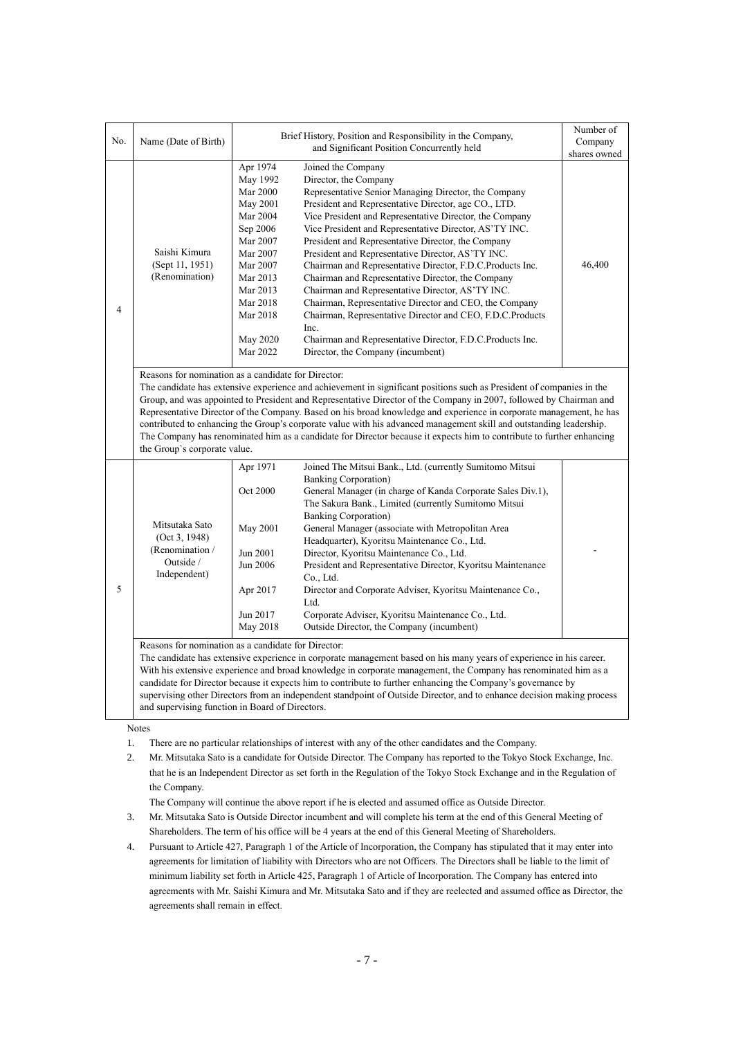| No. | Name (Date of Birth) | Brief History, Position and Responsibility in the Company, and Significant Position Concurrently held | | Number of Company shares owned |
|---|---|---|---|---|
| 4 | Saishi Kimura (Sept 11, 1951) (Renomination) | Apr 1974<br>May 1992<br>Mar 2000<br>May 2001<br>Mar 2004<br>Sep 2006<br>Mar 2007<br>Mar 2007<br>Mar 2007<br>Mar 2013<br>Mar 2013<br>Mar 2018<br>Mar 2018<br><br>May 2020<br>Mar 2022 | Joined the Company<br>Director, the Company<br>Representative Senior Managing Director, the Company<br>President and Representative Director, age CO., LTD.<br>Vice President and Representative Director, the Company<br>Vice President and Representative Director, AS'TY INC.<br>President and Representative Director, the Company<br>President and Representative Director, AS'TY INC.<br>Chairman and Representative Director, F.D.C.Products Inc.<br>Chairman and Representative Director, the Company<br>Chairman and Representative Director, AS'TY INC.<br>Chairman, Representative Director and CEO, the Company<br>Chairman, Representative Director and CEO, F.D.C.Products Inc.<br>Chairman and Representative Director, F.D.C.Products Inc.<br>Director, the Company (incumbent) | 46,400 |
| | Reasons for nomination as a candidate for Director:<br>The candidate has extensive experience and achievement in significant positions such as President of companies in the Group, and was appointed to President and Representative Director of the Company in 2007, followed by Chairman and Representative Director of the Company. Based on his broad knowledge and experience in corporate management, he has contributed to enhancing the Group's corporate value with his advanced management skill and outstanding leadership. The Company has renominated him as a candidate for Director because it expects him to contribute to further enhancing the Group`s corporate value. | | | |
| 5 | Mitsutaka Sato (Oct 3, 1948) (Renomination / Outside / Independent) | Apr 1971<br><br>Oct 2000<br><br><br>May 2001<br><br>Jun 2001<br>Jun 2006<br><br>Apr 2017<br><br>Jun 2017<br>May 2018 | Joined The Mitsui Bank., Ltd. (currently Sumitomo Mitsui Banking Corporation)<br>General Manager (in charge of Kanda Corporate Sales Div.1), The Sakura Bank., Limited (currently Sumitomo Mitsui Banking Corporation)<br>General Manager (associate with Metropolitan Area Headquarter), Kyoritsu Maintenance Co., Ltd.<br>Director, Kyoritsu Maintenance Co., Ltd.<br>President and Representative Director, Kyoritsu Maintenance Co., Ltd.<br>Director and Corporate Adviser, Kyoritsu Maintenance Co., Ltd.<br>Corporate Adviser, Kyoritsu Maintenance Co., Ltd.<br>Outside Director, the Company (incumbent) | - |
| | Reasons for nomination as a candidate for Director:<br>The candidate has extensive experience in corporate management based on his many years of experience in his career. With his extensive experience and broad knowledge in corporate management, the Company has renominated him as a candidate for Director because it expects him to contribute to further enhancing the Company's governance by supervising other Directors from an independent standpoint of Outside Director, and to enhance decision making process and supervising function in Board of Directors. | | | |

Notes

1. There are no particular relationships of interest with any of the other candidates and the Company.
2. Mr. Mitsutaka Sato is a candidate for Outside Director. The Company has reported to the Tokyo Stock Exchange, Inc. that he is an Independent Director as set forth in the Regulation of the Tokyo Stock Exchange and in the Regulation of the Company.

   The Company will continue the above report if he is elected and assumed office as Outside Director.
3. Mr. Mitsutaka Sato is Outside Director incumbent and will complete his term at the end of this General Meeting of Shareholders. The term of his office will be 4 years at the end of this General Meeting of Shareholders.
4. Pursuant to Article 427, Paragraph 1 of the Article of Incorporation, the Company has stipulated that it may enter into agreements for limitation of liability with Directors who are not Officers. The Directors shall be liable to the limit of minimum liability set forth in Article 425, Paragraph 1 of Article of Incorporation. The Company has entered into agreements with Mr. Saishi Kimura and Mr. Mitsutaka Sato and if they are reelected and assumed office as Director, the agreements shall remain in effect.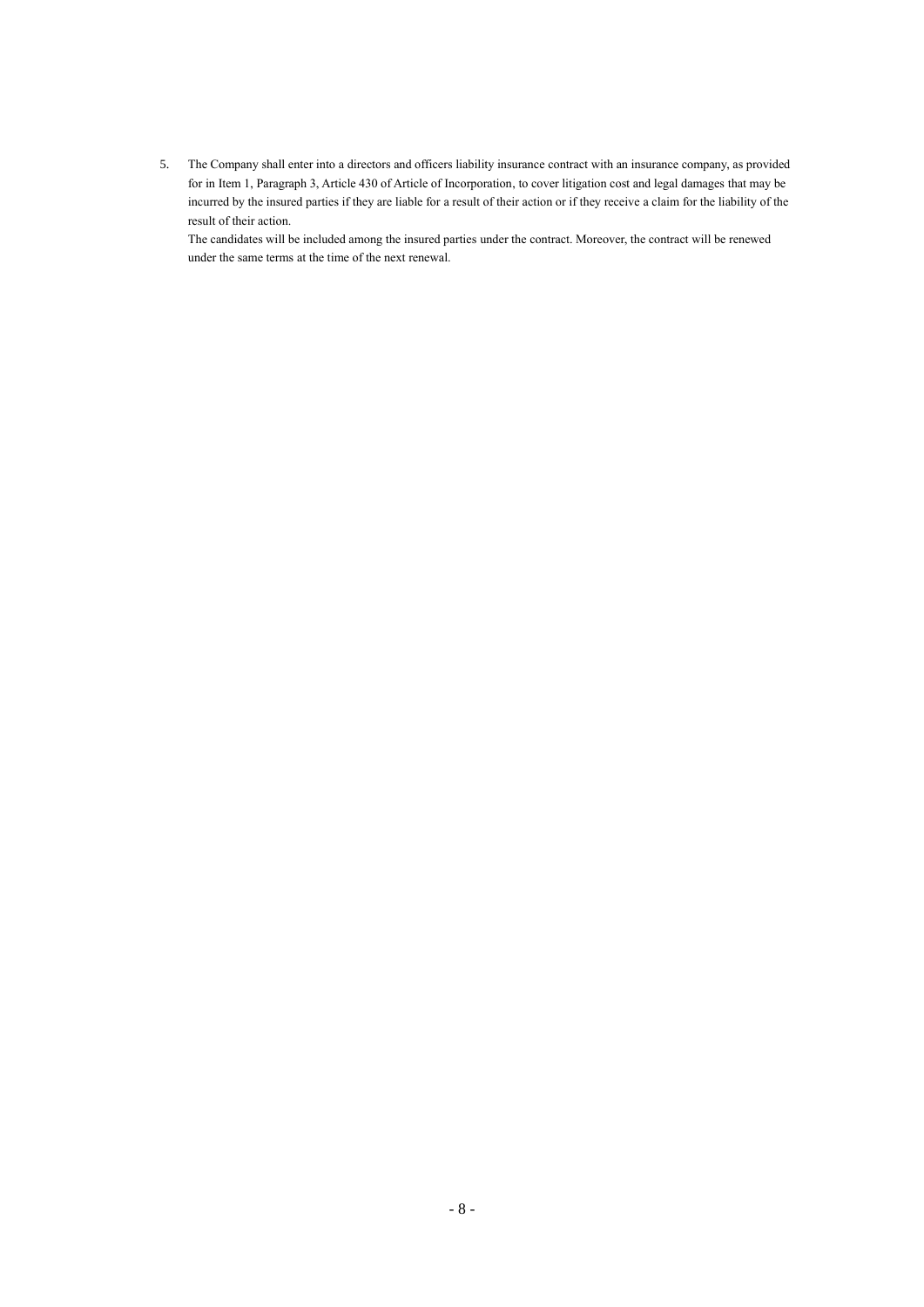5. The Company shall enter into a directors and officers liability insurance contract with an insurance company, as provided for in Item 1, Paragraph 3, Article 430 of Article of Incorporation, to cover litigation cost and legal damages that may be incurred by the insured parties if they are liable for a result of their action or if they receive a claim for the liability of the result of their action.

   The candidates will be included among the insured parties under the contract. Moreover, the contract will be renewed under the same terms at the time of the next renewal.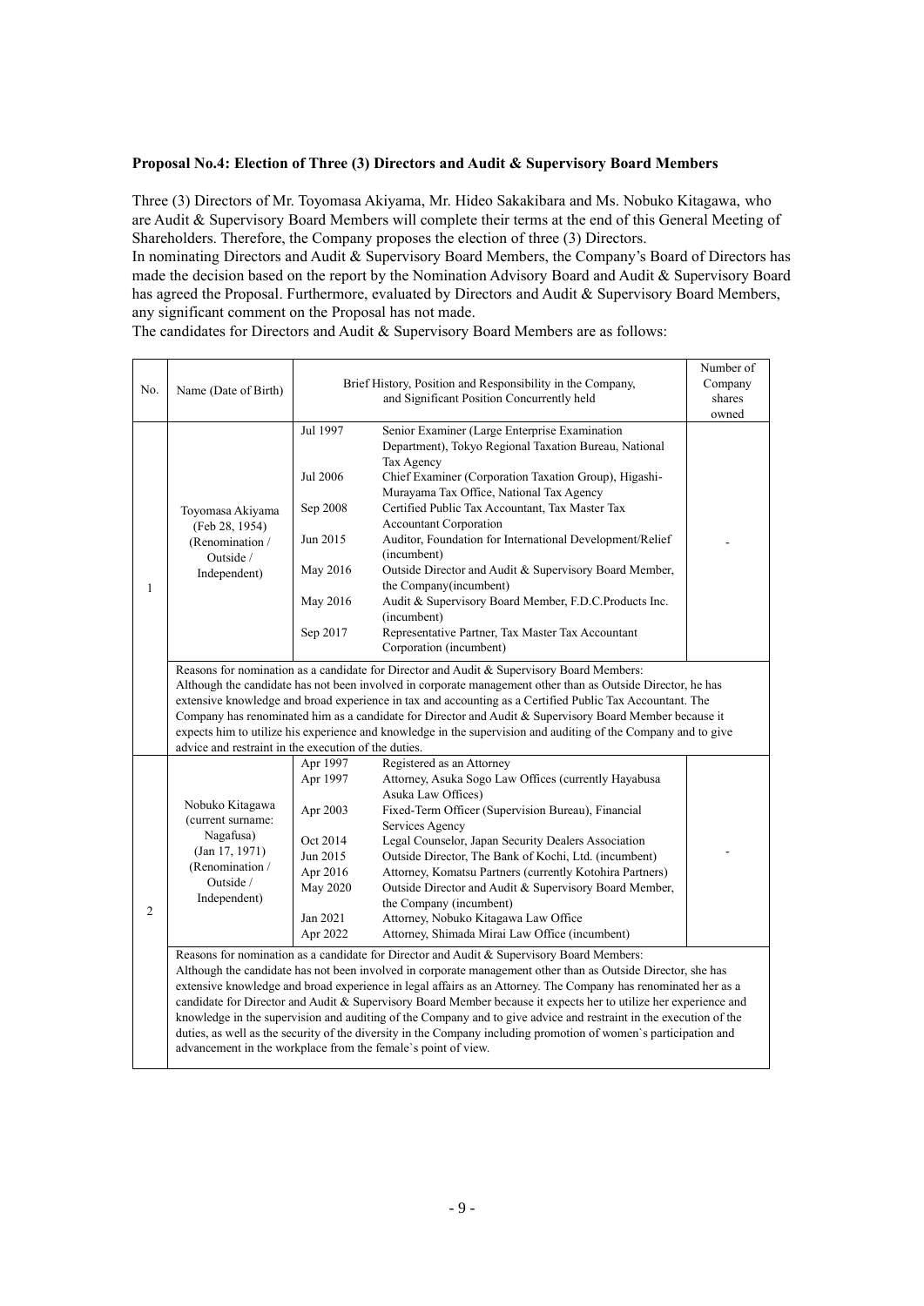**Proposal No.4: Election of Three (3) Directors and Audit & Supervisory Board Members**

Three (3) Directors of Mr. Toyomasa Akiyama, Mr. Hideo Sakakibara and Ms. Nobuko Kitagawa, who are Audit & Supervisory Board Members will complete their terms at the end of this General Meeting of Shareholders. Therefore, the Company proposes the election of three (3) Directors.
In nominating Directors and Audit & Supervisory Board Members, the Company's Board of Directors has made the decision based on the report by the Nomination Advisory Board and Audit & Supervisory Board has agreed the Proposal. Furthermore, evaluated by Directors and Audit & Supervisory Board Members, any significant comment on the Proposal has not made.
The candidates for Directors and Audit & Supervisory Board Members are as follows:

| No. | Name (Date of Birth) | Brief History, Position and Responsibility in the Company, and Significant Position Concurrently held | | Number of Company shares owned |
|---|---|---|---|---|
| 1 | Toyomasa Akiyama (Feb 28, 1954) (Renomination / Outside / Independent) | Jul 1997 | Senior Examiner (Large Enterprise Examination Department), Tokyo Regional Taxation Bureau, National Tax Agency | - |
| | | Jul 2006 | Chief Examiner (Corporation Taxation Group), Higashi-Murayama Tax Office, National Tax Agency | |
| | | Sep 2008 | Certified Public Tax Accountant, Tax Master Tax Accountant Corporation | |
| | | Jun 2015 | Auditor, Foundation for International Development/Relief (incumbent) | |
| | | May 2016 | Outside Director and Audit & Supervisory Board Member, the Company(incumbent) | |
| | | May 2016 | Audit & Supervisory Board Member, F.D.C.Products Inc. (incumbent) | |
| | | Sep 2017 | Representative Partner, Tax Master Tax Accountant Corporation (incumbent) | |
| | Reasons for nomination as a candidate for Director and Audit & Supervisory Board Members: Although the candidate has not been involved in corporate management other than as Outside Director, he has extensive knowledge and broad experience in tax and accounting as a Certified Public Tax Accountant. The Company has renominated him as a candidate for Director and Audit & Supervisory Board Member because it expects him to utilize his experience and knowledge in the supervision and auditing of the Company and to give advice and restraint in the execution of the duties. | | | |
| 2 | Nobuko Kitagawa (current surname: Nagafusa) (Jan 17, 1971) (Renomination / Outside / Independent) | Apr 1997 | Registered as an Attorney | - |
| | | Apr 1997 | Attorney, Asuka Sogo Law Offices (currently Hayabusa Asuka Law Offices) | |
| | | Apr 2003 | Fixed-Term Officer (Supervision Bureau), Financial Services Agency | |
| | | Oct 2014 | Legal Counselor, Japan Security Dealers Association | |
| | | Jun 2015 | Outside Director, The Bank of Kochi, Ltd. (incumbent) | |
| | | Apr 2016 | Attorney, Komatsu Partners (currently Kotohira Partners) | |
| | | May 2020 | Outside Director and Audit & Supervisory Board Member, the Company (incumbent) | |
| | | Jan 2021 | Attorney, Nobuko Kitagawa Law Office | |
| | | Apr 2022 | Attorney, Shimada Mirai Law Office (incumbent) | |
| | Reasons for nomination as a candidate for Director and Audit & Supervisory Board Members: Although the candidate has not been involved in corporate management other than as Outside Director, she has extensive knowledge and broad experience in legal affairs as an Attorney. The Company has renominated her as a candidate for Director and Audit & Supervisory Board Member because it expects her to utilize her experience and knowledge in the supervision and auditing of the Company and to give advice and restraint in the execution of the duties, as well as the security of the diversity in the Company including promotion of women`s participation and advancement in the workplace from the female`s point of view. | | | |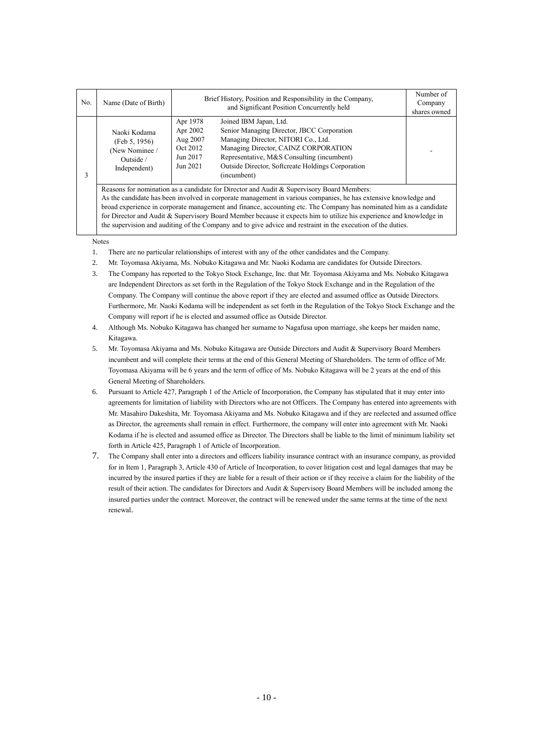| No. | Name (Date of Birth) | Brief History, Position and Responsibility in the Company, and Significant Position Concurrently held | Number of Company shares owned |
|---|---|---|---|
| 3 | Naoki Kodama (Feb 5, 1956) (New Nominee / Outside / Independent) | Apr 1978 Joined IBM Japan, Ltd.<br>Apr 2002 Senior Managing Director, JBCC Corporation<br>Aug 2007 Managing Director, NITORI Co., Ltd.<br>Oct 2012 Managing Director, CAINZ CORPORATION<br>Jun 2017 Representative, M&S Consulting (incumbent)<br>Jun 2021 Outside Director, Softcreate Holdings Corporation (incumbent) | - |
| | Reasons for nomination as a candidate for Director and Audit & Supervisory Board Members:<br>As the candidate has been involved in corporate management in various companies, he has extensive knowledge and broad experience in corporate management and finance, accounting etc. The Company has nominated him as a candidate for Director and Audit & Supervisory Board Member because it expects him to utilize his experience and knowledge in the supervision and auditing of the Company and to give advice and restraint in the execution of the duties. | | |

Notes

1. There are no particular relationships of interest with any of the other candidates and the Company.
2. Mr. Toyomasa Akiyama, Ms. Nobuko Kitagawa and Mr. Naoki Kodama are candidates for Outside Directors.
3. The Company has reported to the Tokyo Stock Exchange, Inc. that Mr. Toyomasa Akiyama and Ms. Nobuko Kitagawa are Independent Directors as set forth in the Regulation of the Tokyo Stock Exchange and in the Regulation of the Company. The Company will continue the above report if they are elected and assumed office as Outside Directors. Furthermore, Mr. Naoki Kodama will be independent as set forth in the Regulation of the Tokyo Stock Exchange and the Company will report if he is elected and assumed office as Outside Director.
4. Although Ms. Nobuko Kitagawa has changed her surname to Nagafusa upon marriage, she keeps her maiden name, Kitagawa.
5. Mr. Toyomasa Akiyama and Ms. Nobuko Kitagawa are Outside Directors and Audit & Supervisory Board Members incumbent and will complete their terms at the end of this General Meeting of Shareholders. The term of office of Mr. Toyomasa Akiyama will be 6 years and the term of office of Ms. Nobuko Kitagawa will be 2 years at the end of this General Meeting of Shareholders.
6. Pursuant to Article 427, Paragraph 1 of the Article of Incorporation, the Company has stipulated that it may enter into agreements for limitation of liability with Directors who are not Officers. The Company has entered into agreements with Mr. Masahiro Dakeshita, Mr. Toyomasa Akiyama and Ms. Nobuko Kitagawa and if they are reelected and assumed office as Director, the agreements shall remain in effect. Furthermore, the company will enter into agreement with Mr. Naoki Kodama if he is elected and assumed office as Director. The Directors shall be liable to the limit of minimum liability set forth in Article 425, Paragraph 1 of Article of Incorporation.
7. The Company shall enter into a directors and officers liability insurance contract with an insurance company, as provided for in Item 1, Paragraph 3, Article 430 of Article of Incorporation, to cover litigation cost and legal damages that may be incurred by the insured parties if they are liable for a result of their action or if they receive a claim for the liability of the result of their action. The candidates for Directors and Audit & Supervisory Board Members will be included among the insured parties under the contract. Moreover, the contract will be renewed under the same terms at the time of the next renewal.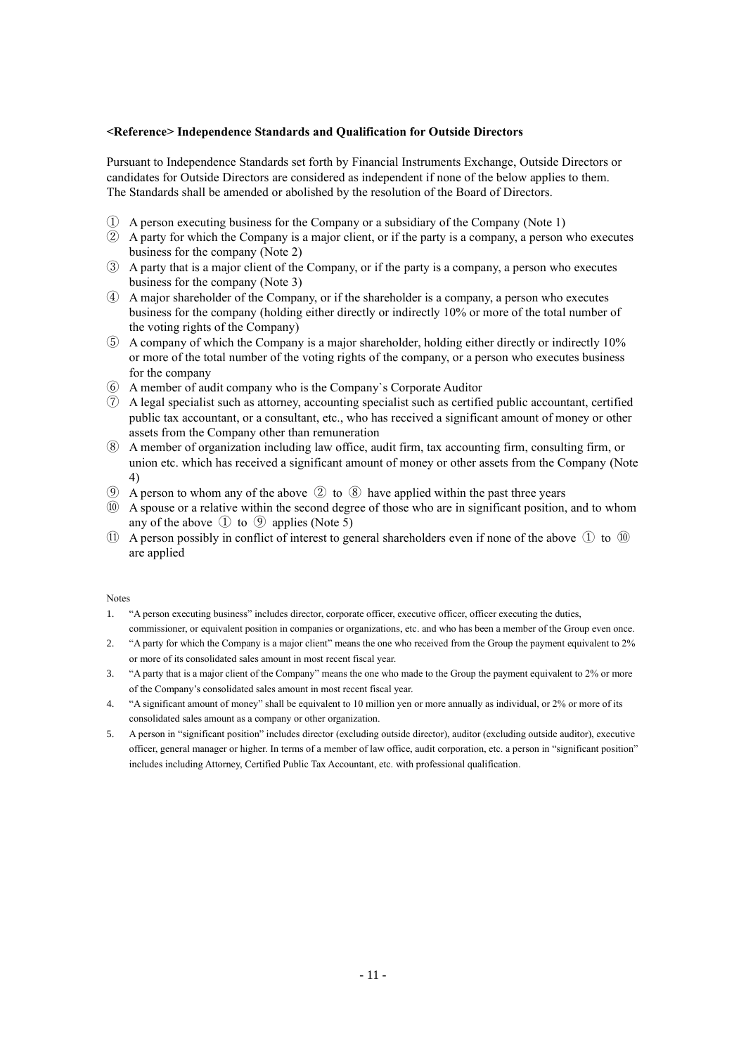**<Reference> Independence Standards and Qualification for Outside Directors**

Pursuant to Independence Standards set forth by Financial Instruments Exchange, Outside Directors or candidates for Outside Directors are considered as independent if none of the below applies to them. The Standards shall be amended or abolished by the resolution of the Board of Directors.

① A person executing business for the Company or a subsidiary of the Company (Note 1)
② A party for which the Company is a major client, or if the party is a company, a person who executes business for the company (Note 2)
③ A party that is a major client of the Company, or if the party is a company, a person who executes business for the company (Note 3)
④ A major shareholder of the Company, or if the shareholder is a company, a person who executes business for the company (holding either directly or indirectly 10% or more of the total number of the voting rights of the Company)
⑤ A company of which the Company is a major shareholder, holding either directly or indirectly 10% or more of the total number of the voting rights of the company, or a person who executes business for the company
⑥ A member of audit company who is the Company`s Corporate Auditor
⑦ A legal specialist such as attorney, accounting specialist such as certified public accountant, certified public tax accountant, or a consultant, etc., who has received a significant amount of money or other assets from the Company other than remuneration
⑧ A member of organization including law office, audit firm, tax accounting firm, consulting firm, or union etc. which has received a significant amount of money or other assets from the Company (Note 4)
⑨ A person to whom any of the above ② to ⑧ have applied within the past three years
⑩ A spouse or a relative within the second degree of those who are in significant position, and to whom any of the above ① to ⑨ applies (Note 5)
⑪ A person possibly in conflict of interest to general shareholders even if none of the above ① to ⑩ are applied

Notes

1. "A person executing business" includes director, corporate officer, executive officer, officer executing the duties, commissioner, or equivalent position in companies or organizations, etc. and who has been a member of the Group even once.
2. "A party for which the Company is a major client" means the one who received from the Group the payment equivalent to 2% or more of its consolidated sales amount in most recent fiscal year.
3. "A party that is a major client of the Company" means the one who made to the Group the payment equivalent to 2% or more of the Company's consolidated sales amount in most recent fiscal year.
4. "A significant amount of money" shall be equivalent to 10 million yen or more annually as individual, or 2% or more of its consolidated sales amount as a company or other organization.
5. A person in "significant position" includes director (excluding outside director), auditor (excluding outside auditor), executive officer, general manager or higher. In terms of a member of law office, audit corporation, etc. a person in "significant position" includes including Attorney, Certified Public Tax Accountant, etc. with professional qualification.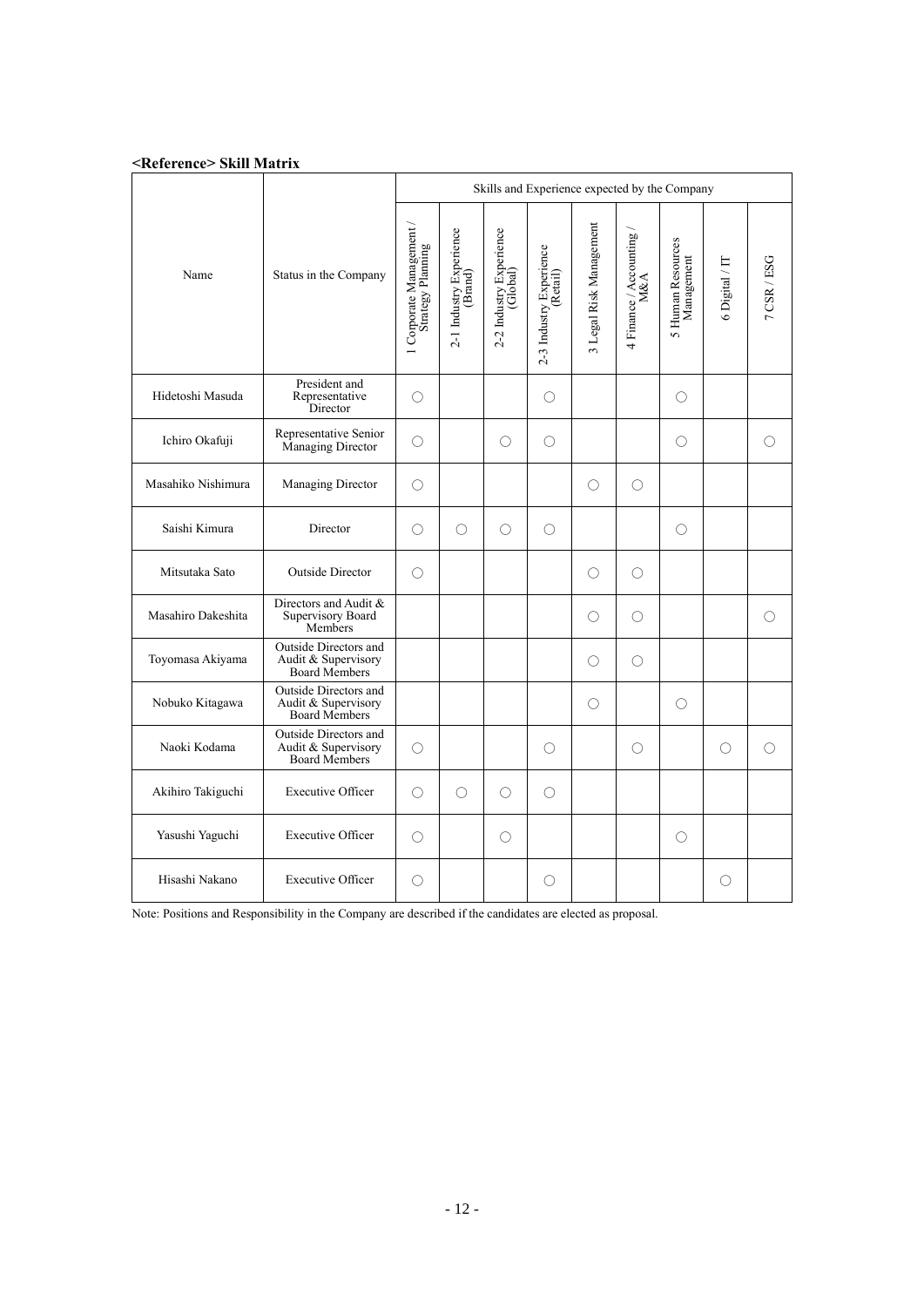**<Reference> Skill Matrix**

| Name | Status in the Company | Skills and Experience expected by the Company | | | | | | | | |
|---|---|---|---|---|---|---|---|---|---|---|
| | | 1 Corporate Management / Strategy Planning | 2-1 Industry Experience (Brand) | 2-2 Industry Experience (Global) | 2-3 Industry Experience (Retail) | 3 Legal Risk Management | 4 Finance / Accounting / M&A | 5 Human Resources Management | 6 Digital / IT | 7 CSR / ESG |
| Hidetoshi Masuda | President and Representative Director | ○ | | | ○ | | | ○ | | |
| Ichiro Okafuji | Representative Senior Managing Director | ○ | | ○ | ○ | | | ○ | | ○ |
| Masahiko Nishimura | Managing Director | ○ | | | | ○ | ○ | | | |
| Saishi Kimura | Director | ○ | ○ | ○ | ○ | | | ○ | | |
| Mitsutaka Sato | Outside Director | ○ | | | | ○ | ○ | | | |
| Masahiro Dakeshita | Directors and Audit & Supervisory Board Members | | | | | ○ | ○ | | | ○ |
| Toyomasa Akiyama | Outside Directors and Audit & Supervisory Board Members | | | | | ○ | ○ | | | |
| Nobuko Kitagawa | Outside Directors and Audit & Supervisory Board Members | | | | | ○ | | ○ | | |
| Naoki Kodama | Outside Directors and Audit & Supervisory Board Members | ○ | | | ○ | | ○ | | ○ | ○ |
| Akihiro Takiguchi | Executive Officer | ○ | ○ | ○ | ○ | | | | | |
| Yasushi Yaguchi | Executive Officer | ○ | | ○ | | | | ○ | | |
| Hisashi Nakano | Executive Officer | ○ | | | ○ | | | | ○ | |

Note: Positions and Responsibility in the Company are described if the candidates are elected as proposal.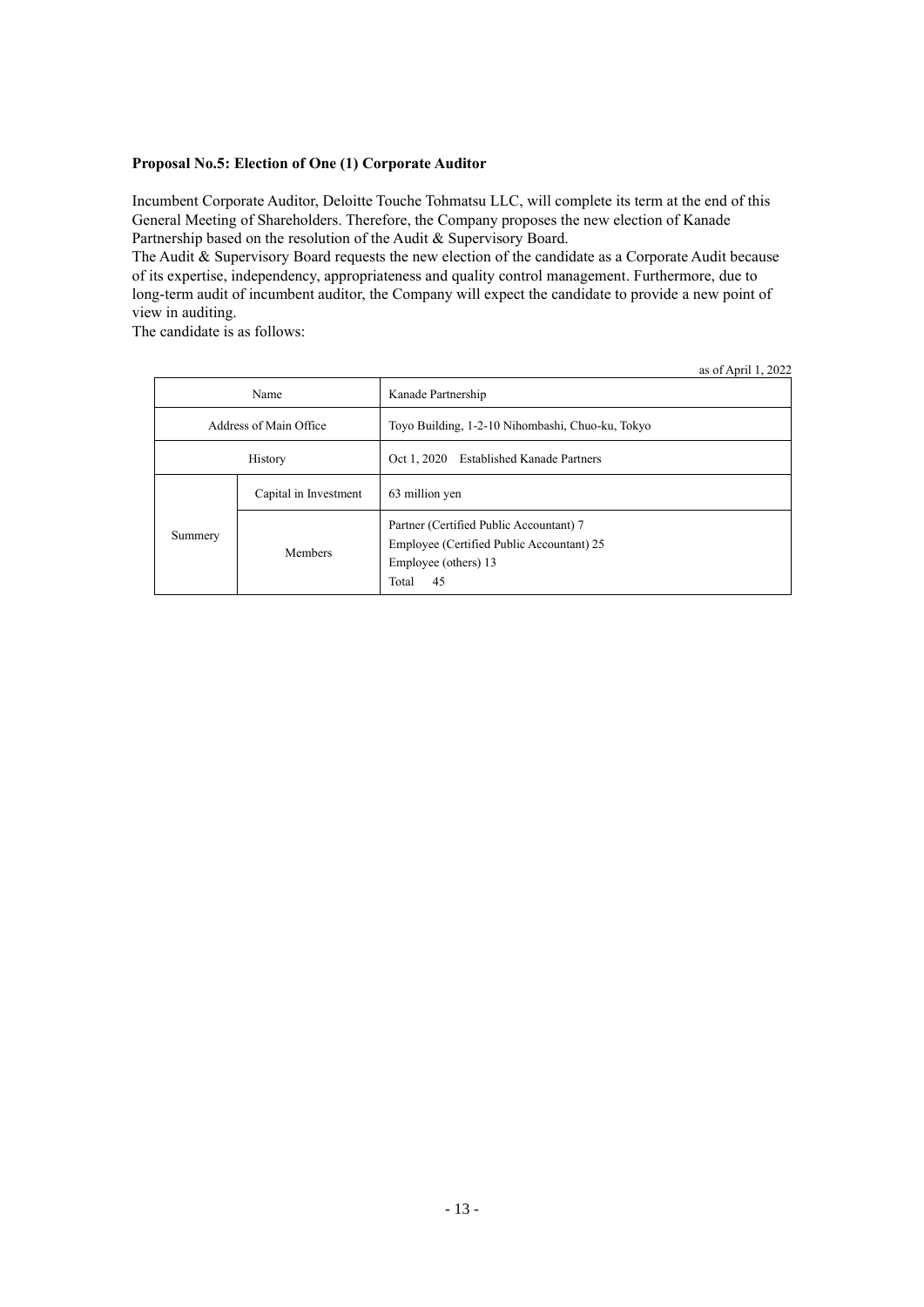**Proposal No.5: Election of One (1) Corporate Auditor**

Incumbent Corporate Auditor, Deloitte Touche Tohmatsu LLC, will complete its term at the end of this General Meeting of Shareholders. Therefore, the Company proposes the new election of Kanade Partnership based on the resolution of the Audit & Supervisory Board.
The Audit & Supervisory Board requests the new election of the candidate as a Corporate Audit because of its expertise, independency, appropriateness and quality control management. Furthermore, due to long-term audit of incumbent auditor, the Company will expect the candidate to provide a new point of view in auditing.
The candidate is as follows:

as of April 1, 2022

| Name | | Kanade Partnership |
|---|---|---|
| Address of Main Office | | Toyo Building, 1-2-10 Nihombashi, Chuo-ku, Tokyo |
| History | | Oct 1, 2020　Established Kanade Partners |
| Summery | Capital in Investment | 63 million yen |
| | Members | Partner (Certified Public Accountant) 7<br>Employee (Certified Public Accountant) 25<br>Employee (others) 13<br>Total　45 |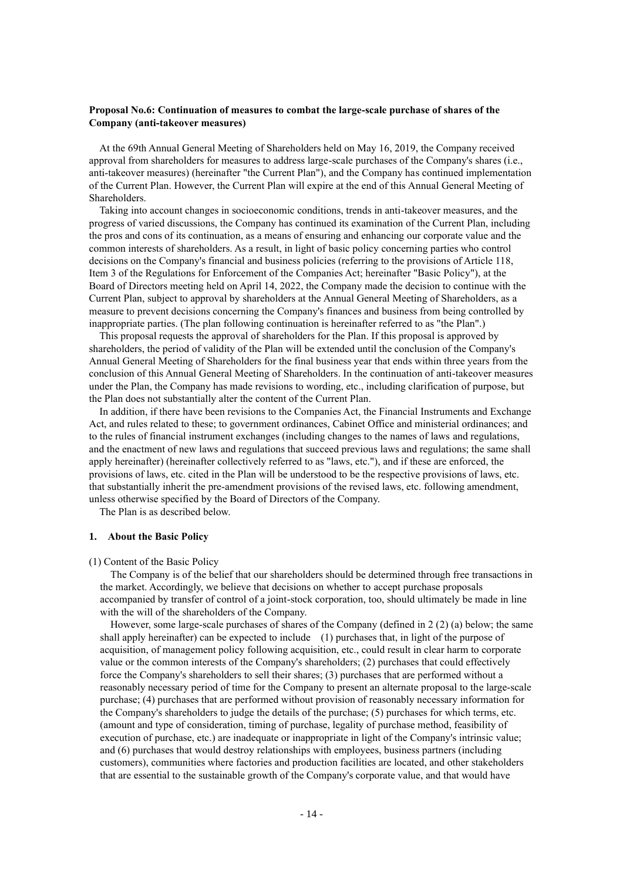**Proposal No.6: Continuation of measures to combat the large-scale purchase of shares of the Company (anti-takeover measures)**

At the 69th Annual General Meeting of Shareholders held on May 16, 2019, the Company received approval from shareholders for measures to address large-scale purchases of the Company's shares (i.e., anti-takeover measures) (hereinafter "the Current Plan"), and the Company has continued implementation of the Current Plan. However, the Current Plan will expire at the end of this Annual General Meeting of Shareholders.

Taking into account changes in socioeconomic conditions, trends in anti-takeover measures, and the progress of varied discussions, the Company has continued its examination of the Current Plan, including the pros and cons of its continuation, as a means of ensuring and enhancing our corporate value and the common interests of shareholders. As a result, in light of basic policy concerning parties who control decisions on the Company's financial and business policies (referring to the provisions of Article 118, Item 3 of the Regulations for Enforcement of the Companies Act; hereinafter "Basic Policy"), at the Board of Directors meeting held on April 14, 2022, the Company made the decision to continue with the Current Plan, subject to approval by shareholders at the Annual General Meeting of Shareholders, as a measure to prevent decisions concerning the Company's finances and business from being controlled by inappropriate parties. (The plan following continuation is hereinafter referred to as "the Plan".)

This proposal requests the approval of shareholders for the Plan. If this proposal is approved by shareholders, the period of validity of the Plan will be extended until the conclusion of the Company's Annual General Meeting of Shareholders for the final business year that ends within three years from the conclusion of this Annual General Meeting of Shareholders. In the continuation of anti-takeover measures under the Plan, the Company has made revisions to wording, etc., including clarification of purpose, but the Plan does not substantially alter the content of the Current Plan.

In addition, if there have been revisions to the Companies Act, the Financial Instruments and Exchange Act, and rules related to these; to government ordinances, Cabinet Office and ministerial ordinances; and to the rules of financial instrument exchanges (including changes to the names of laws and regulations, and the enactment of new laws and regulations that succeed previous laws and regulations; the same shall apply hereinafter) (hereinafter collectively referred to as "laws, etc."), and if these are enforced, the provisions of laws, etc. cited in the Plan will be understood to be the respective provisions of laws, etc. that substantially inherit the pre-amendment provisions of the revised laws, etc. following amendment, unless otherwise specified by the Board of Directors of the Company.

The Plan is as described below.

### 1. About the Basic Policy

(1) Content of the Basic Policy

The Company is of the belief that our shareholders should be determined through free transactions in the market. Accordingly, we believe that decisions on whether to accept purchase proposals accompanied by transfer of control of a joint-stock corporation, too, should ultimately be made in line with the will of the shareholders of the Company.

However, some large-scale purchases of shares of the Company (defined in 2 (2) (a) below; the same shall apply hereinafter) can be expected to include (1) purchases that, in light of the purpose of acquisition, of management policy following acquisition, etc., could result in clear harm to corporate value or the common interests of the Company's shareholders; (2) purchases that could effectively force the Company's shareholders to sell their shares; (3) purchases that are performed without a reasonably necessary period of time for the Company to present an alternate proposal to the large-scale purchase; (4) purchases that are performed without provision of reasonably necessary information for the Company's shareholders to judge the details of the purchase; (5) purchases for which terms, etc. (amount and type of consideration, timing of purchase, legality of purchase method, feasibility of execution of purchase, etc.) are inadequate or inappropriate in light of the Company's intrinsic value; and (6) purchases that would destroy relationships with employees, business partners (including customers), communities where factories and production facilities are located, and other stakeholders that are essential to the sustainable growth of the Company's corporate value, and that would have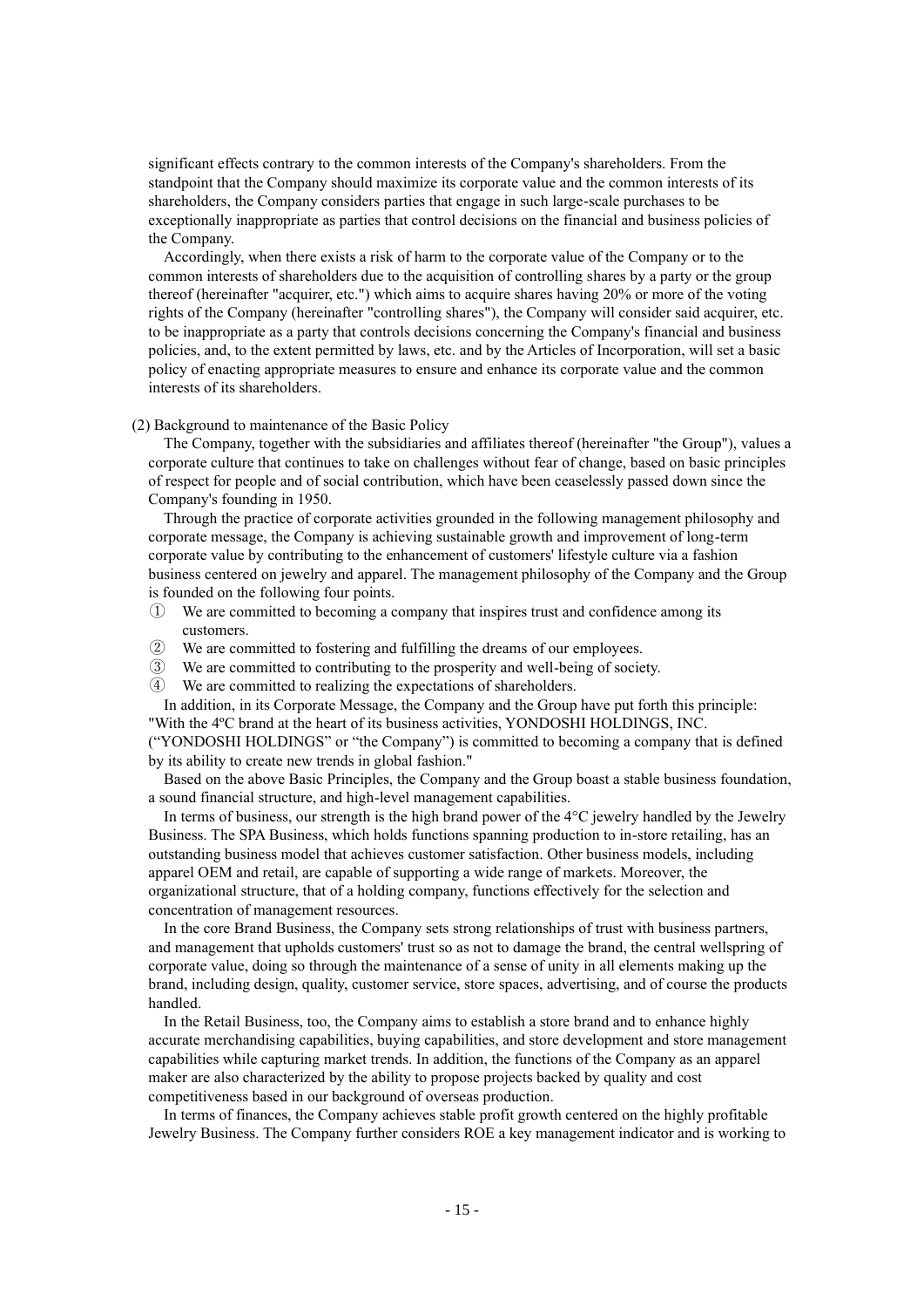significant effects contrary to the common interests of the Company's shareholders. From the standpoint that the Company should maximize its corporate value and the common interests of its shareholders, the Company considers parties that engage in such large-scale purchases to be exceptionally inappropriate as parties that control decisions on the financial and business policies of the Company.

Accordingly, when there exists a risk of harm to the corporate value of the Company or to the common interests of shareholders due to the acquisition of controlling shares by a party or the group thereof (hereinafter "acquirer, etc.") which aims to acquire shares having 20% or more of the voting rights of the Company (hereinafter "controlling shares"), the Company will consider said acquirer, etc. to be inappropriate as a party that controls decisions concerning the Company's financial and business policies, and, to the extent permitted by laws, etc. and by the Articles of Incorporation, will set a basic policy of enacting appropriate measures to ensure and enhance its corporate value and the common interests of its shareholders.

(2) Background to maintenance of the Basic Policy

The Company, together with the subsidiaries and affiliates thereof (hereinafter "the Group"), values a corporate culture that continues to take on challenges without fear of change, based on basic principles of respect for people and of social contribution, which have been ceaselessly passed down since the Company's founding in 1950.

Through the practice of corporate activities grounded in the following management philosophy and corporate message, the Company is achieving sustainable growth and improvement of long-term corporate value by contributing to the enhancement of customers' lifestyle culture via a fashion business centered on jewelry and apparel. The management philosophy of the Company and the Group is founded on the following four points.

① We are committed to becoming a company that inspires trust and confidence among its customers.
② We are committed to fostering and fulfilling the dreams of our employees.
③ We are committed to contributing to the prosperity and well-being of society.
④ We are committed to realizing the expectations of shareholders.

In addition, in its Corporate Message, the Company and the Group have put forth this principle: "With the 4ºC brand at the heart of its business activities, YONDOSHI HOLDINGS, INC. ("YONDOSHI HOLDINGS" or "the Company") is committed to becoming a company that is defined by its ability to create new trends in global fashion."

Based on the above Basic Principles, the Company and the Group boast a stable business foundation, a sound financial structure, and high-level management capabilities.

In terms of business, our strength is the high brand power of the 4°C jewelry handled by the Jewelry Business. The SPA Business, which holds functions spanning production to in-store retailing, has an outstanding business model that achieves customer satisfaction. Other business models, including apparel OEM and retail, are capable of supporting a wide range of markets. Moreover, the organizational structure, that of a holding company, functions effectively for the selection and concentration of management resources.

In the core Brand Business, the Company sets strong relationships of trust with business partners, and management that upholds customers' trust so as not to damage the brand, the central wellspring of corporate value, doing so through the maintenance of a sense of unity in all elements making up the brand, including design, quality, customer service, store spaces, advertising, and of course the products handled.

In the Retail Business, too, the Company aims to establish a store brand and to enhance highly accurate merchandising capabilities, buying capabilities, and store development and store management capabilities while capturing market trends. In addition, the functions of the Company as an apparel maker are also characterized by the ability to propose projects backed by quality and cost competitiveness based in our background of overseas production.

In terms of finances, the Company achieves stable profit growth centered on the highly profitable Jewelry Business. The Company further considers ROE a key management indicator and is working to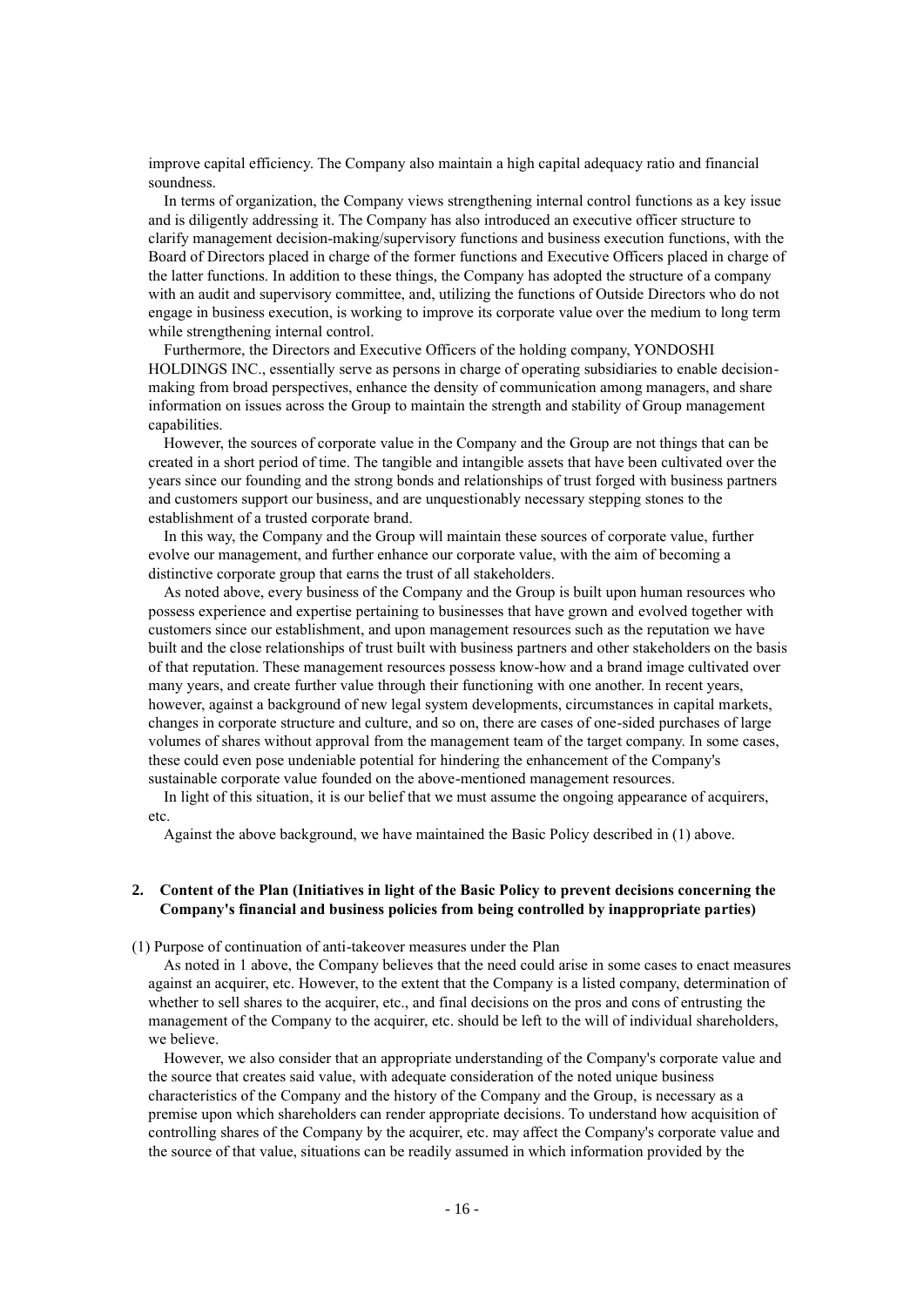improve capital efficiency. The Company also maintain a high capital adequacy ratio and financial soundness.

In terms of organization, the Company views strengthening internal control functions as a key issue and is diligently addressing it. The Company has also introduced an executive officer structure to clarify management decision-making/supervisory functions and business execution functions, with the Board of Directors placed in charge of the former functions and Executive Officers placed in charge of the latter functions. In addition to these things, the Company has adopted the structure of a company with an audit and supervisory committee, and, utilizing the functions of Outside Directors who do not engage in business execution, is working to improve its corporate value over the medium to long term while strengthening internal control.

Furthermore, the Directors and Executive Officers of the holding company, YONDOSHI HOLDINGS INC., essentially serve as persons in charge of operating subsidiaries to enable decision-making from broad perspectives, enhance the density of communication among managers, and share information on issues across the Group to maintain the strength and stability of Group management capabilities.

However, the sources of corporate value in the Company and the Group are not things that can be created in a short period of time. The tangible and intangible assets that have been cultivated over the years since our founding and the strong bonds and relationships of trust forged with business partners and customers support our business, and are unquestionably necessary stepping stones to the establishment of a trusted corporate brand.

In this way, the Company and the Group will maintain these sources of corporate value, further evolve our management, and further enhance our corporate value, with the aim of becoming a distinctive corporate group that earns the trust of all stakeholders.

As noted above, every business of the Company and the Group is built upon human resources who possess experience and expertise pertaining to businesses that have grown and evolved together with customers since our establishment, and upon management resources such as the reputation we have built and the close relationships of trust built with business partners and other stakeholders on the basis of that reputation. These management resources possess know-how and a brand image cultivated over many years, and create further value through their functioning with one another. In recent years, however, against a background of new legal system developments, circumstances in capital markets, changes in corporate structure and culture, and so on, there are cases of one-sided purchases of large volumes of shares without approval from the management team of the target company. In some cases, these could even pose undeniable potential for hindering the enhancement of the Company's sustainable corporate value founded on the above-mentioned management resources.

In light of this situation, it is our belief that we must assume the ongoing appearance of acquirers, etc.

Against the above background, we have maintained the Basic Policy described in (1) above.

## 2. Content of the Plan (Initiatives in light of the Basic Policy to prevent decisions concerning the Company's financial and business policies from being controlled by inappropriate parties)

(1) Purpose of continuation of anti-takeover measures under the Plan

As noted in 1 above, the Company believes that the need could arise in some cases to enact measures against an acquirer, etc. However, to the extent that the Company is a listed company, determination of whether to sell shares to the acquirer, etc., and final decisions on the pros and cons of entrusting the management of the Company to the acquirer, etc. should be left to the will of individual shareholders, we believe.

However, we also consider that an appropriate understanding of the Company's corporate value and the source that creates said value, with adequate consideration of the noted unique business characteristics of the Company and the history of the Company and the Group, is necessary as a premise upon which shareholders can render appropriate decisions. To understand how acquisition of controlling shares of the Company by the acquirer, etc. may affect the Company's corporate value and the source of that value, situations can be readily assumed in which information provided by the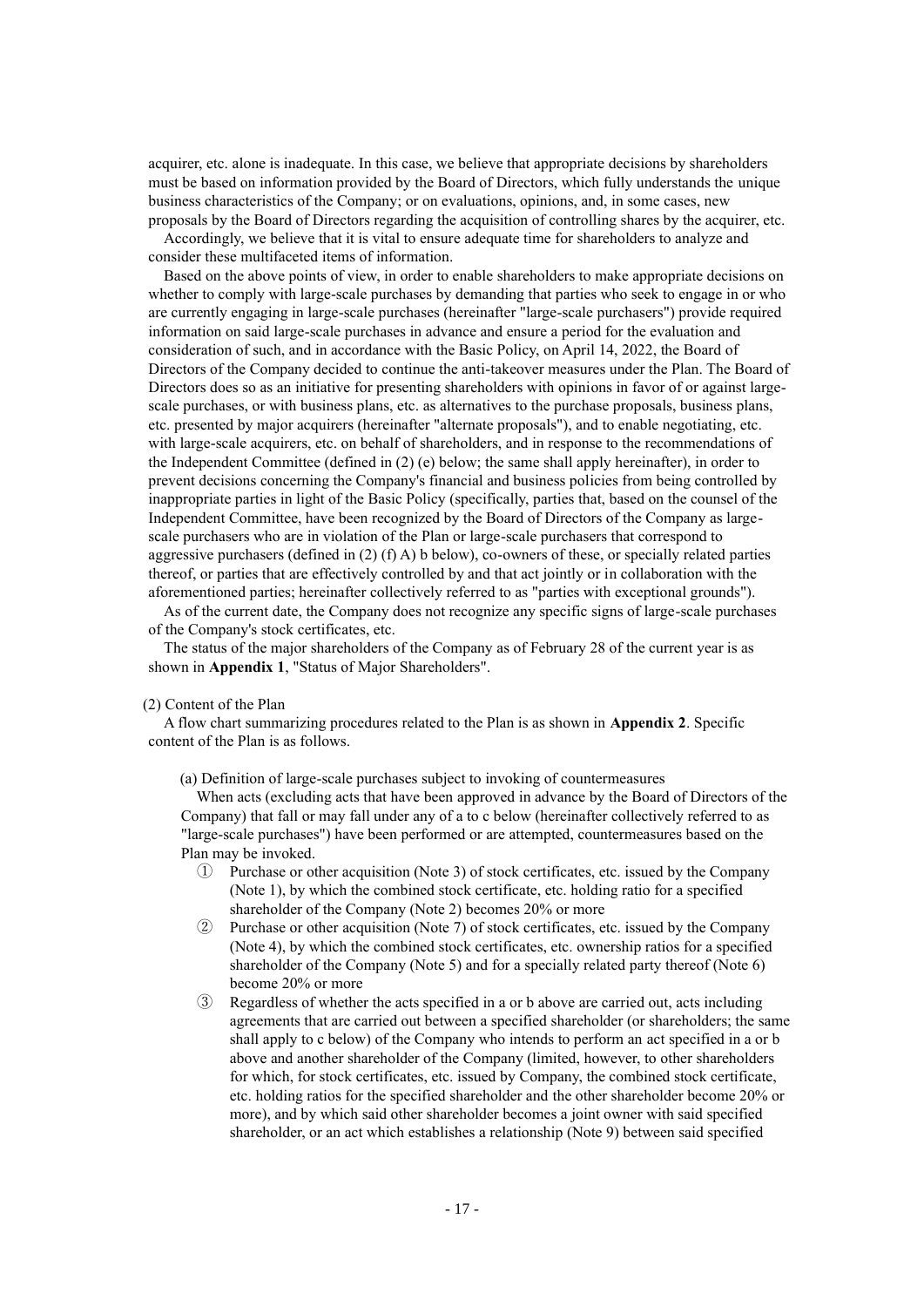acquirer, etc. alone is inadequate. In this case, we believe that appropriate decisions by shareholders must be based on information provided by the Board of Directors, which fully understands the unique business characteristics of the Company; or on evaluations, opinions, and, in some cases, new proposals by the Board of Directors regarding the acquisition of controlling shares by the acquirer, etc.

Accordingly, we believe that it is vital to ensure adequate time for shareholders to analyze and consider these multifaceted items of information.

Based on the above points of view, in order to enable shareholders to make appropriate decisions on whether to comply with large-scale purchases by demanding that parties who seek to engage in or who are currently engaging in large-scale purchases (hereinafter "large-scale purchasers") provide required information on said large-scale purchases in advance and ensure a period for the evaluation and consideration of such, and in accordance with the Basic Policy, on April 14, 2022, the Board of Directors of the Company decided to continue the anti-takeover measures under the Plan. The Board of Directors does so as an initiative for presenting shareholders with opinions in favor of or against large-scale purchases, or with business plans, etc. as alternatives to the purchase proposals, business plans, etc. presented by major acquirers (hereinafter "alternate proposals"), and to enable negotiating, etc. with large-scale acquirers, etc. on behalf of shareholders, and in response to the recommendations of the Independent Committee (defined in (2) (e) below; the same shall apply hereinafter), in order to prevent decisions concerning the Company's financial and business policies from being controlled by inappropriate parties in light of the Basic Policy (specifically, parties that, based on the counsel of the Independent Committee, have been recognized by the Board of Directors of the Company as large-scale purchasers who are in violation of the Plan or large-scale purchasers that correspond to aggressive purchasers (defined in (2) (f) A) b below), co-owners of these, or specially related parties thereof, or parties that are effectively controlled by and that act jointly or in collaboration with the aforementioned parties; hereinafter collectively referred to as "parties with exceptional grounds").

As of the current date, the Company does not recognize any specific signs of large-scale purchases of the Company's stock certificates, etc.

The status of the major shareholders of the Company as of February 28 of the current year is as shown in **Appendix 1**, "Status of Major Shareholders".

(2) Content of the Plan

A flow chart summarizing procedures related to the Plan is as shown in **Appendix 2**. Specific content of the Plan is as follows.

(a) Definition of large-scale purchases subject to invoking of countermeasures

When acts (excluding acts that have been approved in advance by the Board of Directors of the Company) that fall or may fall under any of a to c below (hereinafter collectively referred to as "large-scale purchases") have been performed or are attempted, countermeasures based on the Plan may be invoked.

① Purchase or other acquisition (Note 3) of stock certificates, etc. issued by the Company (Note 1), by which the combined stock certificate, etc. holding ratio for a specified shareholder of the Company (Note 2) becomes 20% or more

② Purchase or other acquisition (Note 7) of stock certificates, etc. issued by the Company (Note 4), by which the combined stock certificates, etc. ownership ratios for a specified shareholder of the Company (Note 5) and for a specially related party thereof (Note 6) become 20% or more

③ Regardless of whether the acts specified in a or b above are carried out, acts including agreements that are carried out between a specified shareholder (or shareholders; the same shall apply to c below) of the Company who intends to perform an act specified in a or b above and another shareholder of the Company (limited, however, to other shareholders for which, for stock certificates, etc. issued by Company, the combined stock certificate, etc. holding ratios for the specified shareholder and the other shareholder become 20% or more), and by which said other shareholder becomes a joint owner with said specified shareholder, or an act which establishes a relationship (Note 9) between said specified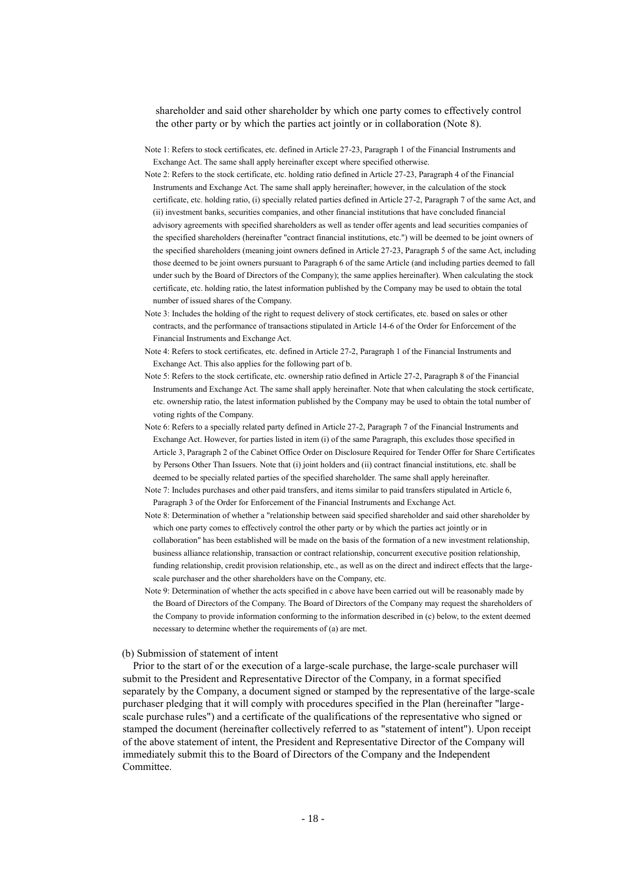shareholder and said other shareholder by which one party comes to effectively control the other party or by which the parties act jointly or in collaboration (Note 8).

Note 1: Refers to stock certificates, etc. defined in Article 27-23, Paragraph 1 of the Financial Instruments and Exchange Act. The same shall apply hereinafter except where specified otherwise.

Note 2: Refers to the stock certificate, etc. holding ratio defined in Article 27-23, Paragraph 4 of the Financial Instruments and Exchange Act. The same shall apply hereinafter; however, in the calculation of the stock certificate, etc. holding ratio, (i) specially related parties defined in Article 27-2, Paragraph 7 of the same Act, and (ii) investment banks, securities companies, and other financial institutions that have concluded financial advisory agreements with specified shareholders as well as tender offer agents and lead securities companies of the specified shareholders (hereinafter "contract financial institutions, etc.") will be deemed to be joint owners of the specified shareholders (meaning joint owners defined in Article 27-23, Paragraph 5 of the same Act, including those deemed to be joint owners pursuant to Paragraph 6 of the same Article (and including parties deemed to fall under such by the Board of Directors of the Company); the same applies hereinafter). When calculating the stock certificate, etc. holding ratio, the latest information published by the Company may be used to obtain the total number of issued shares of the Company.

Note 3: Includes the holding of the right to request delivery of stock certificates, etc. based on sales or other contracts, and the performance of transactions stipulated in Article 14-6 of the Order for Enforcement of the Financial Instruments and Exchange Act.

Note 4: Refers to stock certificates, etc. defined in Article 27-2, Paragraph 1 of the Financial Instruments and Exchange Act. This also applies for the following part of b.

Note 5: Refers to the stock certificate, etc. ownership ratio defined in Article 27-2, Paragraph 8 of the Financial Instruments and Exchange Act. The same shall apply hereinafter. Note that when calculating the stock certificate, etc. ownership ratio, the latest information published by the Company may be used to obtain the total number of voting rights of the Company.

Note 6: Refers to a specially related party defined in Article 27-2, Paragraph 7 of the Financial Instruments and Exchange Act. However, for parties listed in item (i) of the same Paragraph, this excludes those specified in Article 3, Paragraph 2 of the Cabinet Office Order on Disclosure Required for Tender Offer for Share Certificates by Persons Other Than Issuers. Note that (i) joint holders and (ii) contract financial institutions, etc. shall be deemed to be specially related parties of the specified shareholder. The same shall apply hereinafter.

Note 7: Includes purchases and other paid transfers, and items similar to paid transfers stipulated in Article 6, Paragraph 3 of the Order for Enforcement of the Financial Instruments and Exchange Act.

Note 8: Determination of whether a "relationship between said specified shareholder and said other shareholder by which one party comes to effectively control the other party or by which the parties act jointly or in collaboration" has been established will be made on the basis of the formation of a new investment relationship, business alliance relationship, transaction or contract relationship, concurrent executive position relationship, funding relationship, credit provision relationship, etc., as well as on the direct and indirect effects that the large-scale purchaser and the other shareholders have on the Company, etc.

Note 9: Determination of whether the acts specified in c above have been carried out will be reasonably made by the Board of Directors of the Company. The Board of Directors of the Company may request the shareholders of the Company to provide information conforming to the information described in (c) below, to the extent deemed necessary to determine whether the requirements of (a) are met.

(b) Submission of statement of intent

Prior to the start of or the execution of a large-scale purchase, the large-scale purchaser will submit to the President and Representative Director of the Company, in a format specified separately by the Company, a document signed or stamped by the representative of the large-scale purchaser pledging that it will comply with procedures specified in the Plan (hereinafter "large-scale purchase rules") and a certificate of the qualifications of the representative who signed or stamped the document (hereinafter collectively referred to as "statement of intent"). Upon receipt of the above statement of intent, the President and Representative Director of the Company will immediately submit this to the Board of Directors of the Company and the Independent Committee.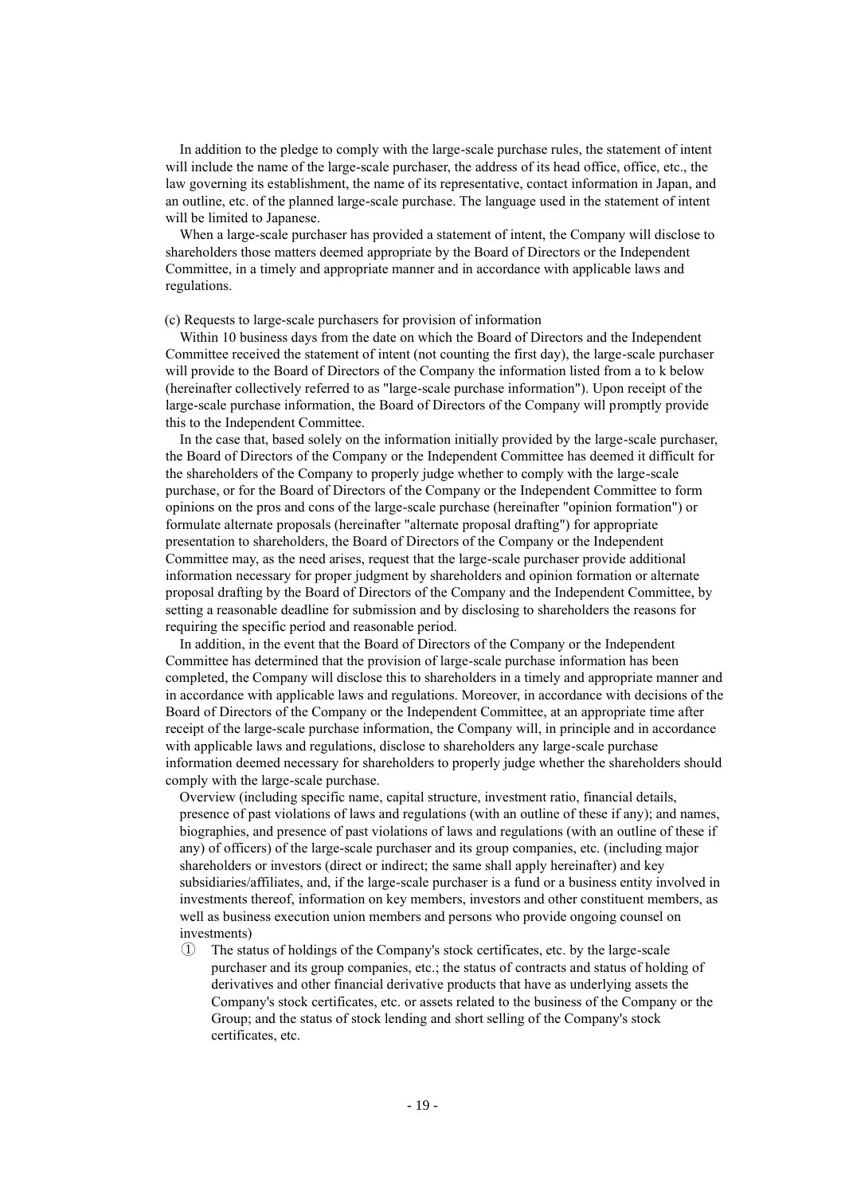In addition to the pledge to comply with the large-scale purchase rules, the statement of intent will include the name of the large-scale purchaser, the address of its head office, office, etc., the law governing its establishment, the name of its representative, contact information in Japan, and an outline, etc. of the planned large-scale purchase. The language used in the statement of intent will be limited to Japanese.

When a large-scale purchaser has provided a statement of intent, the Company will disclose to shareholders those matters deemed appropriate by the Board of Directors or the Independent Committee, in a timely and appropriate manner and in accordance with applicable laws and regulations.

(c) Requests to large-scale purchasers for provision of information

Within 10 business days from the date on which the Board of Directors and the Independent Committee received the statement of intent (not counting the first day), the large-scale purchaser will provide to the Board of Directors of the Company the information listed from a to k below (hereinafter collectively referred to as "large-scale purchase information"). Upon receipt of the large-scale purchase information, the Board of Directors of the Company will promptly provide this to the Independent Committee.

In the case that, based solely on the information initially provided by the large-scale purchaser, the Board of Directors of the Company or the Independent Committee has deemed it difficult for the shareholders of the Company to properly judge whether to comply with the large-scale purchase, or for the Board of Directors of the Company or the Independent Committee to form opinions on the pros and cons of the large-scale purchase (hereinafter "opinion formation") or formulate alternate proposals (hereinafter "alternate proposal drafting") for appropriate presentation to shareholders, the Board of Directors of the Company or the Independent Committee may, as the need arises, request that the large-scale purchaser provide additional information necessary for proper judgment by shareholders and opinion formation or alternate proposal drafting by the Board of Directors of the Company and the Independent Committee, by setting a reasonable deadline for submission and by disclosing to shareholders the reasons for requiring the specific period and reasonable period.

In addition, in the event that the Board of Directors of the Company or the Independent Committee has determined that the provision of large-scale purchase information has been completed, the Company will disclose this to shareholders in a timely and appropriate manner and in accordance with applicable laws and regulations. Moreover, in accordance with decisions of the Board of Directors of the Company or the Independent Committee, at an appropriate time after receipt of the large-scale purchase information, the Company will, in principle and in accordance with applicable laws and regulations, disclose to shareholders any large-scale purchase information deemed necessary for shareholders to properly judge whether the shareholders should comply with the large-scale purchase.

Overview (including specific name, capital structure, investment ratio, financial details, presence of past violations of laws and regulations (with an outline of these if any); and names, biographies, and presence of past violations of laws and regulations (with an outline of these if any) of officers) of the large-scale purchaser and its group companies, etc. (including major shareholders or investors (direct or indirect; the same shall apply hereinafter) and key subsidiaries/affiliates, and, if the large-scale purchaser is a fund or a business entity involved in investments thereof, information on key members, investors and other constituent members, as well as business execution union members and persons who provide ongoing counsel on investments)

① The status of holdings of the Company's stock certificates, etc. by the large-scale purchaser and its group companies, etc.; the status of contracts and status of holding of derivatives and other financial derivative products that have as underlying assets the Company's stock certificates, etc. or assets related to the business of the Company or the Group; and the status of stock lending and short selling of the Company's stock certificates, etc.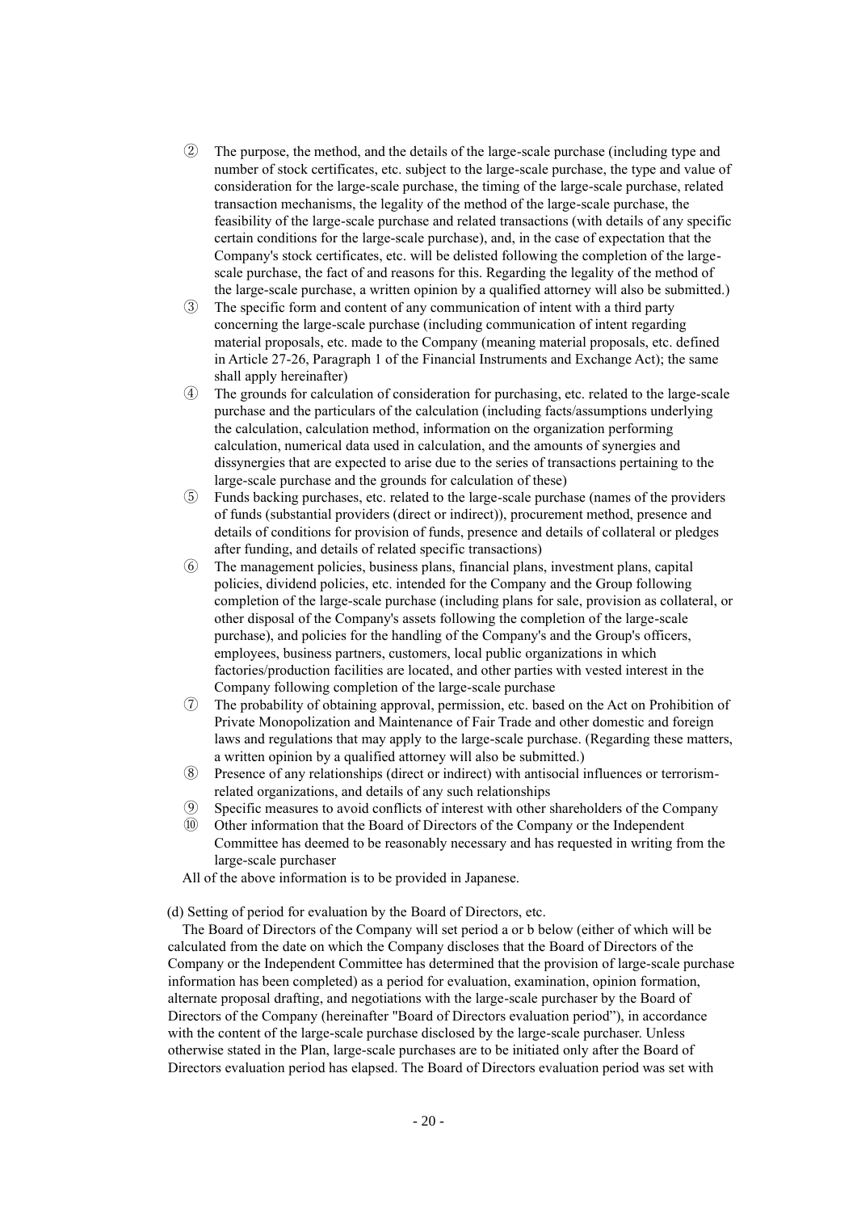② The purpose, the method, and the details of the large-scale purchase (including type and number of stock certificates, etc. subject to the large-scale purchase, the type and value of consideration for the large-scale purchase, the timing of the large-scale purchase, related transaction mechanisms, the legality of the method of the large-scale purchase, the feasibility of the large-scale purchase and related transactions (with details of any specific certain conditions for the large-scale purchase), and, in the case of expectation that the Company's stock certificates, etc. will be delisted following the completion of the large-scale purchase, the fact of and reasons for this. Regarding the legality of the method of the large-scale purchase, a written opinion by a qualified attorney will also be submitted.)

③ The specific form and content of any communication of intent with a third party concerning the large-scale purchase (including communication of intent regarding material proposals, etc. made to the Company (meaning material proposals, etc. defined in Article 27-26, Paragraph 1 of the Financial Instruments and Exchange Act); the same shall apply hereinafter)

④ The grounds for calculation of consideration for purchasing, etc. related to the large-scale purchase and the particulars of the calculation (including facts/assumptions underlying the calculation, calculation method, information on the organization performing calculation, numerical data used in calculation, and the amounts of synergies and dissynergies that are expected to arise due to the series of transactions pertaining to the large-scale purchase and the grounds for calculation of these)

⑤ Funds backing purchases, etc. related to the large-scale purchase (names of the providers of funds (substantial providers (direct or indirect)), procurement method, presence and details of conditions for provision of funds, presence and details of collateral or pledges after funding, and details of related specific transactions)

⑥ The management policies, business plans, financial plans, investment plans, capital policies, dividend policies, etc. intended for the Company and the Group following completion of the large-scale purchase (including plans for sale, provision as collateral, or other disposal of the Company's assets following the completion of the large-scale purchase), and policies for the handling of the Company's and the Group's officers, employees, business partners, customers, local public organizations in which factories/production facilities are located, and other parties with vested interest in the Company following completion of the large-scale purchase

⑦ The probability of obtaining approval, permission, etc. based on the Act on Prohibition of Private Monopolization and Maintenance of Fair Trade and other domestic and foreign laws and regulations that may apply to the large-scale purchase. (Regarding these matters, a written opinion by a qualified attorney will also be submitted.)

⑧ Presence of any relationships (direct or indirect) with antisocial influences or terrorism-related organizations, and details of any such relationships

⑨ Specific measures to avoid conflicts of interest with other shareholders of the Company

⑩ Other information that the Board of Directors of the Company or the Independent Committee has deemed to be reasonably necessary and has requested in writing from the large-scale purchaser

All of the above information is to be provided in Japanese.

(d) Setting of period for evaluation by the Board of Directors, etc.

The Board of Directors of the Company will set period a or b below (either of which will be calculated from the date on which the Company discloses that the Board of Directors of the Company or the Independent Committee has determined that the provision of large-scale purchase information has been completed) as a period for evaluation, examination, opinion formation, alternate proposal drafting, and negotiations with the large-scale purchaser by the Board of Directors of the Company (hereinafter "Board of Directors evaluation period"), in accordance with the content of the large-scale purchase disclosed by the large-scale purchaser. Unless otherwise stated in the Plan, large-scale purchases are to be initiated only after the Board of Directors evaluation period has elapsed. The Board of Directors evaluation period was set with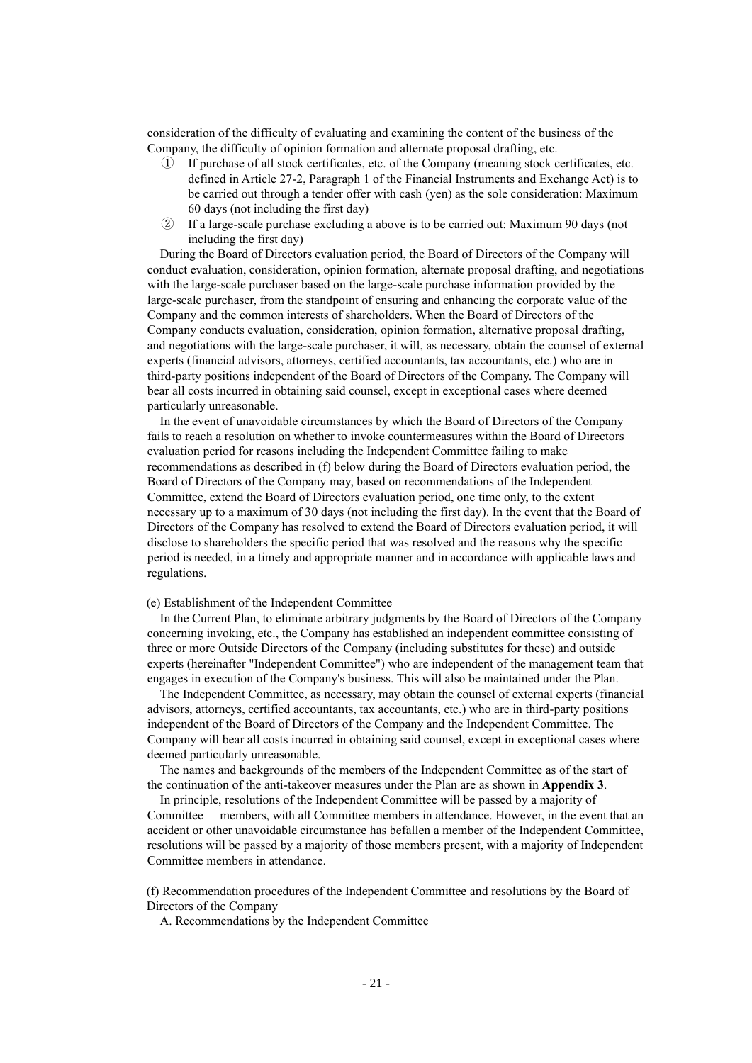consideration of the difficulty of evaluating and examining the content of the business of the Company, the difficulty of opinion formation and alternate proposal drafting, etc.

① If purchase of all stock certificates, etc. of the Company (meaning stock certificates, etc. defined in Article 27-2, Paragraph 1 of the Financial Instruments and Exchange Act) is to be carried out through a tender offer with cash (yen) as the sole consideration: Maximum 60 days (not including the first day)

② If a large-scale purchase excluding a above is to be carried out: Maximum 90 days (not including the first day)

During the Board of Directors evaluation period, the Board of Directors of the Company will conduct evaluation, consideration, opinion formation, alternate proposal drafting, and negotiations with the large-scale purchaser based on the large-scale purchase information provided by the large-scale purchaser, from the standpoint of ensuring and enhancing the corporate value of the Company and the common interests of shareholders. When the Board of Directors of the Company conducts evaluation, consideration, opinion formation, alternative proposal drafting, and negotiations with the large-scale purchaser, it will, as necessary, obtain the counsel of external experts (financial advisors, attorneys, certified accountants, tax accountants, etc.) who are in third-party positions independent of the Board of Directors of the Company. The Company will bear all costs incurred in obtaining said counsel, except in exceptional cases where deemed particularly unreasonable.

In the event of unavoidable circumstances by which the Board of Directors of the Company fails to reach a resolution on whether to invoke countermeasures within the Board of Directors evaluation period for reasons including the Independent Committee failing to make recommendations as described in (f) below during the Board of Directors evaluation period, the Board of Directors of the Company may, based on recommendations of the Independent Committee, extend the Board of Directors evaluation period, one time only, to the extent necessary up to a maximum of 30 days (not including the first day). In the event that the Board of Directors of the Company has resolved to extend the Board of Directors evaluation period, it will disclose to shareholders the specific period that was resolved and the reasons why the specific period is needed, in a timely and appropriate manner and in accordance with applicable laws and regulations.

(e) Establishment of the Independent Committee

In the Current Plan, to eliminate arbitrary judgments by the Board of Directors of the Company concerning invoking, etc., the Company has established an independent committee consisting of three or more Outside Directors of the Company (including substitutes for these) and outside experts (hereinafter "Independent Committee") who are independent of the management team that engages in execution of the Company's business. This will also be maintained under the Plan.

The Independent Committee, as necessary, may obtain the counsel of external experts (financial advisors, attorneys, certified accountants, tax accountants, etc.) who are in third-party positions independent of the Board of Directors of the Company and the Independent Committee. The Company will bear all costs incurred in obtaining said counsel, except in exceptional cases where deemed particularly unreasonable.

The names and backgrounds of the members of the Independent Committee as of the start of the continuation of the anti-takeover measures under the Plan are as shown in **Appendix 3**.

In principle, resolutions of the Independent Committee will be passed by a majority of Committee members, with all Committee members in attendance. However, in the event that an accident or other unavoidable circumstance has befallen a member of the Independent Committee, resolutions will be passed by a majority of those members present, with a majority of Independent Committee members in attendance.

(f) Recommendation procedures of the Independent Committee and resolutions by the Board of Directors of the Company

A. Recommendations by the Independent Committee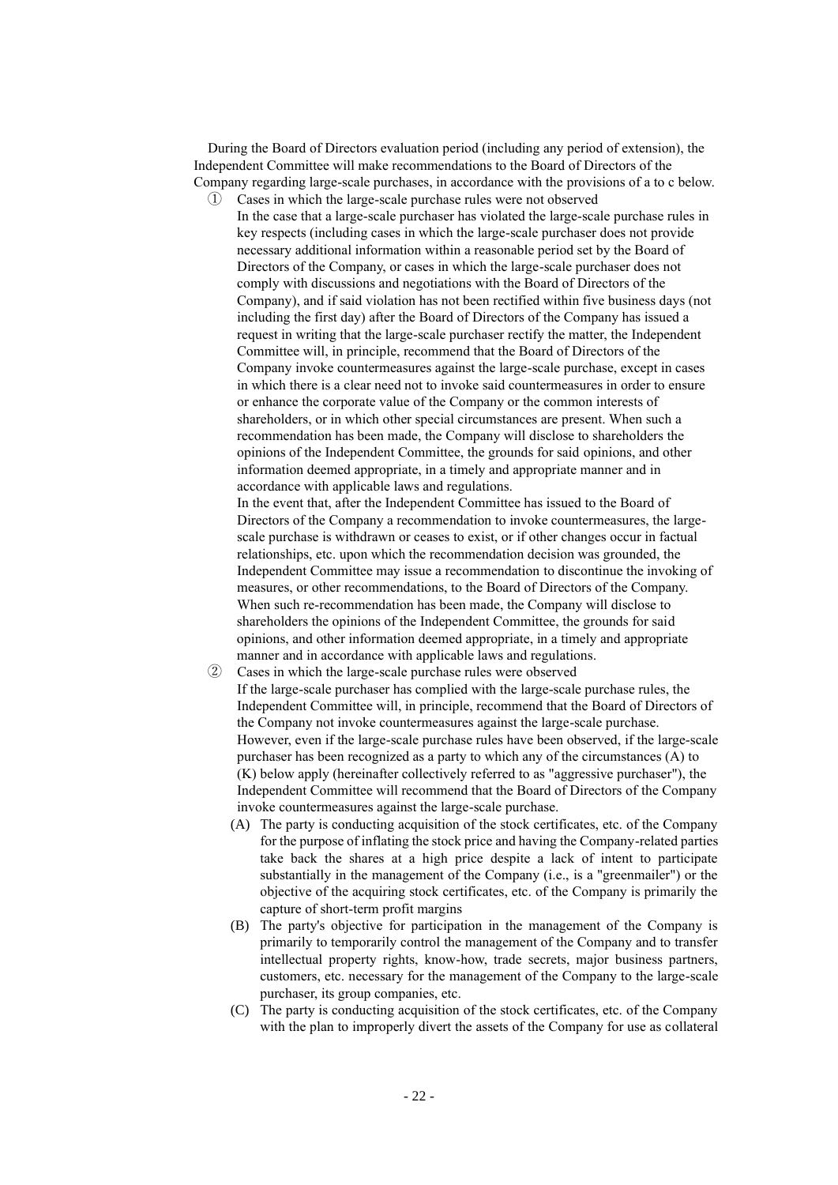During the Board of Directors evaluation period (including any period of extension), the Independent Committee will make recommendations to the Board of Directors of the Company regarding large-scale purchases, in accordance with the provisions of a to c below.

① Cases in which the large-scale purchase rules were not observed

In the case that a large-scale purchaser has violated the large-scale purchase rules in key respects (including cases in which the large-scale purchaser does not provide necessary additional information within a reasonable period set by the Board of Directors of the Company, or cases in which the large-scale purchaser does not comply with discussions and negotiations with the Board of Directors of the Company), and if said violation has not been rectified within five business days (not including the first day) after the Board of Directors of the Company has issued a request in writing that the large-scale purchaser rectify the matter, the Independent Committee will, in principle, recommend that the Board of Directors of the Company invoke countermeasures against the large-scale purchase, except in cases in which there is a clear need not to invoke said countermeasures in order to ensure or enhance the corporate value of the Company or the common interests of shareholders, or in which other special circumstances are present. When such a recommendation has been made, the Company will disclose to shareholders the opinions of the Independent Committee, the grounds for said opinions, and other information deemed appropriate, in a timely and appropriate manner and in accordance with applicable laws and regulations.

In the event that, after the Independent Committee has issued to the Board of Directors of the Company a recommendation to invoke countermeasures, the large-scale purchase is withdrawn or ceases to exist, or if other changes occur in factual relationships, etc. upon which the recommendation decision was grounded, the Independent Committee may issue a recommendation to discontinue the invoking of measures, or other recommendations, to the Board of Directors of the Company. When such re-recommendation has been made, the Company will disclose to shareholders the opinions of the Independent Committee, the grounds for said opinions, and other information deemed appropriate, in a timely and appropriate manner and in accordance with applicable laws and regulations.

② Cases in which the large-scale purchase rules were observed

If the large-scale purchaser has complied with the large-scale purchase rules, the Independent Committee will, in principle, recommend that the Board of Directors of the Company not invoke countermeasures against the large-scale purchase. However, even if the large-scale purchase rules have been observed, if the large-scale purchaser has been recognized as a party to which any of the circumstances (A) to (K) below apply (hereinafter collectively referred to as "aggressive purchaser"), the Independent Committee will recommend that the Board of Directors of the Company invoke countermeasures against the large-scale purchase.

(A) The party is conducting acquisition of the stock certificates, etc. of the Company for the purpose of inflating the stock price and having the Company-related parties take back the shares at a high price despite a lack of intent to participate substantially in the management of the Company (i.e., is a "greenmailer") or the objective of the acquiring stock certificates, etc. of the Company is primarily the capture of short-term profit margins

(B) The party's objective for participation in the management of the Company is primarily to temporarily control the management of the Company and to transfer intellectual property rights, know-how, trade secrets, major business partners, customers, etc. necessary for the management of the Company to the large-scale purchaser, its group companies, etc.

(C) The party is conducting acquisition of the stock certificates, etc. of the Company with the plan to improperly divert the assets of the Company for use as collateral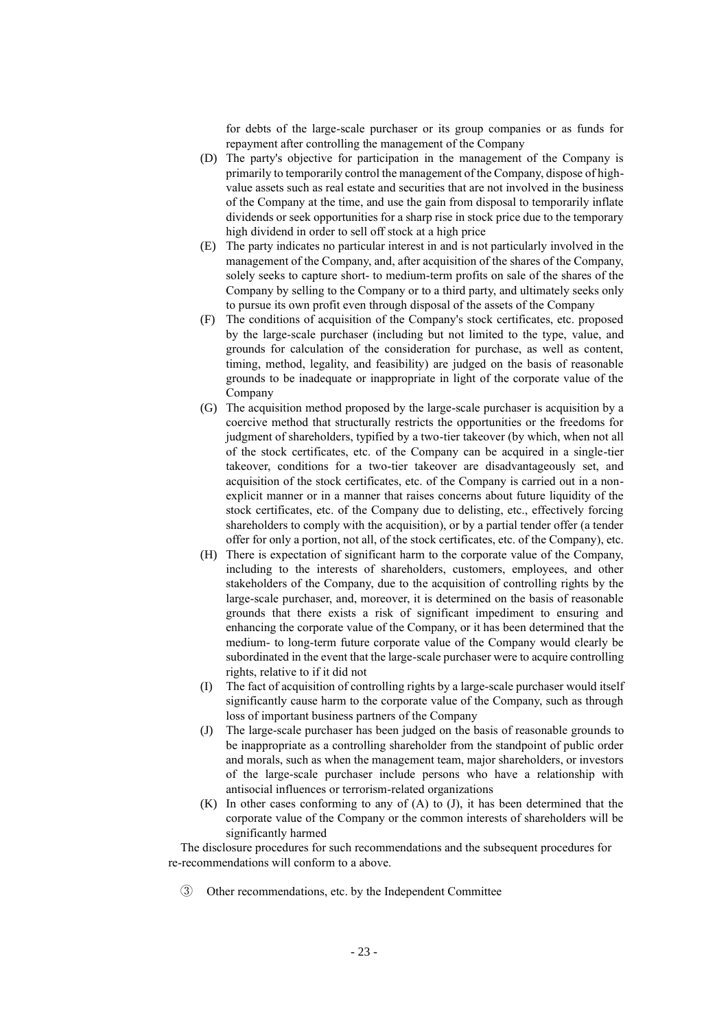for debts of the large-scale purchaser or its group companies or as funds for repayment after controlling the management of the Company

(D) The party's objective for participation in the management of the Company is primarily to temporarily control the management of the Company, dispose of high-value assets such as real estate and securities that are not involved in the business of the Company at the time, and use the gain from disposal to temporarily inflate dividends or seek opportunities for a sharp rise in stock price due to the temporary high dividend in order to sell off stock at a high price

(E) The party indicates no particular interest in and is not particularly involved in the management of the Company, and, after acquisition of the shares of the Company, solely seeks to capture short- to medium-term profits on sale of the shares of the Company by selling to the Company or to a third party, and ultimately seeks only to pursue its own profit even through disposal of the assets of the Company

(F) The conditions of acquisition of the Company's stock certificates, etc. proposed by the large-scale purchaser (including but not limited to the type, value, and grounds for calculation of the consideration for purchase, as well as content, timing, method, legality, and feasibility) are judged on the basis of reasonable grounds to be inadequate or inappropriate in light of the corporate value of the Company

(G) The acquisition method proposed by the large-scale purchaser is acquisition by a coercive method that structurally restricts the opportunities or the freedoms for judgment of shareholders, typified by a two-tier takeover (by which, when not all of the stock certificates, etc. of the Company can be acquired in a single-tier takeover, conditions for a two-tier takeover are disadvantageously set, and acquisition of the stock certificates, etc. of the Company is carried out in a non-explicit manner or in a manner that raises concerns about future liquidity of the stock certificates, etc. of the Company due to delisting, etc., effectively forcing shareholders to comply with the acquisition), or by a partial tender offer (a tender offer for only a portion, not all, of the stock certificates, etc. of the Company), etc.

(H) There is expectation of significant harm to the corporate value of the Company, including to the interests of shareholders, customers, employees, and other stakeholders of the Company, due to the acquisition of controlling rights by the large-scale purchaser, and, moreover, it is determined on the basis of reasonable grounds that there exists a risk of significant impediment to ensuring and enhancing the corporate value of the Company, or it has been determined that the medium- to long-term future corporate value of the Company would clearly be subordinated in the event that the large-scale purchaser were to acquire controlling rights, relative to if it did not

(I) The fact of acquisition of controlling rights by a large-scale purchaser would itself significantly cause harm to the corporate value of the Company, such as through loss of important business partners of the Company

(J) The large-scale purchaser has been judged on the basis of reasonable grounds to be inappropriate as a controlling shareholder from the standpoint of public order and morals, such as when the management team, major shareholders, or investors of the large-scale purchaser include persons who have a relationship with antisocial influences or terrorism-related organizations

(K) In other cases conforming to any of (A) to (J), it has been determined that the corporate value of the Company or the common interests of shareholders will be significantly harmed

The disclosure procedures for such recommendations and the subsequent procedures for re-recommendations will conform to a above.

③ Other recommendations, etc. by the Independent Committee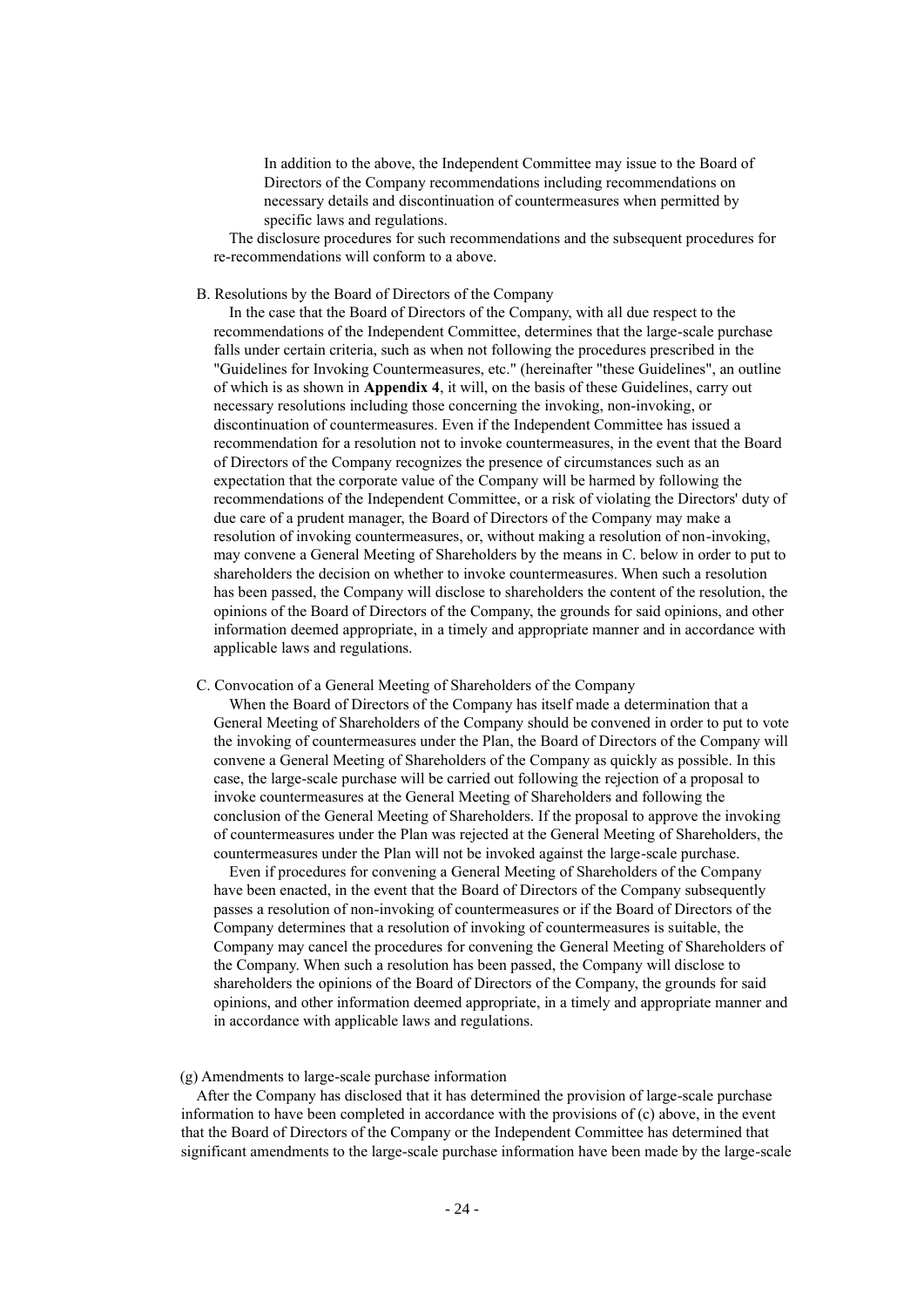In addition to the above, the Independent Committee may issue to the Board of Directors of the Company recommendations including recommendations on necessary details and discontinuation of countermeasures when permitted by specific laws and regulations.

The disclosure procedures for such recommendations and the subsequent procedures for re-recommendations will conform to a above.

B. Resolutions by the Board of Directors of the Company

In the case that the Board of Directors of the Company, with all due respect to the recommendations of the Independent Committee, determines that the large-scale purchase falls under certain criteria, such as when not following the procedures prescribed in the "Guidelines for Invoking Countermeasures, etc." (hereinafter "these Guidelines", an outline of which is as shown in **Appendix 4**, it will, on the basis of these Guidelines, carry out necessary resolutions including those concerning the invoking, non-invoking, or discontinuation of countermeasures. Even if the Independent Committee has issued a recommendation for a resolution not to invoke countermeasures, in the event that the Board of Directors of the Company recognizes the presence of circumstances such as an expectation that the corporate value of the Company will be harmed by following the recommendations of the Independent Committee, or a risk of violating the Directors' duty of due care of a prudent manager, the Board of Directors of the Company may make a resolution of invoking countermeasures, or, without making a resolution of non-invoking, may convene a General Meeting of Shareholders by the means in C. below in order to put to shareholders the decision on whether to invoke countermeasures. When such a resolution has been passed, the Company will disclose to shareholders the content of the resolution, the opinions of the Board of Directors of the Company, the grounds for said opinions, and other information deemed appropriate, in a timely and appropriate manner and in accordance with applicable laws and regulations.

C. Convocation of a General Meeting of Shareholders of the Company

When the Board of Directors of the Company has itself made a determination that a General Meeting of Shareholders of the Company should be convened in order to put to vote the invoking of countermeasures under the Plan, the Board of Directors of the Company will convene a General Meeting of Shareholders of the Company as quickly as possible. In this case, the large-scale purchase will be carried out following the rejection of a proposal to invoke countermeasures at the General Meeting of Shareholders and following the conclusion of the General Meeting of Shareholders. If the proposal to approve the invoking of countermeasures under the Plan was rejected at the General Meeting of Shareholders, the countermeasures under the Plan will not be invoked against the large-scale purchase.

Even if procedures for convening a General Meeting of Shareholders of the Company have been enacted, in the event that the Board of Directors of the Company subsequently passes a resolution of non-invoking of countermeasures or if the Board of Directors of the Company determines that a resolution of invoking of countermeasures is suitable, the Company may cancel the procedures for convening the General Meeting of Shareholders of the Company. When such a resolution has been passed, the Company will disclose to shareholders the opinions of the Board of Directors of the Company, the grounds for said opinions, and other information deemed appropriate, in a timely and appropriate manner and in accordance with applicable laws and regulations.

(g) Amendments to large-scale purchase information

After the Company has disclosed that it has determined the provision of large-scale purchase information to have been completed in accordance with the provisions of (c) above, in the event that the Board of Directors of the Company or the Independent Committee has determined that significant amendments to the large-scale purchase information have been made by the large-scale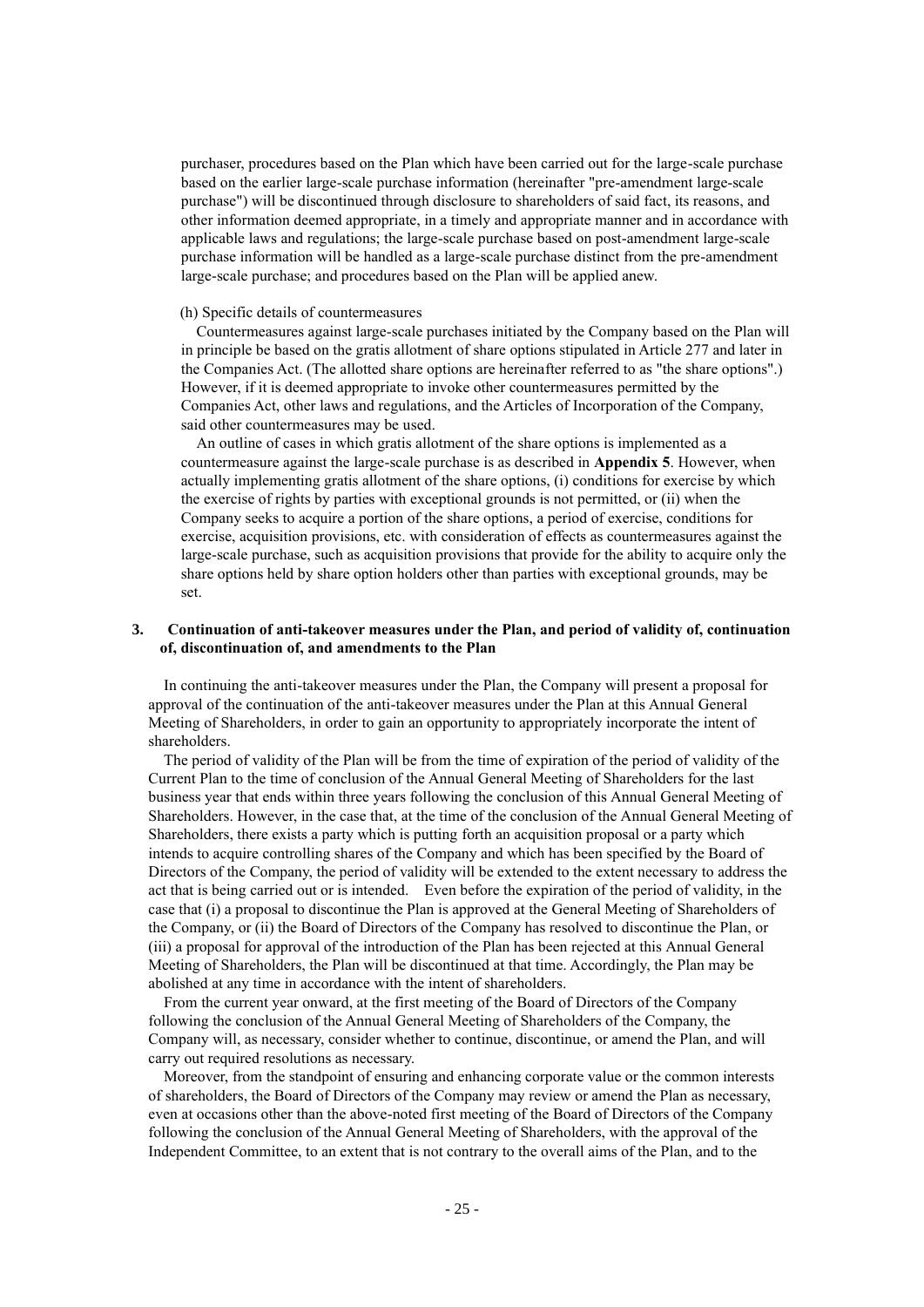purchaser, procedures based on the Plan which have been carried out for the large-scale purchase based on the earlier large-scale purchase information (hereinafter "pre-amendment large-scale purchase") will be discontinued through disclosure to shareholders of said fact, its reasons, and other information deemed appropriate, in a timely and appropriate manner and in accordance with applicable laws and regulations; the large-scale purchase based on post-amendment large-scale purchase information will be handled as a large-scale purchase distinct from the pre-amendment large-scale purchase; and procedures based on the Plan will be applied anew.

(h) Specific details of countermeasures

Countermeasures against large-scale purchases initiated by the Company based on the Plan will in principle be based on the gratis allotment of share options stipulated in Article 277 and later in the Companies Act. (The allotted share options are hereinafter referred to as "the share options".) However, if it is deemed appropriate to invoke other countermeasures permitted by the Companies Act, other laws and regulations, and the Articles of Incorporation of the Company, said other countermeasures may be used.

An outline of cases in which gratis allotment of the share options is implemented as a countermeasure against the large-scale purchase is as described in **Appendix 5**. However, when actually implementing gratis allotment of the share options, (i) conditions for exercise by which the exercise of rights by parties with exceptional grounds is not permitted, or (ii) when the Company seeks to acquire a portion of the share options, a period of exercise, conditions for exercise, acquisition provisions, etc. with consideration of effects as countermeasures against the large-scale purchase, such as acquisition provisions that provide for the ability to acquire only the share options held by share option holders other than parties with exceptional grounds, may be set.

### 3. Continuation of anti-takeover measures under the Plan, and period of validity of, continuation of, discontinuation of, and amendments to the Plan

In continuing the anti-takeover measures under the Plan, the Company will present a proposal for approval of the continuation of the anti-takeover measures under the Plan at this Annual General Meeting of Shareholders, in order to gain an opportunity to appropriately incorporate the intent of shareholders.

The period of validity of the Plan will be from the time of expiration of the period of validity of the Current Plan to the time of conclusion of the Annual General Meeting of Shareholders for the last business year that ends within three years following the conclusion of this Annual General Meeting of Shareholders. However, in the case that, at the time of the conclusion of the Annual General Meeting of Shareholders, there exists a party which is putting forth an acquisition proposal or a party which intends to acquire controlling shares of the Company and which has been specified by the Board of Directors of the Company, the period of validity will be extended to the extent necessary to address the act that is being carried out or is intended. Even before the expiration of the period of validity, in the case that (i) a proposal to discontinue the Plan is approved at the General Meeting of Shareholders of the Company, or (ii) the Board of Directors of the Company has resolved to discontinue the Plan, or (iii) a proposal for approval of the introduction of the Plan has been rejected at this Annual General Meeting of Shareholders, the Plan will be discontinued at that time. Accordingly, the Plan may be abolished at any time in accordance with the intent of shareholders.

From the current year onward, at the first meeting of the Board of Directors of the Company following the conclusion of the Annual General Meeting of Shareholders of the Company, the Company will, as necessary, consider whether to continue, discontinue, or amend the Plan, and will carry out required resolutions as necessary.

Moreover, from the standpoint of ensuring and enhancing corporate value or the common interests of shareholders, the Board of Directors of the Company may review or amend the Plan as necessary, even at occasions other than the above-noted first meeting of the Board of Directors of the Company following the conclusion of the Annual General Meeting of Shareholders, with the approval of the Independent Committee, to an extent that is not contrary to the overall aims of the Plan, and to the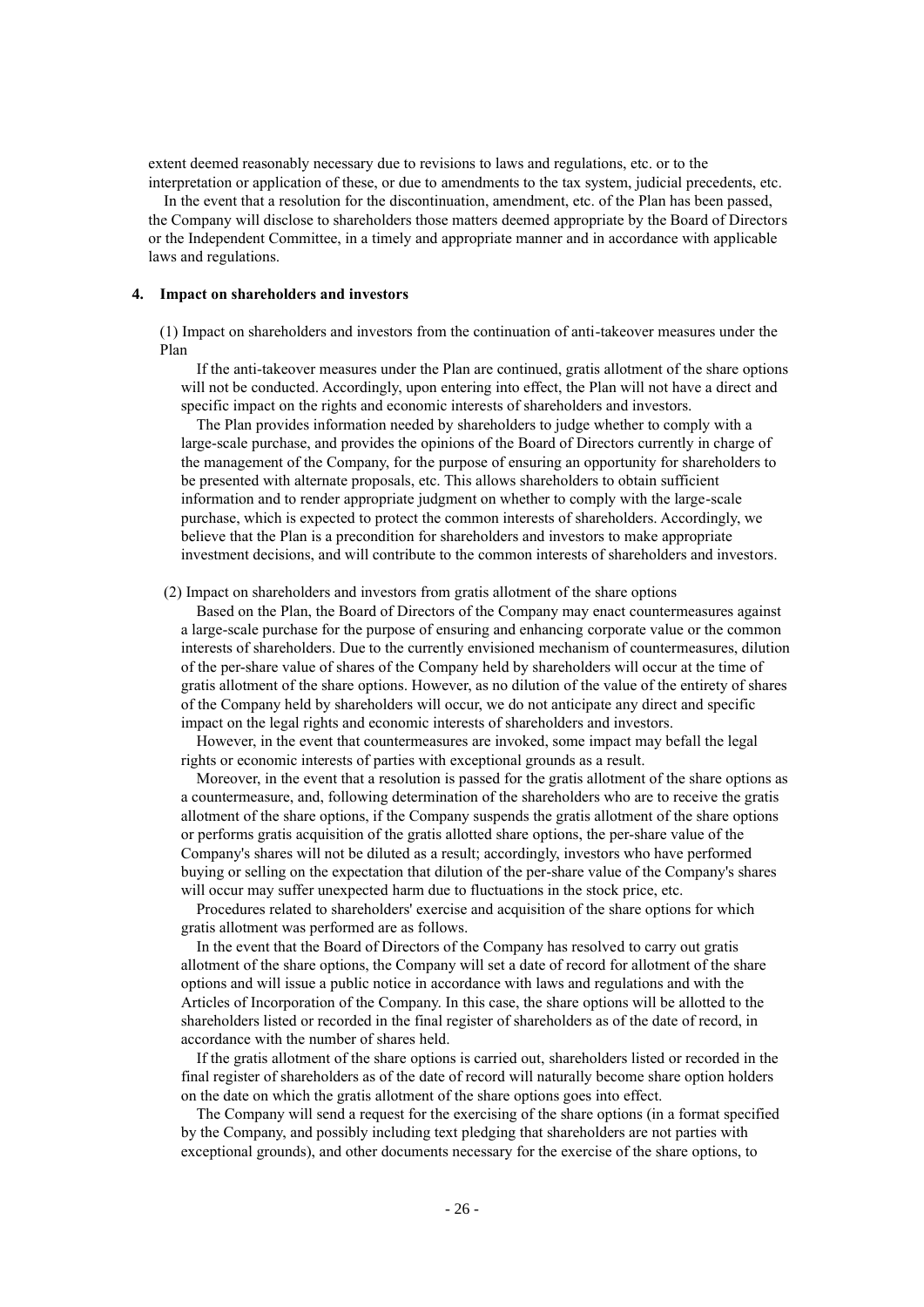extent deemed reasonably necessary due to revisions to laws and regulations, etc. or to the interpretation or application of these, or due to amendments to the tax system, judicial precedents, etc.

In the event that a resolution for the discontinuation, amendment, etc. of the Plan has been passed, the Company will disclose to shareholders those matters deemed appropriate by the Board of Directors or the Independent Committee, in a timely and appropriate manner and in accordance with applicable laws and regulations.

## 4. Impact on shareholders and investors

(1) Impact on shareholders and investors from the continuation of anti-takeover measures under the Plan

If the anti-takeover measures under the Plan are continued, gratis allotment of the share options will not be conducted. Accordingly, upon entering into effect, the Plan will not have a direct and specific impact on the rights and economic interests of shareholders and investors.

The Plan provides information needed by shareholders to judge whether to comply with a large-scale purchase, and provides the opinions of the Board of Directors currently in charge of the management of the Company, for the purpose of ensuring an opportunity for shareholders to be presented with alternate proposals, etc. This allows shareholders to obtain sufficient information and to render appropriate judgment on whether to comply with the large-scale purchase, which is expected to protect the common interests of shareholders. Accordingly, we believe that the Plan is a precondition for shareholders and investors to make appropriate investment decisions, and will contribute to the common interests of shareholders and investors.

(2) Impact on shareholders and investors from gratis allotment of the share options

Based on the Plan, the Board of Directors of the Company may enact countermeasures against a large-scale purchase for the purpose of ensuring and enhancing corporate value or the common interests of shareholders. Due to the currently envisioned mechanism of countermeasures, dilution of the per-share value of shares of the Company held by shareholders will occur at the time of gratis allotment of the share options. However, as no dilution of the value of the entirety of shares of the Company held by shareholders will occur, we do not anticipate any direct and specific impact on the legal rights and economic interests of shareholders and investors.

However, in the event that countermeasures are invoked, some impact may befall the legal rights or economic interests of parties with exceptional grounds as a result.

Moreover, in the event that a resolution is passed for the gratis allotment of the share options as a countermeasure, and, following determination of the shareholders who are to receive the gratis allotment of the share options, if the Company suspends the gratis allotment of the share options or performs gratis acquisition of the gratis allotted share options, the per-share value of the Company's shares will not be diluted as a result; accordingly, investors who have performed buying or selling on the expectation that dilution of the per-share value of the Company's shares will occur may suffer unexpected harm due to fluctuations in the stock price, etc.

Procedures related to shareholders' exercise and acquisition of the share options for which gratis allotment was performed are as follows.

In the event that the Board of Directors of the Company has resolved to carry out gratis allotment of the share options, the Company will set a date of record for allotment of the share options and will issue a public notice in accordance with laws and regulations and with the Articles of Incorporation of the Company. In this case, the share options will be allotted to the shareholders listed or recorded in the final register of shareholders as of the date of record, in accordance with the number of shares held.

If the gratis allotment of the share options is carried out, shareholders listed or recorded in the final register of shareholders as of the date of record will naturally become share option holders on the date on which the gratis allotment of the share options goes into effect.

The Company will send a request for the exercising of the share options (in a format specified by the Company, and possibly including text pledging that shareholders are not parties with exceptional grounds), and other documents necessary for the exercise of the share options, to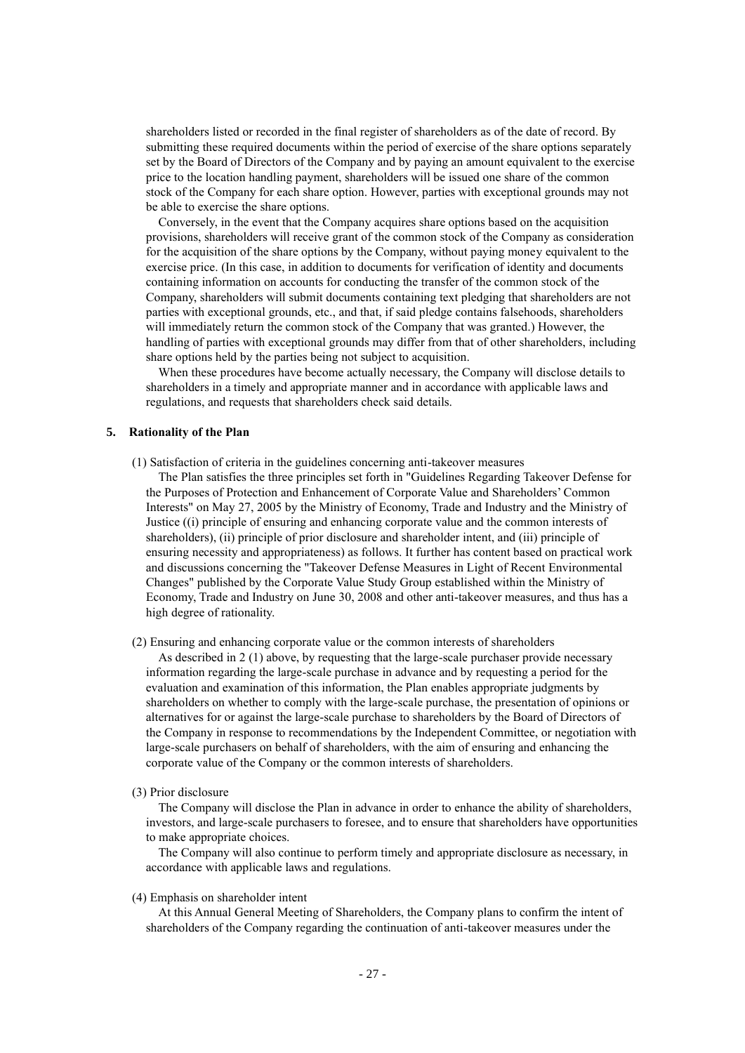shareholders listed or recorded in the final register of shareholders as of the date of record. By submitting these required documents within the period of exercise of the share options separately set by the Board of Directors of the Company and by paying an amount equivalent to the exercise price to the location handling payment, shareholders will be issued one share of the common stock of the Company for each share option. However, parties with exceptional grounds may not be able to exercise the share options.

Conversely, in the event that the Company acquires share options based on the acquisition provisions, shareholders will receive grant of the common stock of the Company as consideration for the acquisition of the share options by the Company, without paying money equivalent to the exercise price. (In this case, in addition to documents for verification of identity and documents containing information on accounts for conducting the transfer of the common stock of the Company, shareholders will submit documents containing text pledging that shareholders are not parties with exceptional grounds, etc., and that, if said pledge contains falsehoods, shareholders will immediately return the common stock of the Company that was granted.) However, the handling of parties with exceptional grounds may differ from that of other shareholders, including share options held by the parties being not subject to acquisition.

When these procedures have become actually necessary, the Company will disclose details to shareholders in a timely and appropriate manner and in accordance with applicable laws and regulations, and requests that shareholders check said details.

## 5. Rationality of the Plan

(1) Satisfaction of criteria in the guidelines concerning anti-takeover measures

The Plan satisfies the three principles set forth in "Guidelines Regarding Takeover Defense for the Purposes of Protection and Enhancement of Corporate Value and Shareholders' Common Interests" on May 27, 2005 by the Ministry of Economy, Trade and Industry and the Ministry of Justice ((i) principle of ensuring and enhancing corporate value and the common interests of shareholders), (ii) principle of prior disclosure and shareholder intent, and (iii) principle of ensuring necessity and appropriateness) as follows. It further has content based on practical work and discussions concerning the "Takeover Defense Measures in Light of Recent Environmental Changes" published by the Corporate Value Study Group established within the Ministry of Economy, Trade and Industry on June 30, 2008 and other anti-takeover measures, and thus has a high degree of rationality.

(2) Ensuring and enhancing corporate value or the common interests of shareholders

As described in 2 (1) above, by requesting that the large-scale purchaser provide necessary information regarding the large-scale purchase in advance and by requesting a period for the evaluation and examination of this information, the Plan enables appropriate judgments by shareholders on whether to comply with the large-scale purchase, the presentation of opinions or alternatives for or against the large-scale purchase to shareholders by the Board of Directors of the Company in response to recommendations by the Independent Committee, or negotiation with large-scale purchasers on behalf of shareholders, with the aim of ensuring and enhancing the corporate value of the Company or the common interests of shareholders.

(3) Prior disclosure

The Company will disclose the Plan in advance in order to enhance the ability of shareholders, investors, and large-scale purchasers to foresee, and to ensure that shareholders have opportunities to make appropriate choices.

The Company will also continue to perform timely and appropriate disclosure as necessary, in accordance with applicable laws and regulations.

(4) Emphasis on shareholder intent

At this Annual General Meeting of Shareholders, the Company plans to confirm the intent of shareholders of the Company regarding the continuation of anti-takeover measures under the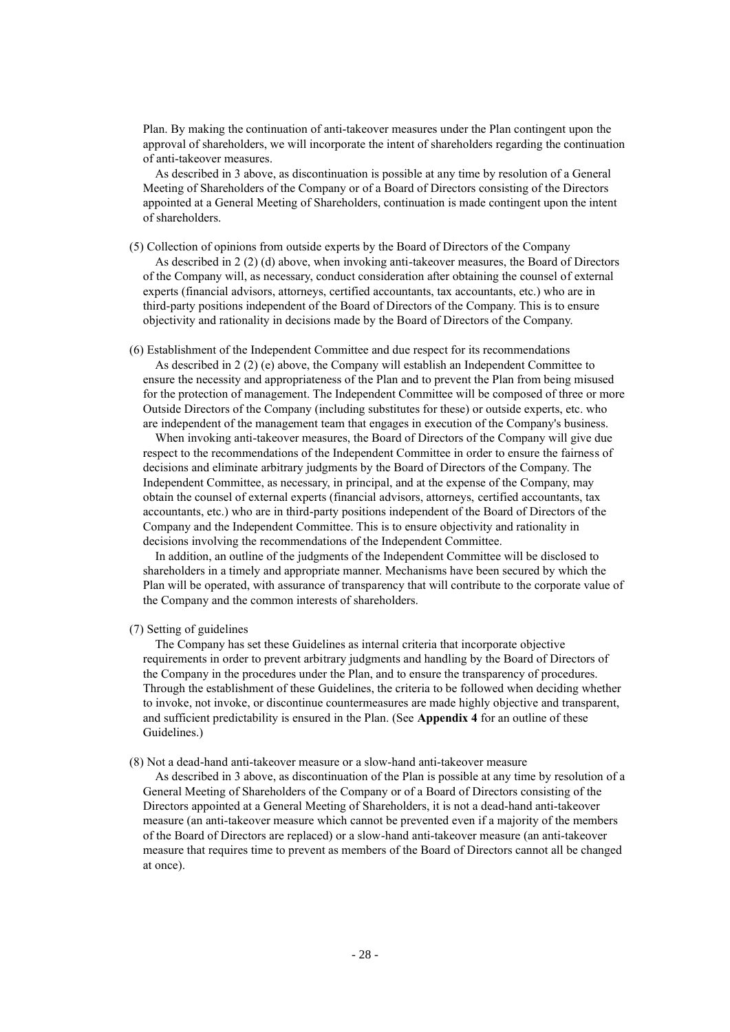Plan. By making the continuation of anti-takeover measures under the Plan contingent upon the approval of shareholders, we will incorporate the intent of shareholders regarding the continuation of anti-takeover measures.

As described in 3 above, as discontinuation is possible at any time by resolution of a General Meeting of Shareholders of the Company or of a Board of Directors consisting of the Directors appointed at a General Meeting of Shareholders, continuation is made contingent upon the intent of shareholders.

(5) Collection of opinions from outside experts by the Board of Directors of the Company

As described in 2 (2) (d) above, when invoking anti-takeover measures, the Board of Directors of the Company will, as necessary, conduct consideration after obtaining the counsel of external experts (financial advisors, attorneys, certified accountants, tax accountants, etc.) who are in third-party positions independent of the Board of Directors of the Company. This is to ensure objectivity and rationality in decisions made by the Board of Directors of the Company.

(6) Establishment of the Independent Committee and due respect for its recommendations

As described in 2 (2) (e) above, the Company will establish an Independent Committee to ensure the necessity and appropriateness of the Plan and to prevent the Plan from being misused for the protection of management. The Independent Committee will be composed of three or more Outside Directors of the Company (including substitutes for these) or outside experts, etc. who are independent of the management team that engages in execution of the Company's business.

When invoking anti-takeover measures, the Board of Directors of the Company will give due respect to the recommendations of the Independent Committee in order to ensure the fairness of decisions and eliminate arbitrary judgments by the Board of Directors of the Company. The Independent Committee, as necessary, in principal, and at the expense of the Company, may obtain the counsel of external experts (financial advisors, attorneys, certified accountants, tax accountants, etc.) who are in third-party positions independent of the Board of Directors of the Company and the Independent Committee. This is to ensure objectivity and rationality in decisions involving the recommendations of the Independent Committee.

In addition, an outline of the judgments of the Independent Committee will be disclosed to shareholders in a timely and appropriate manner. Mechanisms have been secured by which the Plan will be operated, with assurance of transparency that will contribute to the corporate value of the Company and the common interests of shareholders.

(7) Setting of guidelines

The Company has set these Guidelines as internal criteria that incorporate objective requirements in order to prevent arbitrary judgments and handling by the Board of Directors of the Company in the procedures under the Plan, and to ensure the transparency of procedures. Through the establishment of these Guidelines, the criteria to be followed when deciding whether to invoke, not invoke, or discontinue countermeasures are made highly objective and transparent, and sufficient predictability is ensured in the Plan. (See **Appendix 4** for an outline of these Guidelines.)

(8) Not a dead-hand anti-takeover measure or a slow-hand anti-takeover measure

As described in 3 above, as discontinuation of the Plan is possible at any time by resolution of a General Meeting of Shareholders of the Company or of a Board of Directors consisting of the Directors appointed at a General Meeting of Shareholders, it is not a dead-hand anti-takeover measure (an anti-takeover measure which cannot be prevented even if a majority of the members of the Board of Directors are replaced) or a slow-hand anti-takeover measure (an anti-takeover measure that requires time to prevent as members of the Board of Directors cannot all be changed at once).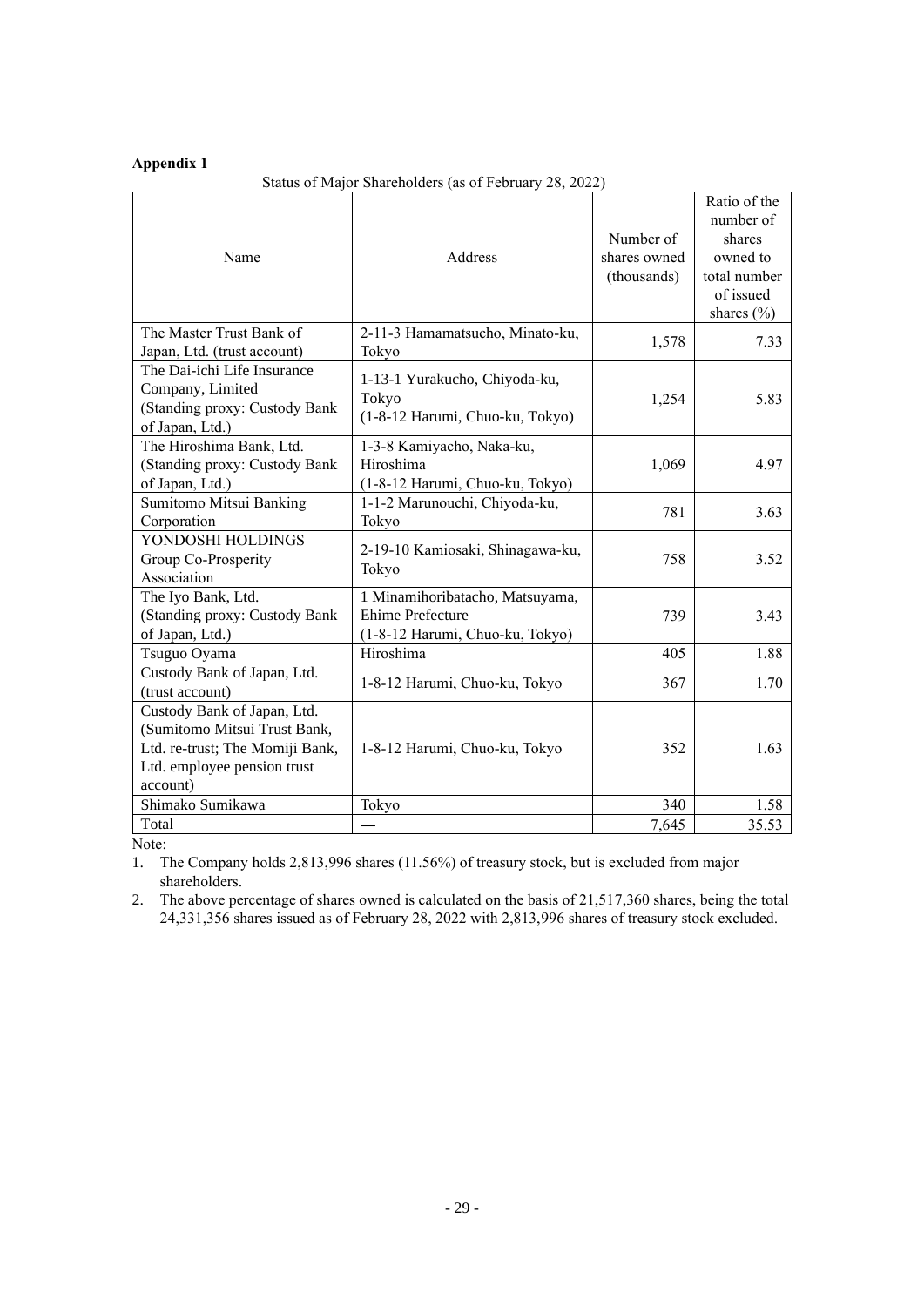**Appendix 1**

Status of Major Shareholders (as of February 28, 2022)

| Name | Address | Number of shares owned (thousands) | Ratio of the number of shares owned to total number of issued shares (%) |
|---|---|---|---|
| The Master Trust Bank of Japan, Ltd. (trust account) | 2-11-3 Hamamatsucho, Minato-ku, Tokyo | 1,578 | 7.33 |
| The Dai-ichi Life Insurance Company, Limited (Standing proxy: Custody Bank of Japan, Ltd.) | 1-13-1 Yurakucho, Chiyoda-ku, Tokyo (1-8-12 Harumi, Chuo-ku, Tokyo) | 1,254 | 5.83 |
| The Hiroshima Bank, Ltd. (Standing proxy: Custody Bank of Japan, Ltd.) | 1-3-8 Kamiyacho, Naka-ku, Hiroshima (1-8-12 Harumi, Chuo-ku, Tokyo) | 1,069 | 4.97 |
| Sumitomo Mitsui Banking Corporation | 1-1-2 Marunouchi, Chiyoda-ku, Tokyo | 781 | 3.63 |
| YONDOSHI HOLDINGS Group Co-Prosperity Association | 2-19-10 Kamiosaki, Shinagawa-ku, Tokyo | 758 | 3.52 |
| The Iyo Bank, Ltd. (Standing proxy: Custody Bank of Japan, Ltd.) | 1 Minamihoribatacho, Matsuyama, Ehime Prefecture (1-8-12 Harumi, Chuo-ku, Tokyo) | 739 | 3.43 |
| Tsuguo Oyama | Hiroshima | 405 | 1.88 |
| Custody Bank of Japan, Ltd. (trust account) | 1-8-12 Harumi, Chuo-ku, Tokyo | 367 | 1.70 |
| Custody Bank of Japan, Ltd. (Sumitomo Mitsui Trust Bank, Ltd. re-trust; The Momiji Bank, Ltd. employee pension trust account) | 1-8-12 Harumi, Chuo-ku, Tokyo | 352 | 1.63 |
| Shimako Sumikawa | Tokyo | 340 | 1.58 |
| Total | — | 7,645 | 35.53 |

Note:

1. The Company holds 2,813,996 shares (11.56%) of treasury stock, but is excluded from major shareholders.
2. The above percentage of shares owned is calculated on the basis of 21,517,360 shares, being the total 24,331,356 shares issued as of February 28, 2022 with 2,813,996 shares of treasury stock excluded.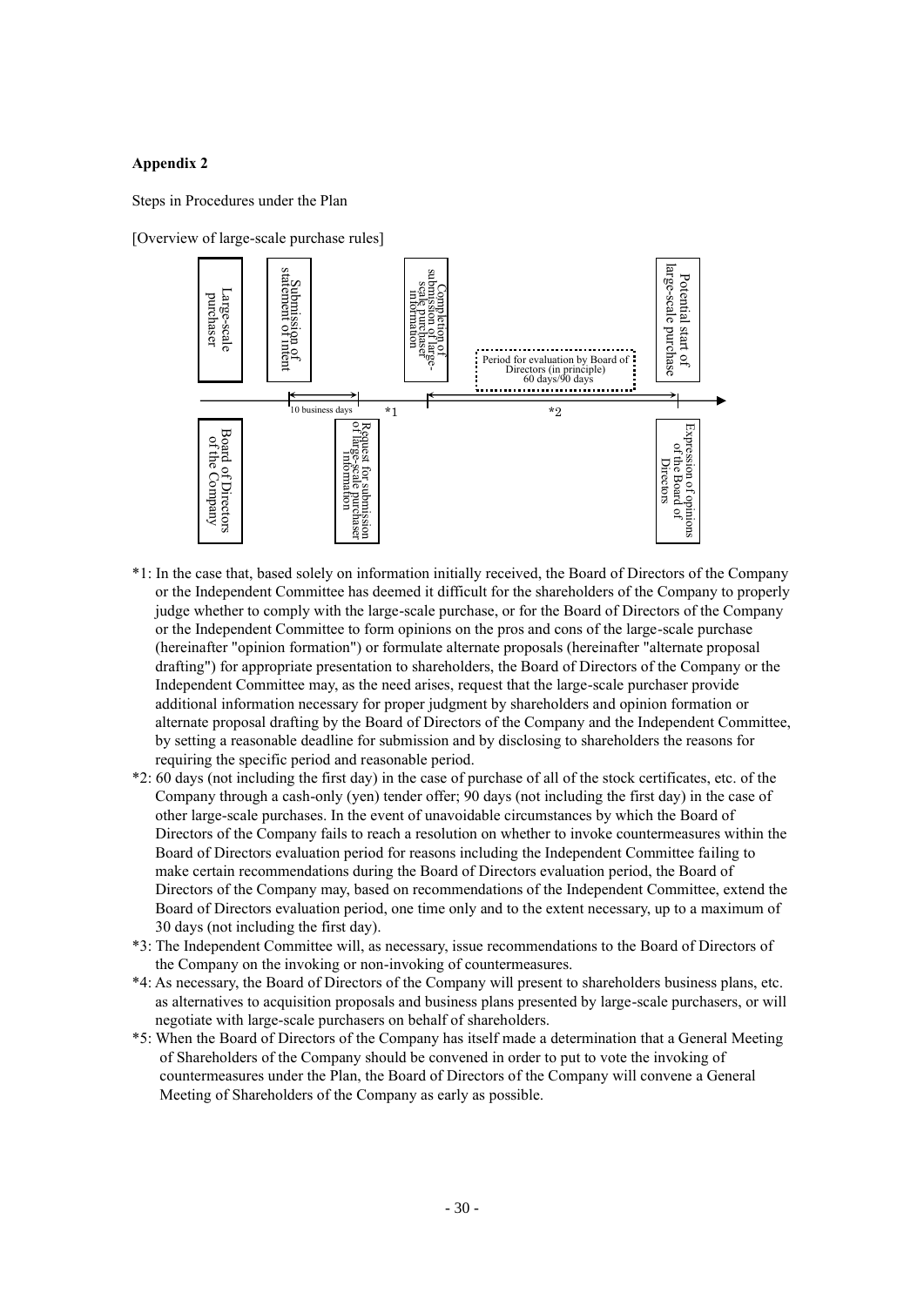**Appendix 2**

Steps in Procedures under the Plan

[Overview of large-scale purchase rules]

Large-scale purchaser

Submission of statement of intent

Completion of submission of large-scale purchaser information

Period for evaluation by Board of Directors (in principle) 60 days/90 days

Potential start of large-scale purchase

10 business days

*1

*2

Board of Directors of the Company

Request for submission of large-scale purchaser information

Expression of opinions of the Board of Directors

*1: In the case that, based solely on information initially received, the Board of Directors of the Company or the Independent Committee has deemed it difficult for the shareholders of the Company to properly judge whether to comply with the large-scale purchase, or for the Board of Directors of the Company or the Independent Committee to form opinions on the pros and cons of the large-scale purchase (hereinafter "opinion formation") or formulate alternate proposals (hereinafter "alternate proposal drafting") for appropriate presentation to shareholders, the Board of Directors of the Company or the Independent Committee may, as the need arises, request that the large-scale purchaser provide additional information necessary for proper judgment by shareholders and opinion formation or alternate proposal drafting by the Board of Directors of the Company and the Independent Committee, by setting a reasonable deadline for submission and by disclosing to shareholders the reasons for requiring the specific period and reasonable period.

*2: 60 days (not including the first day) in the case of purchase of all of the stock certificates, etc. of the Company through a cash-only (yen) tender offer; 90 days (not including the first day) in the case of other large-scale purchases. In the event of unavoidable circumstances by which the Board of Directors of the Company fails to reach a resolution on whether to invoke countermeasures within the Board of Directors evaluation period for reasons including the Independent Committee failing to make certain recommendations during the Board of Directors evaluation period, the Board of Directors of the Company may, based on recommendations of the Independent Committee, extend the Board of Directors evaluation period, one time only and to the extent necessary, up to a maximum of 30 days (not including the first day).

*3: The Independent Committee will, as necessary, issue recommendations to the Board of Directors of the Company on the invoking or non-invoking of countermeasures.

*4: As necessary, the Board of Directors of the Company will present to shareholders business plans, etc. as alternatives to acquisition proposals and business plans presented by large-scale purchasers, or will negotiate with large-scale purchasers on behalf of shareholders.

*5: When the Board of Directors of the Company has itself made a determination that a General Meeting of Shareholders of the Company should be convened in order to put to vote the invoking of countermeasures under the Plan, the Board of Directors of the Company will convene a General Meeting of Shareholders of the Company as early as possible.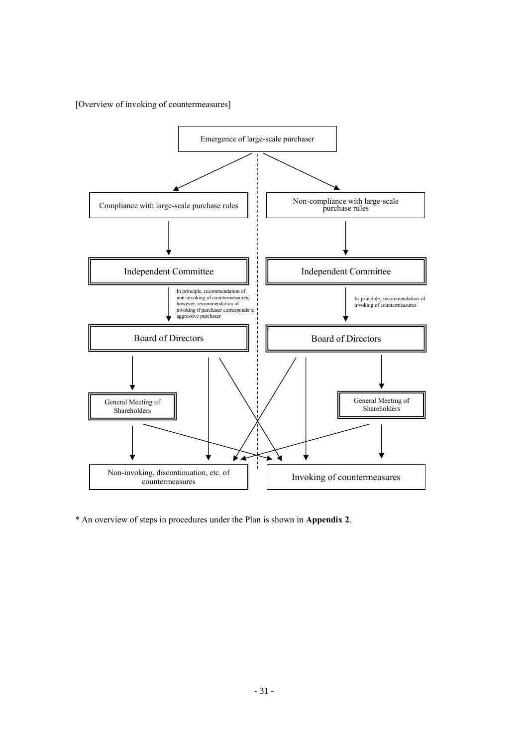[Overview of invoking of countermeasures]

Emergence of large-scale purchaser

Compliance with large-scale purchase rules

Non-compliance with large-scale purchase rules

Independent Committee

Independent Committee

In principle, recommendation of non-invoking of countermeasures; however, recommendation of invoking if purchaser corresponds to aggressive purchaser

In principle, recommendation of invoking of countermeasures

Board of Directors

Board of Directors

General Meeting of Shareholders

General Meeting of Shareholders

Non-invoking, discontinuation, etc. of countermeasures

Invoking of countermeasures

\* An overview of steps in procedures under the Plan is shown in **Appendix 2**.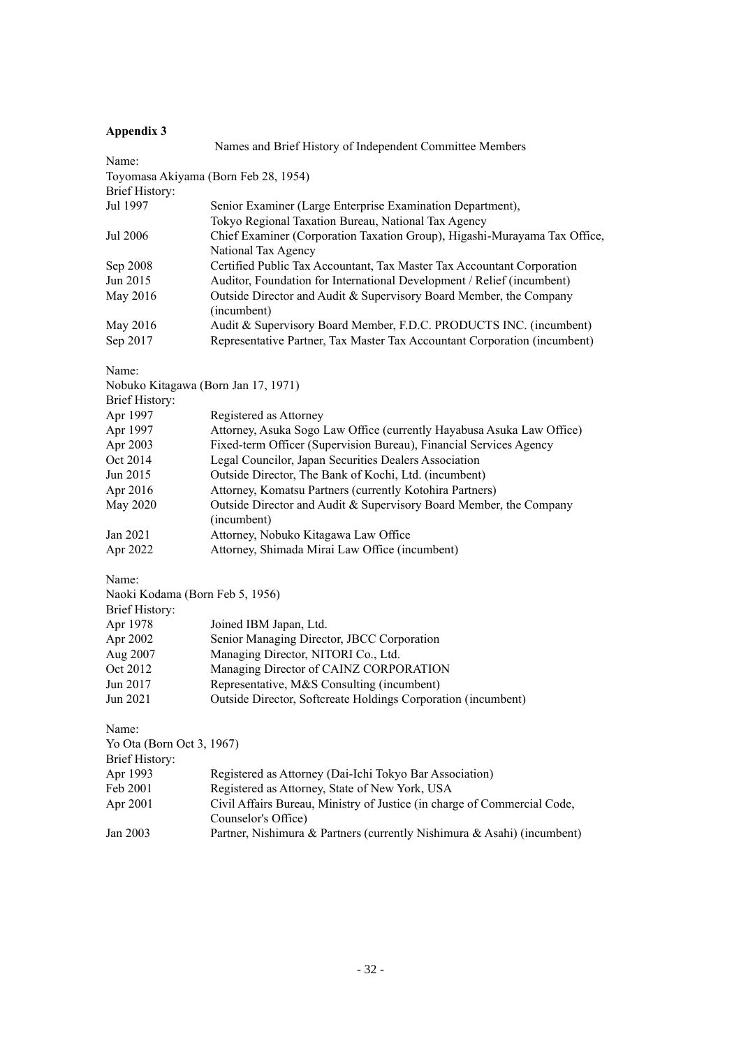**Appendix 3**

Names and Brief History of Independent Committee Members

Name:

Toyomasa Akiyama (Born Feb 28, 1954)

Brief History:

| | |
|---|---|
| Jul 1997 | Senior Examiner (Large Enterprise Examination Department), Tokyo Regional Taxation Bureau, National Tax Agency |
| Jul 2006 | Chief Examiner (Corporation Taxation Group), Higashi-Murayama Tax Office, National Tax Agency |
| Sep 2008 | Certified Public Tax Accountant, Tax Master Tax Accountant Corporation |
| Jun 2015 | Auditor, Foundation for International Development / Relief (incumbent) |
| May 2016 | Outside Director and Audit & Supervisory Board Member, the Company (incumbent) |
| May 2016 | Audit & Supervisory Board Member, F.D.C. PRODUCTS INC. (incumbent) |
| Sep 2017 | Representative Partner, Tax Master Tax Accountant Corporation (incumbent) |

Name:

Nobuko Kitagawa (Born Jan 17, 1971)

Brief History:

| | |
|---|---|
| Apr 1997 | Registered as Attorney |
| Apr 1997 | Attorney, Asuka Sogo Law Office (currently Hayabusa Asuka Law Office) |
| Apr 2003 | Fixed-term Officer (Supervision Bureau), Financial Services Agency |
| Oct 2014 | Legal Councilor, Japan Securities Dealers Association |
| Jun 2015 | Outside Director, The Bank of Kochi, Ltd. (incumbent) |
| Apr 2016 | Attorney, Komatsu Partners (currently Kotohira Partners) |
| May 2020 | Outside Director and Audit & Supervisory Board Member, the Company (incumbent) |
| Jan 2021 | Attorney, Nobuko Kitagawa Law Office |
| Apr 2022 | Attorney, Shimada Mirai Law Office (incumbent) |

Name:

Naoki Kodama (Born Feb 5, 1956)

Brief History:

| | |
|---|---|
| Apr 1978 | Joined IBM Japan, Ltd. |
| Apr 2002 | Senior Managing Director, JBCC Corporation |
| Aug 2007 | Managing Director, NITORI Co., Ltd. |
| Oct 2012 | Managing Director of CAINZ CORPORATION |
| Jun 2017 | Representative, M&S Consulting (incumbent) |
| Jun 2021 | Outside Director, Softcreate Holdings Corporation (incumbent) |

Name:

Yo Ota (Born Oct 3, 1967)

Brief History:

| | |
|---|---|
| Apr 1993 | Registered as Attorney (Dai-Ichi Tokyo Bar Association) |
| Feb 2001 | Registered as Attorney, State of New York, USA |
| Apr 2001 | Civil Affairs Bureau, Ministry of Justice (in charge of Commercial Code, Counselor's Office) |
| Jan 2003 | Partner, Nishimura & Partners (currently Nishimura & Asahi) (incumbent) |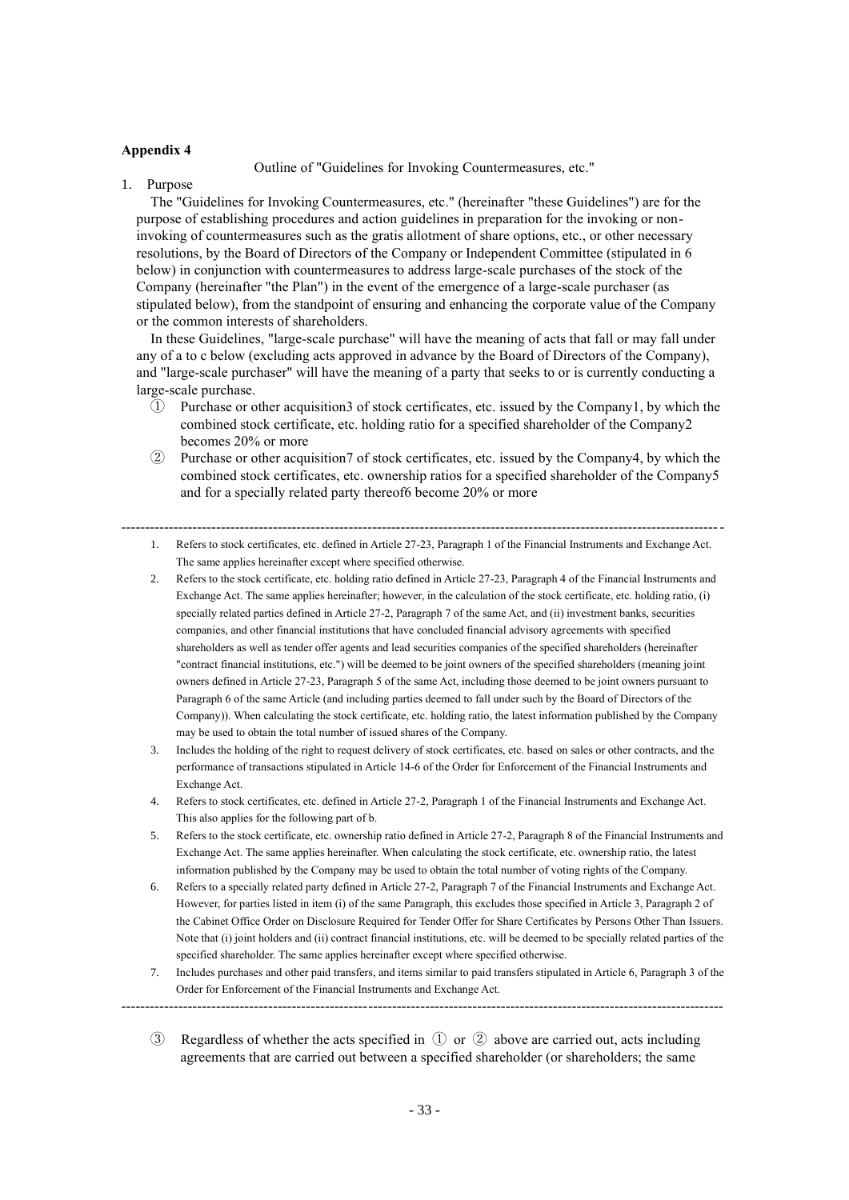**Appendix 4**

Outline of "Guidelines for Invoking Countermeasures, etc."

1. Purpose

The "Guidelines for Invoking Countermeasures, etc." (hereinafter "these Guidelines") are for the purpose of establishing procedures and action guidelines in preparation for the invoking or non-invoking of countermeasures such as the gratis allotment of share options, etc., or other necessary resolutions, by the Board of Directors of the Company or Independent Committee (stipulated in 6 below) in conjunction with countermeasures to address large-scale purchases of the stock of the Company (hereinafter "the Plan") in the event of the emergence of a large-scale purchaser (as stipulated below), from the standpoint of ensuring and enhancing the corporate value of the Company or the common interests of shareholders.

In these Guidelines, "large-scale purchase" will have the meaning of acts that fall or may fall under any of a to c below (excluding acts approved in advance by the Board of Directors of the Company), and "large-scale purchaser" will have the meaning of a party that seeks to or is currently conducting a large-scale purchase.

① Purchase or other acquisition[3] of stock certificates, etc. issued by the Company[1], by which the combined stock certificate, etc. holding ratio for a specified shareholder of the Company[2] becomes 20% or more

② Purchase or other acquisition[7] of stock certificates, etc. issued by the Company[4], by which the combined stock certificates, etc. ownership ratios for a specified shareholder of the Company[5] and for a specially related party thereof[6] become 20% or more

---

1. Refers to stock certificates, etc. defined in Article 27-23, Paragraph 1 of the Financial Instruments and Exchange Act. The same applies hereinafter except where specified otherwise.
2. Refers to the stock certificate, etc. holding ratio defined in Article 27-23, Paragraph 4 of the Financial Instruments and Exchange Act. The same applies hereinafter; however, in the calculation of the stock certificate, etc. holding ratio, (i) specially related parties defined in Article 27-2, Paragraph 7 of the same Act, and (ii) investment banks, securities companies, and other financial institutions that have concluded financial advisory agreements with specified shareholders as well as tender offer agents and lead securities companies of the specified shareholders (hereinafter "contract financial institutions, etc.") will be deemed to be joint owners of the specified shareholders (meaning joint owners defined in Article 27-23, Paragraph 5 of the same Act, including those deemed to be joint owners pursuant to Paragraph 6 of the same Article (and including parties deemed to fall under such by the Board of Directors of the Company)). When calculating the stock certificate, etc. holding ratio, the latest information published by the Company may be used to obtain the total number of issued shares of the Company.
3. Includes the holding of the right to request delivery of stock certificates, etc. based on sales or other contracts, and the performance of transactions stipulated in Article 14-6 of the Order for Enforcement of the Financial Instruments and Exchange Act.
4. Refers to stock certificates, etc. defined in Article 27-2, Paragraph 1 of the Financial Instruments and Exchange Act. This also applies for the following part of b.
5. Refers to the stock certificate, etc. ownership ratio defined in Article 27-2, Paragraph 8 of the Financial Instruments and Exchange Act. The same applies hereinafter. When calculating the stock certificate, etc. ownership ratio, the latest information published by the Company may be used to obtain the total number of voting rights of the Company.
6. Refers to a specially related party defined in Article 27-2, Paragraph 7 of the Financial Instruments and Exchange Act. However, for parties listed in item (i) of the same Paragraph, this excludes those specified in Article 3, Paragraph 2 of the Cabinet Office Order on Disclosure Required for Tender Offer for Share Certificates by Persons Other Than Issuers. Note that (i) joint holders and (ii) contract financial institutions, etc. will be deemed to be specially related parties of the specified shareholder. The same applies hereinafter except where specified otherwise.
7. Includes purchases and other paid transfers, and items similar to paid transfers stipulated in Article 6, Paragraph 3 of the Order for Enforcement of the Financial Instruments and Exchange Act.

---

③ Regardless of whether the acts specified in ① or ② above are carried out, acts including agreements that are carried out between a specified shareholder (or shareholders; the same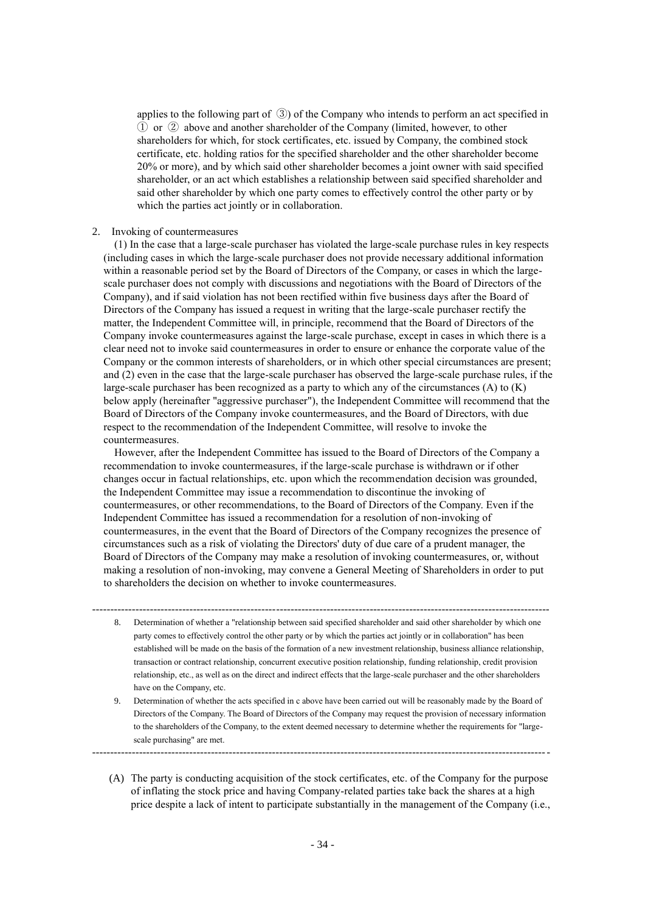applies to the following part of ③) of the Company who intends to perform an act specified in ① or ② above and another shareholder of the Company (limited, however, to other shareholders for which, for stock certificates, etc. issued by Company, the combined stock certificate, etc. holding ratios for the specified shareholder and the other shareholder become 20% or more), and by which said other shareholder becomes a joint owner with said specified shareholder, or an act which establishes a relationship between said specified shareholder and said other shareholder by which one party comes to effectively control the other party or by which the parties act jointly or in collaboration.

2. Invoking of countermeasures

(1) In the case that a large-scale purchaser has violated the large-scale purchase rules in key respects (including cases in which the large-scale purchaser does not provide necessary additional information within a reasonable period set by the Board of Directors of the Company, or cases in which the large-scale purchaser does not comply with discussions and negotiations with the Board of Directors of the Company), and if said violation has not been rectified within five business days after the Board of Directors of the Company has issued a request in writing that the large-scale purchaser rectify the matter, the Independent Committee will, in principle, recommend that the Board of Directors of the Company invoke countermeasures against the large-scale purchase, except in cases in which there is a clear need not to invoke said countermeasures in order to ensure or enhance the corporate value of the Company or the common interests of shareholders, or in which other special circumstances are present; and (2) even in the case that the large-scale purchaser has observed the large-scale purchase rules, if the large-scale purchaser has been recognized as a party to which any of the circumstances (A) to (K) below apply (hereinafter "aggressive purchaser"), the Independent Committee will recommend that the Board of Directors of the Company invoke countermeasures, and the Board of Directors, with due respect to the recommendation of the Independent Committee, will resolve to invoke the countermeasures.

However, after the Independent Committee has issued to the Board of Directors of the Company a recommendation to invoke countermeasures, if the large-scale purchase is withdrawn or if other changes occur in factual relationships, etc. upon which the recommendation decision was grounded, the Independent Committee may issue a recommendation to discontinue the invoking of countermeasures, or other recommendations, to the Board of Directors of the Company. Even if the Independent Committee has issued a recommendation for a resolution of non-invoking of countermeasures, in the event that the Board of Directors of the Company recognizes the presence of circumstances such as a risk of violating the Directors' duty of due care of a prudent manager, the Board of Directors of the Company may make a resolution of invoking countermeasures, or, without making a resolution of non-invoking, may convene a General Meeting of Shareholders in order to put to shareholders the decision on whether to invoke countermeasures.

---

8. Determination of whether a "relationship between said specified shareholder and said other shareholder by which one party comes to effectively control the other party or by which the parties act jointly or in collaboration" has been established will be made on the basis of the formation of a new investment relationship, business alliance relationship, transaction or contract relationship, concurrent executive position relationship, funding relationship, credit provision relationship, etc., as well as on the direct and indirect effects that the large-scale purchaser and the other shareholders have on the Company, etc.
9. Determination of whether the acts specified in c above have been carried out will be reasonably made by the Board of Directors of the Company. The Board of Directors of the Company may request the provision of necessary information to the shareholders of the Company, to the extent deemed necessary to determine whether the requirements for "large-scale purchasing" are met.

---

(A) The party is conducting acquisition of the stock certificates, etc. of the Company for the purpose of inflating the stock price and having Company-related parties take back the shares at a high price despite a lack of intent to participate substantially in the management of the Company (i.e.,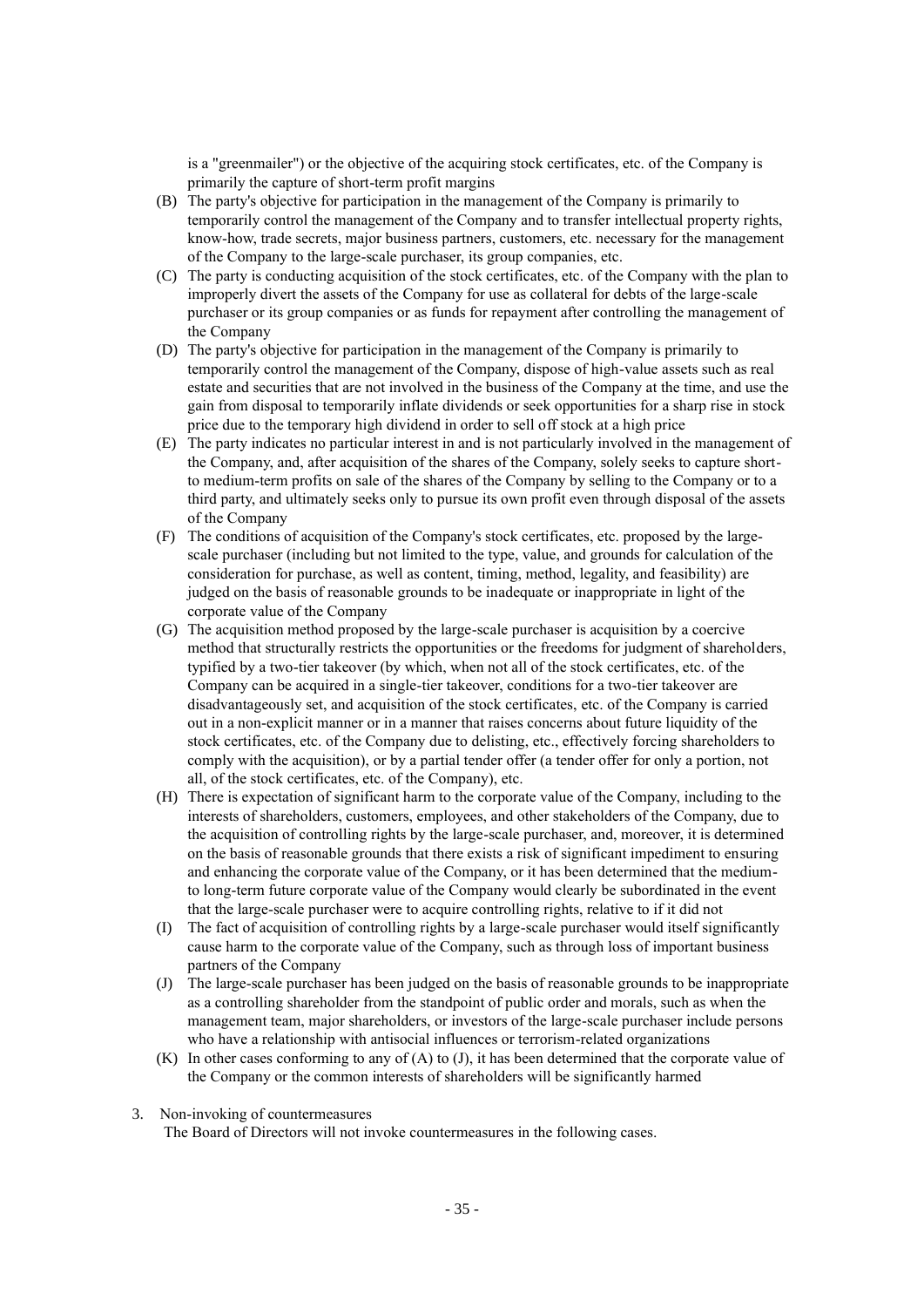is a "greenmailer") or the objective of the acquiring stock certificates, etc. of the Company is primarily the capture of short-term profit margins

(B) The party's objective for participation in the management of the Company is primarily to temporarily control the management of the Company and to transfer intellectual property rights, know-how, trade secrets, major business partners, customers, etc. necessary for the management of the Company to the large-scale purchaser, its group companies, etc.

(C) The party is conducting acquisition of the stock certificates, etc. of the Company with the plan to improperly divert the assets of the Company for use as collateral for debts of the large-scale purchaser or its group companies or as funds for repayment after controlling the management of the Company

(D) The party's objective for participation in the management of the Company is primarily to temporarily control the management of the Company, dispose of high-value assets such as real estate and securities that are not involved in the business of the Company at the time, and use the gain from disposal to temporarily inflate dividends or seek opportunities for a sharp rise in stock price due to the temporary high dividend in order to sell off stock at a high price

(E) The party indicates no particular interest in and is not particularly involved in the management of the Company, and, after acquisition of the shares of the Company, solely seeks to capture short- to medium-term profits on sale of the shares of the Company by selling to the Company or to a third party, and ultimately seeks only to pursue its own profit even through disposal of the assets of the Company

(F) The conditions of acquisition of the Company's stock certificates, etc. proposed by the large-scale purchaser (including but not limited to the type, value, and grounds for calculation of the consideration for purchase, as well as content, timing, method, legality, and feasibility) are judged on the basis of reasonable grounds to be inadequate or inappropriate in light of the corporate value of the Company

(G) The acquisition method proposed by the large-scale purchaser is acquisition by a coercive method that structurally restricts the opportunities or the freedoms for judgment of shareholders, typified by a two-tier takeover (by which, when not all of the stock certificates, etc. of the Company can be acquired in a single-tier takeover, conditions for a two-tier takeover are disadvantageously set, and acquisition of the stock certificates, etc. of the Company is carried out in a non-explicit manner or in a manner that raises concerns about future liquidity of the stock certificates, etc. of the Company due to delisting, etc., effectively forcing shareholders to comply with the acquisition), or by a partial tender offer (a tender offer for only a portion, not all, of the stock certificates, etc. of the Company), etc.

(H) There is expectation of significant harm to the corporate value of the Company, including to the interests of shareholders, customers, employees, and other stakeholders of the Company, due to the acquisition of controlling rights by the large-scale purchaser, and, moreover, it is determined on the basis of reasonable grounds that there exists a risk of significant impediment to ensuring and enhancing the corporate value of the Company, or it has been determined that the medium- to long-term future corporate value of the Company would clearly be subordinated in the event that the large-scale purchaser were to acquire controlling rights, relative to if it did not

(I) The fact of acquisition of controlling rights by a large-scale purchaser would itself significantly cause harm to the corporate value of the Company, such as through loss of important business partners of the Company

(J) The large-scale purchaser has been judged on the basis of reasonable grounds to be inappropriate as a controlling shareholder from the standpoint of public order and morals, such as when the management team, major shareholders, or investors of the large-scale purchaser include persons who have a relationship with antisocial influences or terrorism-related organizations

(K) In other cases conforming to any of (A) to (J), it has been determined that the corporate value of the Company or the common interests of shareholders will be significantly harmed

3. Non-invoking of countermeasures

The Board of Directors will not invoke countermeasures in the following cases.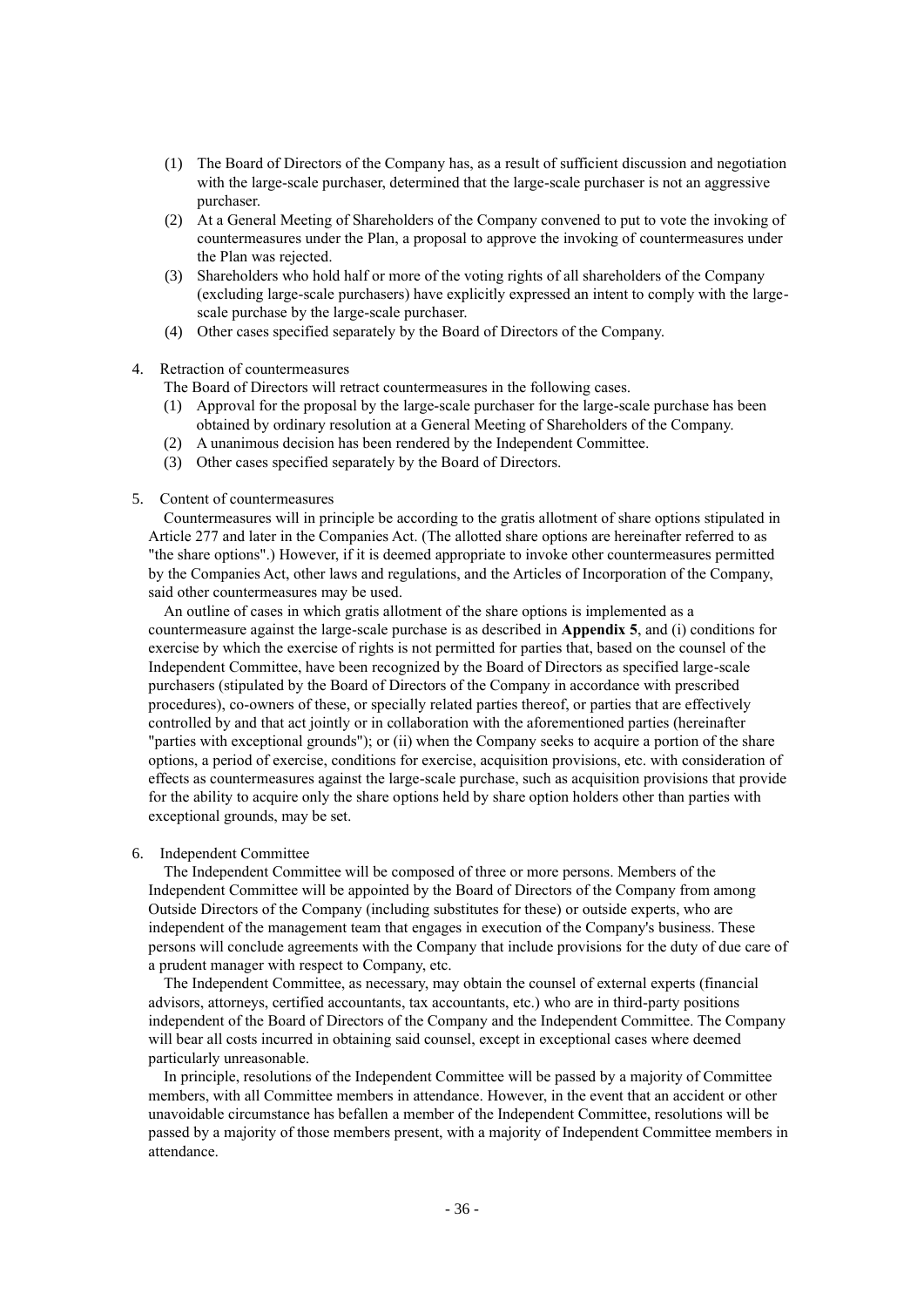(1) The Board of Directors of the Company has, as a result of sufficient discussion and negotiation with the large-scale purchaser, determined that the large-scale purchaser is not an aggressive purchaser.

(2) At a General Meeting of Shareholders of the Company convened to put to vote the invoking of countermeasures under the Plan, a proposal to approve the invoking of countermeasures under the Plan was rejected.

(3) Shareholders who hold half or more of the voting rights of all shareholders of the Company (excluding large-scale purchasers) have explicitly expressed an intent to comply with the large-scale purchase by the large-scale purchaser.

(4) Other cases specified separately by the Board of Directors of the Company.

4. Retraction of countermeasures

The Board of Directors will retract countermeasures in the following cases.

(1) Approval for the proposal by the large-scale purchaser for the large-scale purchase has been obtained by ordinary resolution at a General Meeting of Shareholders of the Company.

(2) A unanimous decision has been rendered by the Independent Committee.

(3) Other cases specified separately by the Board of Directors.

5. Content of countermeasures

Countermeasures will in principle be according to the gratis allotment of share options stipulated in Article 277 and later in the Companies Act. (The allotted share options are hereinafter referred to as "the share options".) However, if it is deemed appropriate to invoke other countermeasures permitted by the Companies Act, other laws and regulations, and the Articles of Incorporation of the Company, said other countermeasures may be used.

An outline of cases in which gratis allotment of the share options is implemented as a countermeasure against the large-scale purchase is as described in **Appendix 5**, and (i) conditions for exercise by which the exercise of rights is not permitted for parties that, based on the counsel of the Independent Committee, have been recognized by the Board of Directors as specified large-scale purchasers (stipulated by the Board of Directors of the Company in accordance with prescribed procedures), co-owners of these, or specially related parties thereof, or parties that are effectively controlled by and that act jointly or in collaboration with the aforementioned parties (hereinafter "parties with exceptional grounds"); or (ii) when the Company seeks to acquire a portion of the share options, a period of exercise, conditions for exercise, acquisition provisions, etc. with consideration of effects as countermeasures against the large-scale purchase, such as acquisition provisions that provide for the ability to acquire only the share options held by share option holders other than parties with exceptional grounds, may be set.

6. Independent Committee

The Independent Committee will be composed of three or more persons. Members of the Independent Committee will be appointed by the Board of Directors of the Company from among Outside Directors of the Company (including substitutes for these) or outside experts, who are independent of the management team that engages in execution of the Company's business. These persons will conclude agreements with the Company that include provisions for the duty of due care of a prudent manager with respect to Company, etc.

The Independent Committee, as necessary, may obtain the counsel of external experts (financial advisors, attorneys, certified accountants, tax accountants, etc.) who are in third-party positions independent of the Board of Directors of the Company and the Independent Committee. The Company will bear all costs incurred in obtaining said counsel, except in exceptional cases where deemed particularly unreasonable.

In principle, resolutions of the Independent Committee will be passed by a majority of Committee members, with all Committee members in attendance. However, in the event that an accident or other unavoidable circumstance has befallen a member of the Independent Committee, resolutions will be passed by a majority of those members present, with a majority of Independent Committee members in attendance.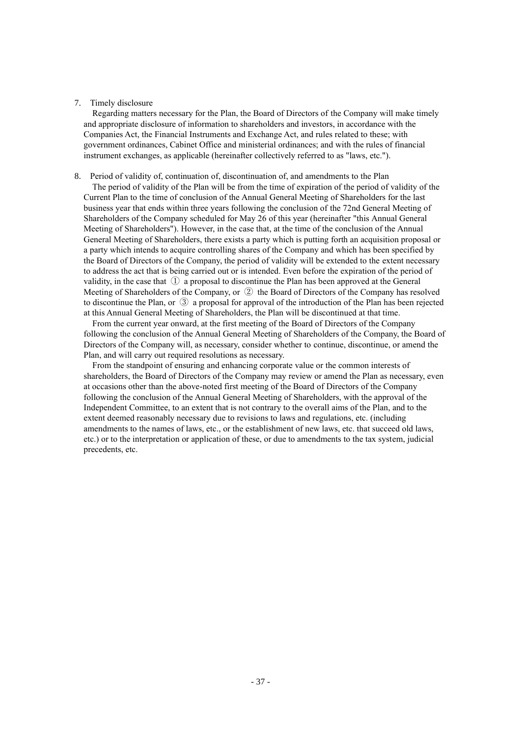7. Timely disclosure

Regarding matters necessary for the Plan, the Board of Directors of the Company will make timely and appropriate disclosure of information to shareholders and investors, in accordance with the Companies Act, the Financial Instruments and Exchange Act, and rules related to these; with government ordinances, Cabinet Office and ministerial ordinances; and with the rules of financial instrument exchanges, as applicable (hereinafter collectively referred to as "laws, etc.").

8. Period of validity of, continuation of, discontinuation of, and amendments to the Plan

The period of validity of the Plan will be from the time of expiration of the period of validity of the Current Plan to the time of conclusion of the Annual General Meeting of Shareholders for the last business year that ends within three years following the conclusion of the 72nd General Meeting of Shareholders of the Company scheduled for May 26 of this year (hereinafter "this Annual General Meeting of Shareholders"). However, in the case that, at the time of the conclusion of the Annual General Meeting of Shareholders, there exists a party which is putting forth an acquisition proposal or a party which intends to acquire controlling shares of the Company and which has been specified by the Board of Directors of the Company, the period of validity will be extended to the extent necessary to address the act that is being carried out or is intended. Even before the expiration of the period of validity, in the case that ① a proposal to discontinue the Plan has been approved at the General Meeting of Shareholders of the Company, or ② the Board of Directors of the Company has resolved to discontinue the Plan, or ③ a proposal for approval of the introduction of the Plan has been rejected at this Annual General Meeting of Shareholders, the Plan will be discontinued at that time.

From the current year onward, at the first meeting of the Board of Directors of the Company following the conclusion of the Annual General Meeting of Shareholders of the Company, the Board of Directors of the Company will, as necessary, consider whether to continue, discontinue, or amend the Plan, and will carry out required resolutions as necessary.

From the standpoint of ensuring and enhancing corporate value or the common interests of shareholders, the Board of Directors of the Company may review or amend the Plan as necessary, even at occasions other than the above-noted first meeting of the Board of Directors of the Company following the conclusion of the Annual General Meeting of Shareholders, with the approval of the Independent Committee, to an extent that is not contrary to the overall aims of the Plan, and to the extent deemed reasonably necessary due to revisions to laws and regulations, etc. (including amendments to the names of laws, etc., or the establishment of new laws, etc. that succeed old laws, etc.) or to the interpretation or application of these, or due to amendments to the tax system, judicial precedents, etc.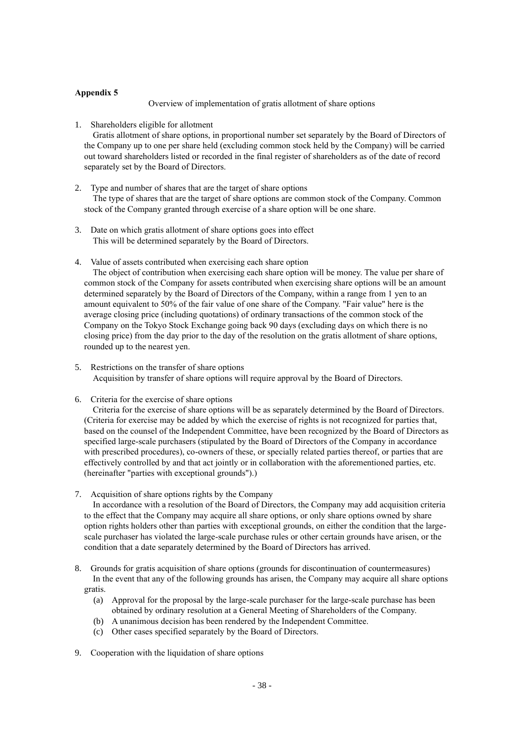**Appendix 5**

Overview of implementation of gratis allotment of share options

1. Shareholders eligible for allotment

   Gratis allotment of share options, in proportional number set separately by the Board of Directors of the Company up to one per share held (excluding common stock held by the Company) will be carried out toward shareholders listed or recorded in the final register of shareholders as of the date of record separately set by the Board of Directors.

2. Type and number of shares that are the target of share options

   The type of shares that are the target of share options are common stock of the Company. Common stock of the Company granted through exercise of a share option will be one share.

3. Date on which gratis allotment of share options goes into effect

   This will be determined separately by the Board of Directors.

4. Value of assets contributed when exercising each share option

   The object of contribution when exercising each share option will be money. The value per share of common stock of the Company for assets contributed when exercising share options will be an amount determined separately by the Board of Directors of the Company, within a range from 1 yen to an amount equivalent to 50% of the fair value of one share of the Company. "Fair value" here is the average closing price (including quotations) of ordinary transactions of the common stock of the Company on the Tokyo Stock Exchange going back 90 days (excluding days on which there is no closing price) from the day prior to the day of the resolution on the gratis allotment of share options, rounded up to the nearest yen.

5. Restrictions on the transfer of share options

   Acquisition by transfer of share options will require approval by the Board of Directors.

6. Criteria for the exercise of share options

   Criteria for the exercise of share options will be as separately determined by the Board of Directors. (Criteria for exercise may be added by which the exercise of rights is not recognized for parties that, based on the counsel of the Independent Committee, have been recognized by the Board of Directors as specified large-scale purchasers (stipulated by the Board of Directors of the Company in accordance with prescribed procedures), co-owners of these, or specially related parties thereof, or parties that are effectively controlled by and that act jointly or in collaboration with the aforementioned parties, etc. (hereinafter "parties with exceptional grounds").)

7. Acquisition of share options rights by the Company

   In accordance with a resolution of the Board of Directors, the Company may add acquisition criteria to the effect that the Company may acquire all share options, or only share options owned by share option rights holders other than parties with exceptional grounds, on either the condition that the large-scale purchaser has violated the large-scale purchase rules or other certain grounds have arisen, or the condition that a date separately determined by the Board of Directors has arrived.

8. Grounds for gratis acquisition of share options (grounds for discontinuation of countermeasures)

   In the event that any of the following grounds has arisen, the Company may acquire all share options gratis.

   (a) Approval for the proposal by the large-scale purchaser for the large-scale purchase has been obtained by ordinary resolution at a General Meeting of Shareholders of the Company.
   (b) A unanimous decision has been rendered by the Independent Committee.
   (c) Other cases specified separately by the Board of Directors.

9. Cooperation with the liquidation of share options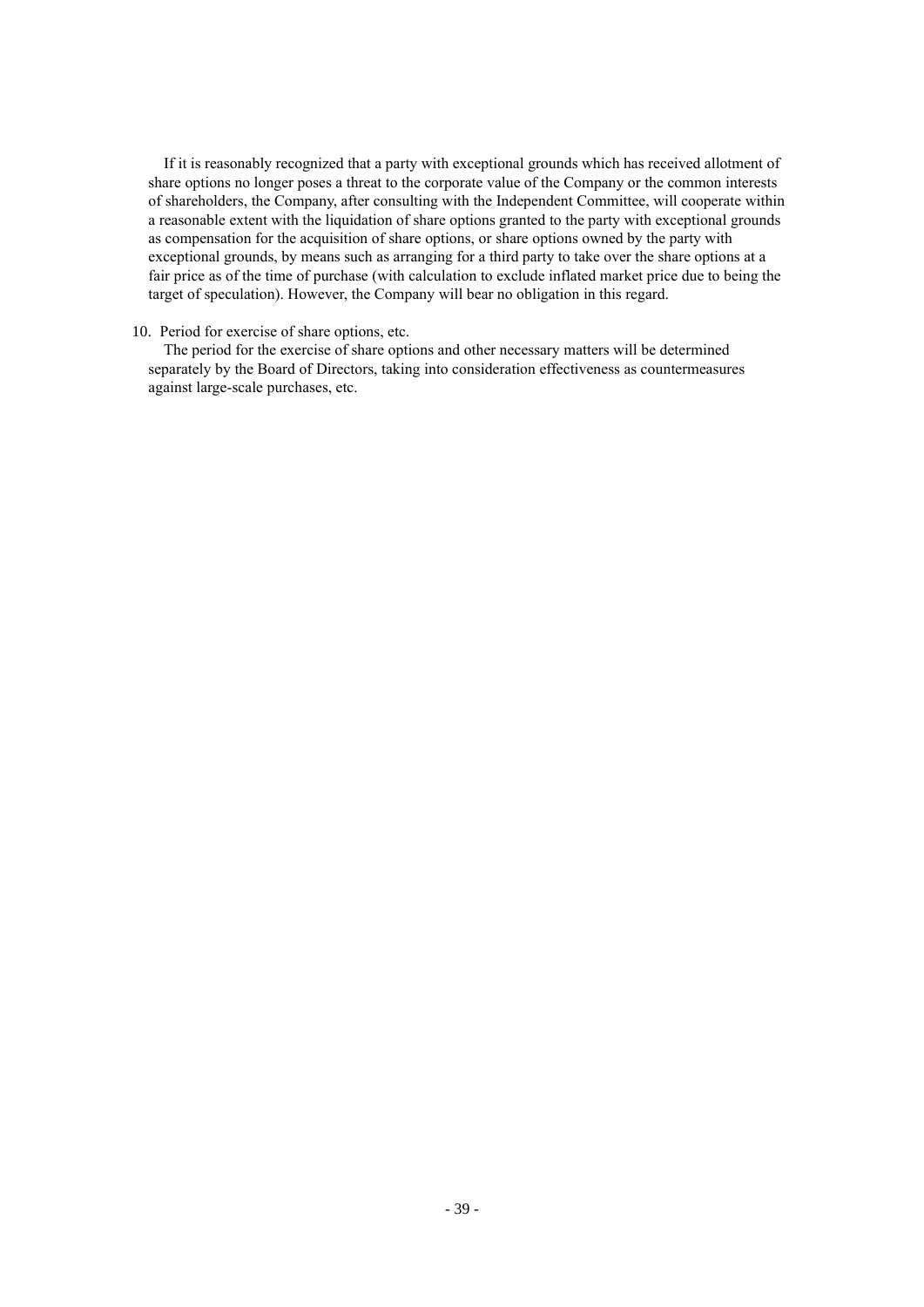If it is reasonably recognized that a party with exceptional grounds which has received allotment of share options no longer poses a threat to the corporate value of the Company or the common interests of shareholders, the Company, after consulting with the Independent Committee, will cooperate within a reasonable extent with the liquidation of share options granted to the party with exceptional grounds as compensation for the acquisition of share options, or share options owned by the party with exceptional grounds, by means such as arranging for a third party to take over the share options at a fair price as of the time of purchase (with calculation to exclude inflated market price due to being the target of speculation). However, the Company will bear no obligation in this regard.

10. Period for exercise of share options, etc.

The period for the exercise of share options and other necessary matters will be determined separately by the Board of Directors, taking into consideration effectiveness as countermeasures against large-scale purchases, etc.